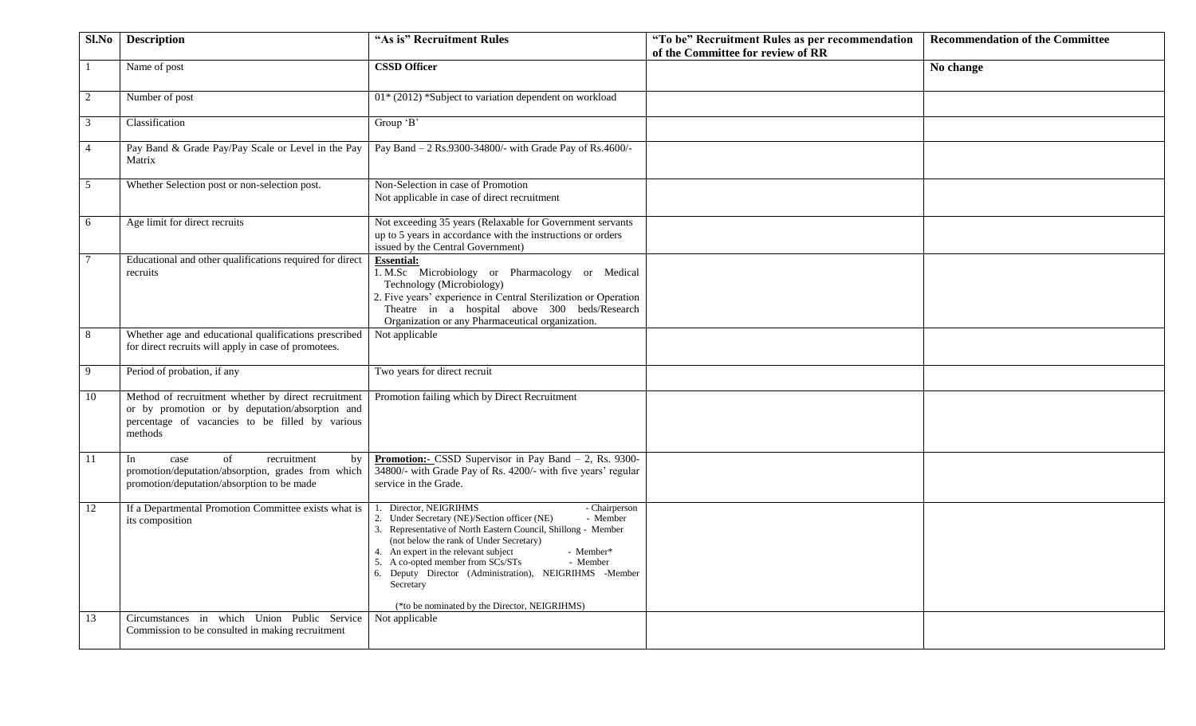| Sl.No | Description | "As is" Recruitment Rules | "To be" Recruitment Rules as per recommendation of the Committee for review of RR | Recommendation of the Committee |
|---|---|---|---|---|
| 1 | Name of post | **CSSD Officer** | | **No change** |
| 2 | Number of post | 01* (2012) *Subject to variation dependent on workload | | |
| 3 | Classification | Group 'B' | | |
| 4 | Pay Band & Grade Pay/Pay Scale or Level in the Pay Matrix | Pay Band – 2 Rs.9300-34800/- with Grade Pay of Rs.4600/- | | |
| 5 | Whether Selection post or non-selection post. | Non-Selection in case of Promotion<br>Not applicable in case of direct recruitment | | |
| 6 | Age limit for direct recruits | Not exceeding 35 years (Relaxable for Government servants up to 5 years in accordance with the instructions or orders issued by the Central Government) | | |
| 7 | Educational and other qualifications required for direct recruits | **Essential:**<br>1. M.Sc Microbiology or Pharmacology or Medical Technology (Microbiology)<br>2. Five years' experience in Central Sterilization or Operation Theatre in a hospital above 300 beds/Research Organization or any Pharmaceutical organization. | | |
| 8 | Whether age and educational qualifications prescribed for direct recruits will apply in case of promotees. | Not applicable | | |
| 9 | Period of probation, if any | Two years for direct recruit | | |
| 10 | Method of recruitment whether by direct recruitment or by promotion or by deputation/absorption and percentage of vacancies to be filled by various methods | Promotion failing which by Direct Recruitment | | |
| 11 | In case of recruitment by promotion/deputation/absorption, grades from which promotion/deputation/absorption to be made | **Promotion:-** CSSD Supervisor in Pay Band – 2, Rs. 9300-34800/- with Grade Pay of Rs. 4200/- with five years' regular service in the Grade. | | |
| 12 | If a Departmental Promotion Committee exists what is its composition | 1. Director, NEIGRIHMS - Chairperson<br>2. Under Secretary (NE)/Section officer (NE) - Member<br>3. Representative of North Eastern Council, Shillong - Member (not below the rank of Under Secretary)<br>4. An expert in the relevant subject - Member*<br>5. A co-opted member from SCs/STs - Member<br>6. Deputy Director (Administration), NEIGRIHMS -Member Secretary<br><br>(*to be nominated by the Director, NEIGRIHMS) | | |
| 13 | Circumstances in which Union Public Service Commission to be consulted in making recruitment | Not applicable | | |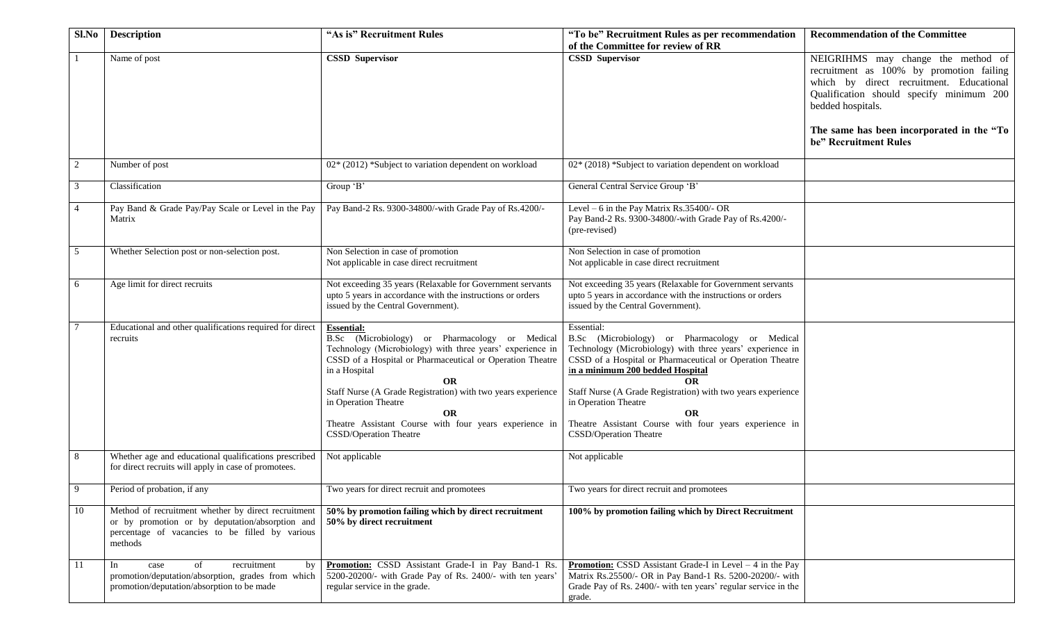| Sl.No | Description | "As is" Recruitment Rules | "To be" Recruitment Rules as per recommendation of the Committee for review of RR | Recommendation of the Committee |
|---|---|---|---|---|
| 1 | Name of post | **CSSD Supervisor** | **CSSD Supervisor** | NEIGRIHMS may change the method of recruitment as 100% by promotion failing which by direct recruitment. Educational Qualification should specify minimum 200 bedded hospitals.<br><br>**The same has been incorporated in the "To be" Recruitment Rules** |
| 2 | Number of post | 02* (2012) *Subject to variation dependent on workload | 02* (2018) *Subject to variation dependent on workload | |
| 3 | Classification | Group 'B' | General Central Service Group 'B' | |
| 4 | Pay Band & Grade Pay/Pay Scale or Level in the Pay Matrix | Pay Band-2 Rs. 9300-34800/-with Grade Pay of Rs.4200/- | Level – 6 in the Pay Matrix Rs.35400/- OR<br>Pay Band-2 Rs. 9300-34800/-with Grade Pay of Rs.4200/- (pre-revised) | |
| 5 | Whether Selection post or non-selection post. | Non Selection in case of promotion<br>Not applicable in case direct recruitment | Non Selection in case of promotion<br>Not applicable in case direct recruitment | |
| 6 | Age limit for direct recruits | Not exceeding 35 years (Relaxable for Government servants upto 5 years in accordance with the instructions or orders issued by the Central Government). | Not exceeding 35 years (Relaxable for Government servants upto 5 years in accordance with the instructions or orders issued by the Central Government). | |
| 7 | Educational and other qualifications required for direct recruits | **Essential:**<br>B.Sc (Microbiology) or Pharmacology or Medical Technology (Microbiology) with three years' experience in CSSD of a Hospital or Pharmaceutical or Operation Theatre in a Hospital<br>**OR**<br>Staff Nurse (A Grade Registration) with two years experience in Operation Theatre<br>**OR**<br>Theatre Assistant Course with four years experience in CSSD/Operation Theatre | Essential:<br>B.Sc (Microbiology) or Pharmacology or Medical Technology (Microbiology) with three years' experience in CSSD of a Hospital or Pharmaceutical or Operation Theatre **in a minimum 200 bedded Hospital**<br>**OR**<br>Staff Nurse (A Grade Registration) with two years experience in Operation Theatre<br>**OR**<br>Theatre Assistant Course with four years experience in CSSD/Operation Theatre | |
| 8 | Whether age and educational qualifications prescribed for direct recruits will apply in case of promotees. | Not applicable | Not applicable | |
| 9 | Period of probation, if any | Two years for direct recruit and promotees | Two years for direct recruit and promotees | |
| 10 | Method of recruitment whether by direct recruitment or by promotion or by deputation/absorption and percentage of vacancies to be filled by various methods | **50% by promotion failing which by direct recruitment**<br>**50% by direct recruitment** | **100% by promotion failing which by Direct Recruitment** | |
| 11 | In case of recruitment by promotion/deputation/absorption, grades from which promotion/deputation/absorption to be made | **Promotion:** CSSD Assistant Grade-I in Pay Band-1 Rs. 5200-20200/- with Grade Pay of Rs. 2400/- with ten years' regular service in the grade. | **Promotion:** CSSD Assistant Grade-I in Level – 4 in the Pay Matrix Rs.25500/- OR in Pay Band-1 Rs. 5200-20200/- with Grade Pay of Rs. 2400/- with ten years' regular service in the grade. | |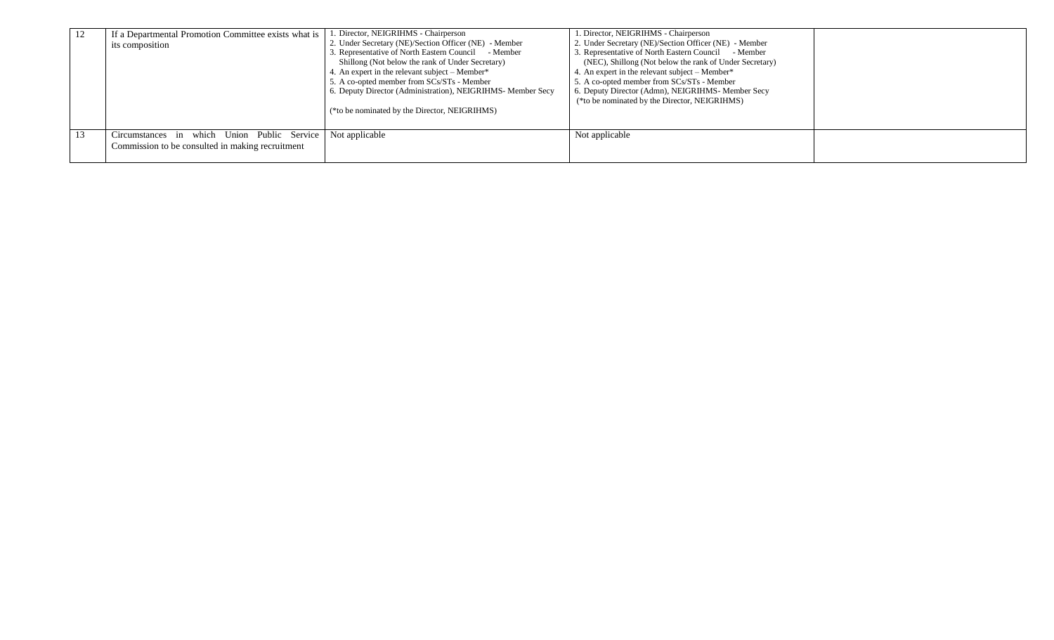| | | | | |
|---|---|---|---|---|
| 12 | If a Departmental Promotion Committee exists what is its composition | 1. Director, NEIGRIHMS - Chairperson<br>2. Under Secretary (NE)/Section Officer (NE) - Member<br>3. Representative of North Eastern Council - Member<br>Shillong (Not below the rank of Under Secretary)<br>4. An expert in the relevant subject – Member*<br>5. A co-opted member from SCs/STs - Member<br>6. Deputy Director (Administration), NEIGRIHMS- Member Secy<br><br>(*to be nominated by the Director, NEIGRIHMS) | 1. Director, NEIGRIHMS - Chairperson<br>2. Under Secretary (NE)/Section Officer (NE) - Member<br>3. Representative of North Eastern Council - Member<br>(NEC), Shillong (Not below the rank of Under Secretary)<br>4. An expert in the relevant subject – Member*<br>5. A co-opted member from SCs/STs - Member<br>6. Deputy Director (Admn), NEIGRIHMS- Member Secy<br>(*to be nominated by the Director, NEIGRIHMS) | |
| 13 | Circumstances in which Union Public Service Commission to be consulted in making recruitment | Not applicable | Not applicable | |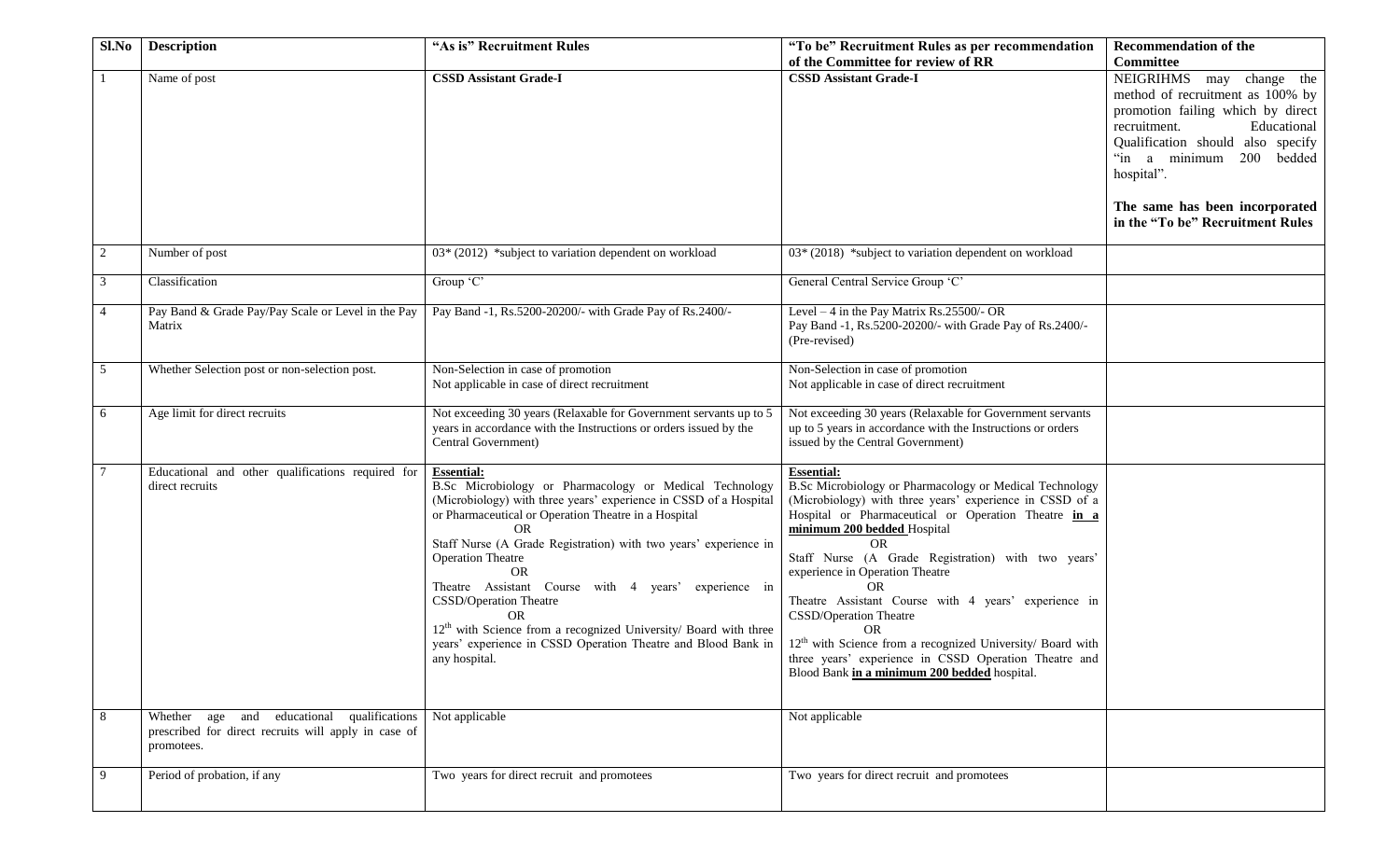| Sl.No | Description | "As is" Recruitment Rules | "To be" Recruitment Rules as per recommendation of the Committee for review of RR | Recommendation of the Committee |
|---|---|---|---|---|
| 1 | Name of post | **CSSD Assistant Grade-I** | **CSSD Assistant Grade-I** | NEIGRIHMS may change the method of recruitment as 100% by promotion failing which by direct recruitment. Educational Qualification should also specify "in a minimum 200 bedded hospital".<br><br>**The same has been incorporated in the "To be" Recruitment Rules** |
| 2 | Number of post | 03* (2012) *subject to variation dependent on workload | 03* (2018) *subject to variation dependent on workload | |
| 3 | Classification | Group 'C' | General Central Service Group 'C' | |
| 4 | Pay Band & Grade Pay/Pay Scale or Level in the Pay Matrix | Pay Band -1, Rs.5200-20200/- with Grade Pay of Rs.2400/- | Level – 4 in the Pay Matrix Rs.25500/- OR<br>Pay Band -1, Rs.5200-20200/- with Grade Pay of Rs.2400/- (Pre-revised) | |
| 5 | Whether Selection post or non-selection post. | Non-Selection in case of promotion<br>Not applicable in case of direct recruitment | Non-Selection in case of promotion<br>Not applicable in case of direct recruitment | |
| 6 | Age limit for direct recruits | Not exceeding 30 years (Relaxable for Government servants up to 5 years in accordance with the Instructions or orders issued by the Central Government) | Not exceeding 30 years (Relaxable for Government servants up to 5 years in accordance with the Instructions or orders issued by the Central Government) | |
| 7 | Educational and other qualifications required for direct recruits | **Essential:**<br>B.Sc Microbiology or Pharmacology or Medical Technology (Microbiology) with three years' experience in CSSD of a Hospital or Pharmaceutical or Operation Theatre in a Hospital<br>OR<br>Staff Nurse (A Grade Registration) with two years' experience in Operation Theatre<br>OR<br>Theatre Assistant Course with 4 years' experience in CSSD/Operation Theatre<br>OR<br>12th with Science from a recognized University/ Board with three years' experience in CSSD Operation Theatre and Blood Bank in any hospital. | **Essential:**<br>B.Sc Microbiology or Pharmacology or Medical Technology (Microbiology) with three years' experience in CSSD of a Hospital or Pharmaceutical or Operation Theatre **in a minimum 200 bedded** Hospital<br>OR<br>Staff Nurse (A Grade Registration) with two years' experience in Operation Theatre<br>OR<br>Theatre Assistant Course with 4 years' experience in CSSD/Operation Theatre<br>OR<br>12th with Science from a recognized University/ Board with three years' experience in CSSD Operation Theatre and Blood Bank **in a minimum 200 bedded** hospital. | |
| 8 | Whether age and educational qualifications prescribed for direct recruits will apply in case of promotees. | Not applicable | Not applicable | |
| 9 | Period of probation, if any | Two years for direct recruit and promotees | Two years for direct recruit and promotees | |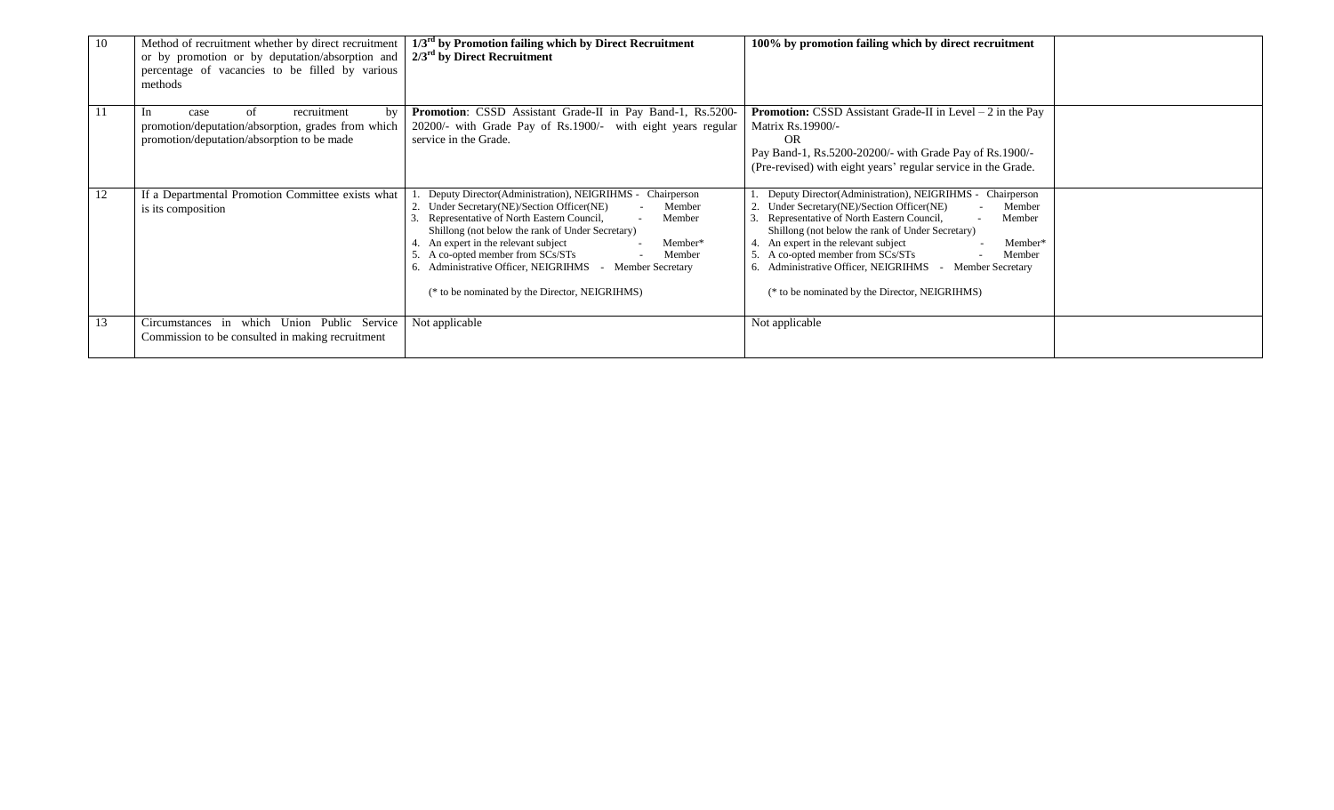| 10 | Method of recruitment whether by direct recruitment or by promotion or by deputation/absorption and percentage of vacancies to be filled by various methods | **1/3$^{rd}$ by Promotion failing which by Direct Recruitment 2/3$^{rd}$ by Direct Recruitment** | **100% by promotion failing which by direct recruitment** | |
|---|---|---|---|---|
| 11 | In case of recruitment by promotion/deputation/absorption, grades from which promotion/deputation/absorption to be made | **Promotion**: CSSD Assistant Grade-II in Pay Band-1, Rs.5200-20200/- with Grade Pay of Rs.1900/- with eight years regular service in the Grade. | **Promotion:** CSSD Assistant Grade-II in Level – 2 in the Pay Matrix Rs.19900/- <br> OR <br> Pay Band-1, Rs.5200-20200/- with Grade Pay of Rs.1900/- (Pre-revised) with eight years' regular service in the Grade. | |
| 12 | If a Departmental Promotion Committee exists what is its composition | 1. Deputy Director(Administration), NEIGRIHMS - Chairperson <br> 2. Under Secretary(NE)/Section Officer(NE) - Member <br> 3. Representative of North Eastern Council, - Member Shillong (not below the rank of Under Secretary) <br> 4. An expert in the relevant subject - Member* <br> 5. A co-opted member from SCs/STs - Member <br> 6. Administrative Officer, NEIGRIHMS - Member Secretary <br><br> (* to be nominated by the Director, NEIGRIHMS) | 1. Deputy Director(Administration), NEIGRIHMS - Chairperson <br> 2. Under Secretary(NE)/Section Officer(NE) - Member <br> 3. Representative of North Eastern Council, - Member Shillong (not below the rank of Under Secretary) <br> 4. An expert in the relevant subject - Member* <br> 5. A co-opted member from SCs/STs - Member <br> 6. Administrative Officer, NEIGRIHMS - Member Secretary <br><br> (* to be nominated by the Director, NEIGRIHMS) | |
| 13 | Circumstances in which Union Public Service Commission to be consulted in making recruitment | Not applicable | Not applicable | |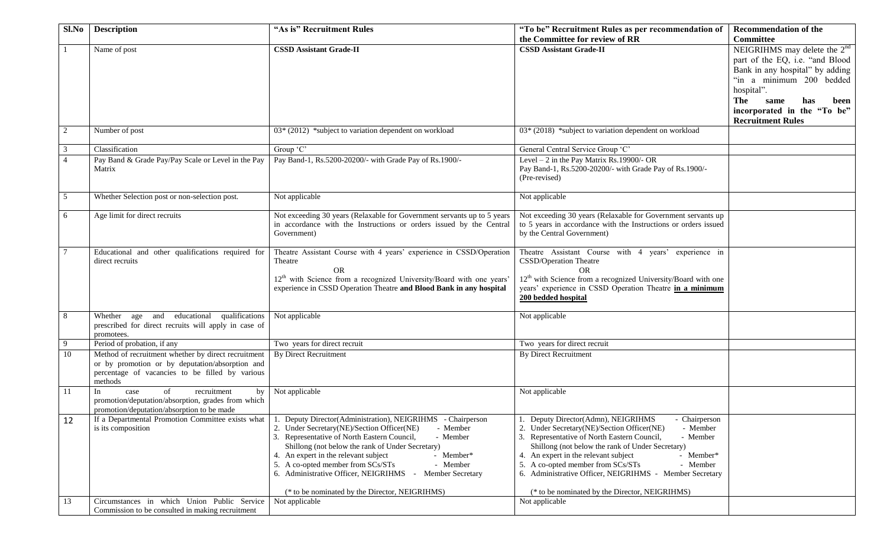| Sl.No | Description | "As is" Recruitment Rules | "To be" Recruitment Rules as per recommendation of the Committee for review of RR | Recommendation of the Committee |
|---|---|---|---|---|
| 1 | Name of post | **CSSD Assistant Grade-II** | **CSSD Assistant Grade-II** | NEIGRIHMS may delete the 2[nd] part of the EQ, i.e. "and Blood Bank in any hospital" by adding "in a minimum 200 bedded hospital". **The same has been incorporated in the "To be" Recruitment Rules** |
| 2 | Number of post | 03* (2012) *subject to variation dependent on workload | 03* (2018) *subject to variation dependent on workload | |
| 3 | Classification | Group 'C' | General Central Service Group 'C' | |
| 4 | Pay Band & Grade Pay/Pay Scale or Level in the Pay Matrix | Pay Band-1, Rs.5200-20200/- with Grade Pay of Rs.1900/- | Level – 2 in the Pay Matrix Rs.19900/- OR Pay Band-1, Rs.5200-20200/- with Grade Pay of Rs.1900/- (Pre-revised) | |
| 5 | Whether Selection post or non-selection post. | Not applicable | Not applicable | |
| 6 | Age limit for direct recruits | Not exceeding 30 years (Relaxable for Government servants up to 5 years in accordance with the Instructions or orders issued by the Central Government) | Not exceeding 30 years (Relaxable for Government servants up to 5 years in accordance with the Instructions or orders issued by the Central Government) | |
| 7 | Educational and other qualifications required for direct recruits | Theatre Assistant Course with 4 years' experience in CSSD/Operation Theatre<br>OR<br>12[th] with Science from a recognized University/Board with one years' experience in CSSD Operation Theatre **and Blood Bank in any hospital** | Theatre Assistant Course with 4 years' experience in CSSD/Operation Theatre<br>OR<br>12[th] with Science from a recognized University/Board with one years' experience in CSSD Operation Theatre **in a minimum 200 bedded hospital** | |
| 8 | Whether age and educational qualifications prescribed for direct recruits will apply in case of promotees. | Not applicable | Not applicable | |
| 9 | Period of probation, if any | Two years for direct recruit | Two years for direct recruit | |
| 10 | Method of recruitment whether by direct recruitment or by promotion or by deputation/absorption and percentage of vacancies to be filled by various methods | By Direct Recruitment | By Direct Recruitment | |
| 11 | In case of recruitment by promotion/deputation/absorption, grades from which promotion/deputation/absorption to be made | Not applicable | Not applicable | |
| 12 | If a Departmental Promotion Committee exists what is its composition | 1. Deputy Director(Administration), NEIGRIHMS - Chairperson<br>2. Under Secretary(NE)/Section Officer(NE) - Member<br>3. Representative of North Eastern Council, Shillong (not below the rank of Under Secretary) - Member<br>4. An expert in the relevant subject - Member*<br>5. A co-opted member from SCs/STs - Member<br>6. Administrative Officer, NEIGRIHMS - Member Secretary<br>(* to be nominated by the Director, NEIGRIHMS) | 1. Deputy Director(Admn), NEIGRIHMS - Chairperson<br>2. Under Secretary(NE)/Section Officer(NE) - Member<br>3. Representative of North Eastern Council, Shillong (not below the rank of Under Secretary) - Member<br>4. An expert in the relevant subject - Member*<br>5. A co-opted member from SCs/STs - Member<br>6. Administrative Officer, NEIGRIHMS - Member Secretary<br>(* to be nominated by the Director, NEIGRIHMS) | |
| 13 | Circumstances in which Union Public Service Commission to be consulted in making recruitment | Not applicable | Not applicable | |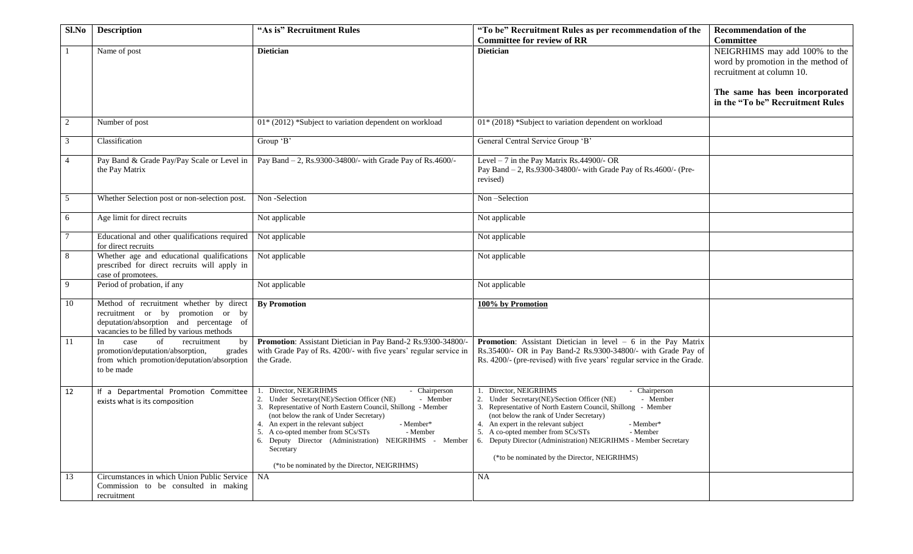| Sl.No | Description | "As is" Recruitment Rules | "To be" Recruitment Rules as per recommendation of the Committee for review of RR | Recommendation of the Committee |
|---|---|---|---|---|
| 1 | Name of post | **Dietician** | **Dietician** | NEIGRHIMS may add 100% to the word by promotion in the method of recruitment at column 10.<br><br>**The same has been incorporated in the "To be" Recruitment Rules** |
| 2 | Number of post | 01* (2012) *Subject to variation dependent on workload | 01* (2018) *Subject to variation dependent on workload | |
| 3 | Classification | Group 'B' | General Central Service Group 'B' | |
| 4 | Pay Band & Grade Pay/Pay Scale or Level in the Pay Matrix | Pay Band – 2, Rs.9300-34800/- with Grade Pay of Rs.4600/- | Level – 7 in the Pay Matrix Rs.44900/- OR<br>Pay Band – 2, Rs.9300-34800/- with Grade Pay of Rs.4600/- (Pre-revised) | |
| 5 | Whether Selection post or non-selection post. | Non -Selection | Non –Selection | |
| 6 | Age limit for direct recruits | Not applicable | Not applicable | |
| 7 | Educational and other qualifications required for direct recruits | Not applicable | Not applicable | |
| 8 | Whether age and educational qualifications prescribed for direct recruits will apply in case of promotees. | Not applicable | Not applicable | |
| 9 | Period of probation, if any | Not applicable | Not applicable | |
| 10 | Method of recruitment whether by direct recruitment or by promotion or by deputation/absorption and percentage of vacancies to be filled by various methods | **By Promotion** | **100% by Promotion** | |
| 11 | In case of recruitment by promotion/deputation/absorption, grades from which promotion/deputation/absorption to be made | **Promotion**: Assistant Dietician in Pay Band-2 Rs.9300-34800/- with Grade Pay of Rs. 4200/- with five years' regular service in the Grade. | **Promotion**: Assistant Dietician in level – 6 in the Pay Matrix Rs.35400/- OR in Pay Band-2 Rs.9300-34800/- with Grade Pay of Rs. 4200/- (pre-revised) with five years' regular service in the Grade. | |
| 12 | If a Departmental Promotion Committee exists what is its composition | 1. Director, NEIGRIHMS - Chairperson<br>2. Under Secretary(NE)/Section Officer (NE) - Member<br>3. Representative of North Eastern Council, Shillong - Member (not below the rank of Under Secretary)<br>4. An expert in the relevant subject - Member*<br>5. A co-opted member from SCs/STs - Member<br>6. Deputy Director (Administration) NEIGRIHMS - Member Secretary<br><br>(*to be nominated by the Director, NEIGRIHMS) | 1. Director, NEIGRIHMS - Chairperson<br>2. Under Secretary(NE)/Section Officer (NE) - Member<br>3. Representative of North Eastern Council, Shillong - Member (not below the rank of Under Secretary)<br>4. An expert in the relevant subject - Member*<br>5. A co-opted member from SCs/STs - Member<br>6. Deputy Director (Administration) NEIGRIHMS - Member Secretary<br><br>(*to be nominated by the Director, NEIGRIHMS) | |
| 13 | Circumstances in which Union Public Service Commission to be consulted in making recruitment | NA | NA | |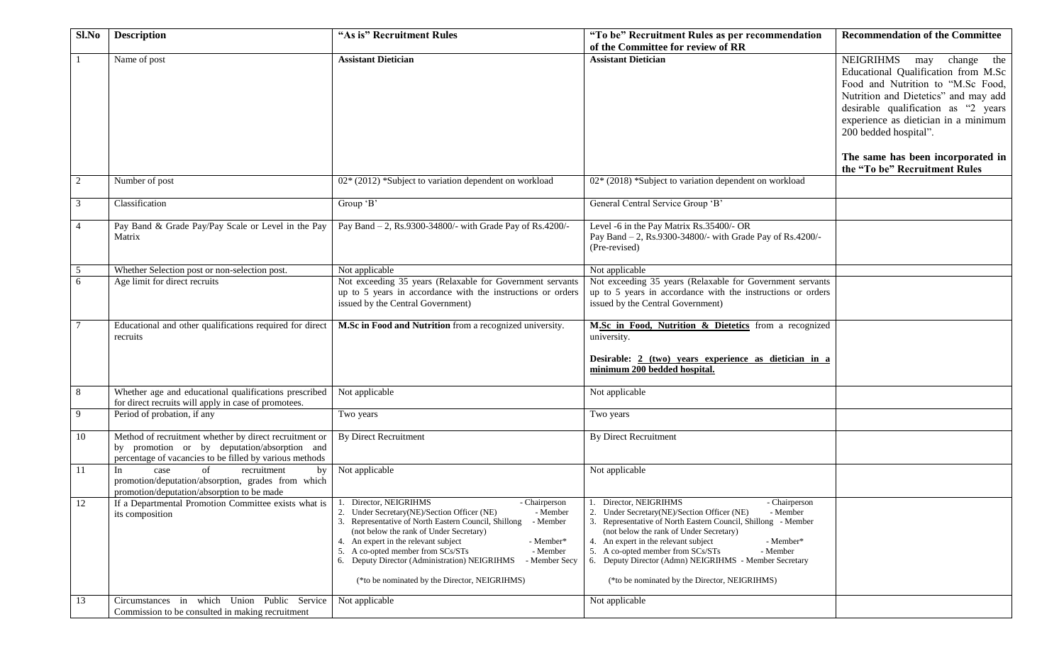| Sl.No | Description | "As is" Recruitment Rules | "To be" Recruitment Rules as per recommendation of the Committee for review of RR | Recommendation of the Committee |
|---|---|---|---|---|
| 1 | Name of post | **Assistant Dietician** | **Assistant Dietician** | NEIGRIHMS may change the Educational Qualification from M.Sc Food and Nutrition to "M.Sc Food, Nutrition and Dietetics" and may add desirable qualification as "2 years experience as dietician in a minimum 200 bedded hospital".<br><br>**The same has been incorporated in the "To be" Recruitment Rules** |
| 2 | Number of post | 02* (2012) *Subject to variation dependent on workload | 02* (2018) *Subject to variation dependent on workload | |
| 3 | Classification | Group 'B' | General Central Service Group 'B' | |
| 4 | Pay Band & Grade Pay/Pay Scale or Level in the Pay Matrix | Pay Band – 2, Rs.9300-34800/- with Grade Pay of Rs.4200/- | Level -6 in the Pay Matrix Rs.35400/- OR<br>Pay Band – 2, Rs.9300-34800/- with Grade Pay of Rs.4200/- (Pre-revised) | |
| 5 | Whether Selection post or non-selection post. | Not applicable | Not applicable | |
| 6 | Age limit for direct recruits | Not exceeding 35 years (Relaxable for Government servants up to 5 years in accordance with the instructions or orders issued by the Central Government) | Not exceeding 35 years (Relaxable for Government servants up to 5 years in accordance with the instructions or orders issued by the Central Government) | |
| 7 | Educational and other qualifications required for direct recruits | **M.Sc in Food and Nutrition** from a recognized university. | **M.Sc in Food, Nutrition & Dietetics** from a recognized university.<br><br>**Desirable: 2 (two) years experience as dietician in a minimum 200 bedded hospital.** | |
| 8 | Whether age and educational qualifications prescribed for direct recruits will apply in case of promotees. | Not applicable | Not applicable | |
| 9 | Period of probation, if any | Two years | Two years | |
| 10 | Method of recruitment whether by direct recruitment or by promotion or by deputation/absorption and percentage of vacancies to be filled by various methods | By Direct Recruitment | By Direct Recruitment | |
| 11 | In case of recruitment by promotion/deputation/absorption, grades from which promotion/deputation/absorption to be made | Not applicable | Not applicable | |
| 12 | If a Departmental Promotion Committee exists what is its composition | 1. Director, NEIGRIHMS - Chairperson<br>2. Under Secretary(NE)/Section Officer (NE) - Member<br>3. Representative of North Eastern Council, Shillong - Member (not below the rank of Under Secretary)<br>4. An expert in the relevant subject - Member*<br>5. A co-opted member from SCs/STs - Member<br>6. Deputy Director (Administration) NEIGRIHMS - Member Secy<br><br>(*to be nominated by the Director, NEIGRIHMS) | 1. Director, NEIGRIHMS - Chairperson<br>2. Under Secretary(NE)/Section Officer (NE) - Member<br>3. Representative of North Eastern Council, Shillong - Member (not below the rank of Under Secretary)<br>4. An expert in the relevant subject - Member*<br>5. A co-opted member from SCs/STs - Member<br>6. Deputy Director (Admn) NEIGRIHMS - Member Secretary<br><br>(*to be nominated by the Director, NEIGRIHMS) | |
| 13 | Circumstances in which Union Public Service Commission to be consulted in making recruitment | Not applicable | Not applicable | |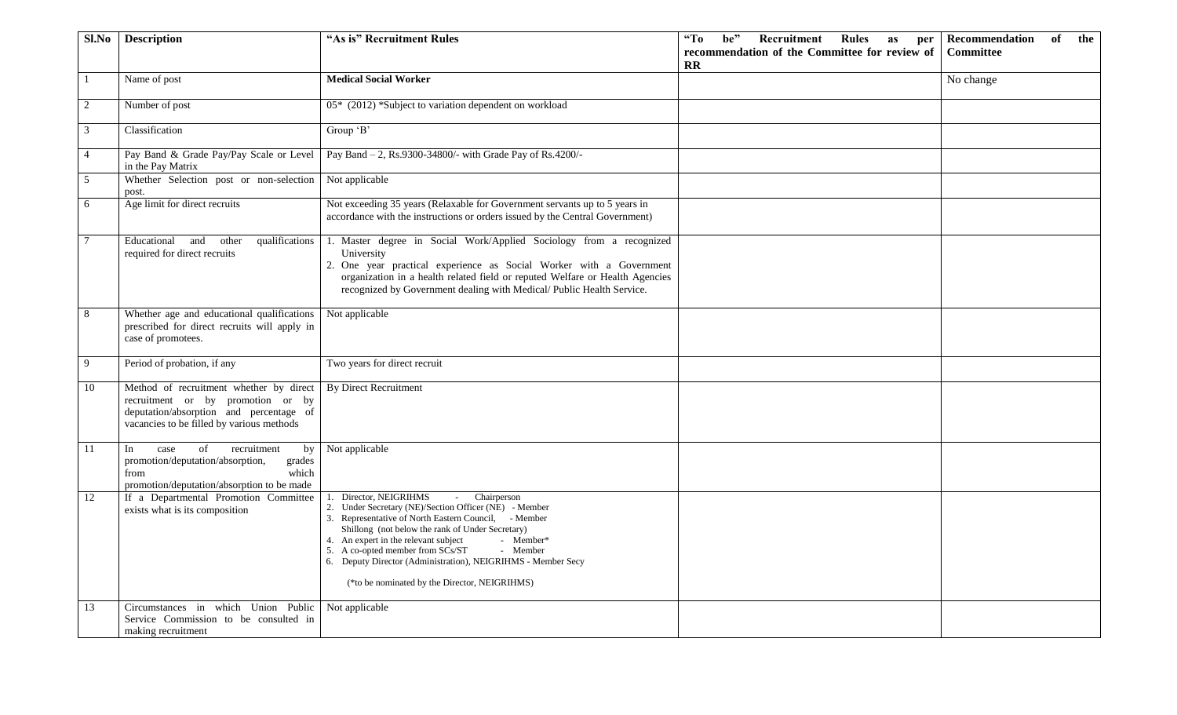| Sl.No | Description | "As is" Recruitment Rules | "To be" Recruitment Rules as per recommendation of the Committee for review of RR | Recommendation of the Committee |
|---|---|---|---|---|
| 1 | Name of post | **Medical Social Worker** | | No change |
| 2 | Number of post | 05* (2012) *Subject to variation dependent on workload | | |
| 3 | Classification | Group 'B' | | |
| 4 | Pay Band & Grade Pay/Pay Scale or Level in the Pay Matrix | Pay Band – 2, Rs.9300-34800/- with Grade Pay of Rs.4200/- | | |
| 5 | Whether Selection post or non-selection post. | Not applicable | | |
| 6 | Age limit for direct recruits | Not exceeding 35 years (Relaxable for Government servants up to 5 years in accordance with the instructions or orders issued by the Central Government) | | |
| 7 | Educational and other qualifications required for direct recruits | 1. Master degree in Social Work/Applied Sociology from a recognized University<br>2. One year practical experience as Social Worker with a Government organization in a health related field or reputed Welfare or Health Agencies recognized by Government dealing with Medical/ Public Health Service. | | |
| 8 | Whether age and educational qualifications prescribed for direct recruits will apply in case of promotees. | Not applicable | | |
| 9 | Period of probation, if any | Two years for direct recruit | | |
| 10 | Method of recruitment whether by direct recruitment or by promotion or by deputation/absorption and percentage of vacancies to be filled by various methods | By Direct Recruitment | | |
| 11 | In case of recruitment by promotion/deputation/absorption, grades from which promotion/deputation/absorption to be made | Not applicable | | |
| 12 | If a Departmental Promotion Committee exists what is its composition | 1. Director, NEIGRIHMS - Chairperson<br>2. Under Secretary (NE)/Section Officer (NE) - Member<br>3. Representative of North Eastern Council, - Member Shillong (not below the rank of Under Secretary)<br>4. An expert in the relevant subject - Member*<br>5. A co-opted member from SCs/ST - Member<br>6. Deputy Director (Administration), NEIGRIHMS - Member Secy<br><br>(*to be nominated by the Director, NEIGRIHMS) | | |
| 13 | Circumstances in which Union Public Service Commission to be consulted in making recruitment | Not applicable | | |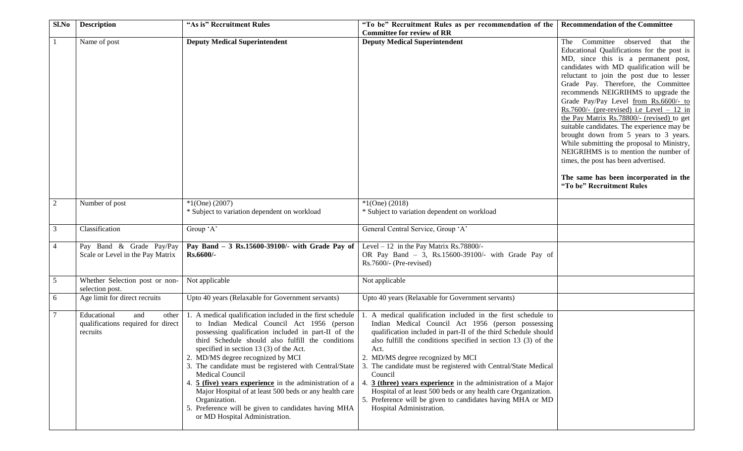| Sl.No | Description | "As is" Recruitment Rules | "To be" Recruitment Rules as per recommendation of the Committee for review of RR | Recommendation of the Committee |
|---|---|---|---|---|
| 1 | Name of post | **Deputy Medical Superintendent** | **Deputy Medical Superintendent** | The Committee observed that the Educational Qualifications for the post is MD, since this is a permanent post, candidates with MD qualification will be reluctant to join the post due to lesser Grade Pay. Therefore, the Committee recommends NEIGRIHMS to upgrade the Grade Pay/Pay Level from Rs.6600/- to Rs.7600/- (pre-revised) i.e Level – 12 in the Pay Matrix Rs.78800/- (revised) to get suitable candidates. The experience may be brought down from 5 years to 3 years. While submitting the proposal to Ministry, NEIGRIHMS is to mention the number of times, the post has been advertised.<br><br>**The same has been incorporated in the "To be" Recruitment Rules** |
| 2 | Number of post | *1(One) (2007)<br>* Subject to variation dependent on workload | *1(One) (2018)<br>* Subject to variation dependent on workload | |
| 3 | Classification | Group 'A' | General Central Service, Group 'A' | |
| 4 | Pay Band & Grade Pay/Pay Scale or Level in the Pay Matrix | **Pay Band – 3 Rs.15600-39100/- with Grade Pay of Rs.6600/-** | Level – 12 in the Pay Matrix Rs.78800/-<br>OR Pay Band – 3, Rs.15600-39100/- with Grade Pay of Rs.7600/- (Pre-revised) | |
| 5 | Whether Selection post or non-selection post. | Not applicable | Not applicable | |
| 6 | Age limit for direct recruits | Upto 40 years (Relaxable for Government servants) | Upto 40 years (Relaxable for Government servants) | |
| 7 | Educational and other qualifications required for direct recruits | 1. A medical qualification included in the first schedule to Indian Medical Council Act 1956 (person possessing qualification included in part-II of the third Schedule should also fulfill the conditions specified in section 13 (3) of the Act.<br>2. MD/MS degree recognized by MCI<br>3. The candidate must be registered with Central/State Medical Council<br>4. **5 (five) years experience** in the administration of a Major Hospital of at least 500 beds or any health care Organization.<br>5. Preference will be given to candidates having MHA or MD Hospital Administration. | 1. A medical qualification included in the first schedule to Indian Medical Council Act 1956 (person possessing qualification included in part-II of the third Schedule should also fulfill the conditions specified in section 13 (3) of the Act.<br>2. MD/MS degree recognized by MCI<br>3. The candidate must be registered with Central/State Medical Council<br>4. **3 (three) years experience** in the administration of a Major Hospital of at least 500 beds or any health care Organization.<br>5. Preference will be given to candidates having MHA or MD Hospital Administration. | |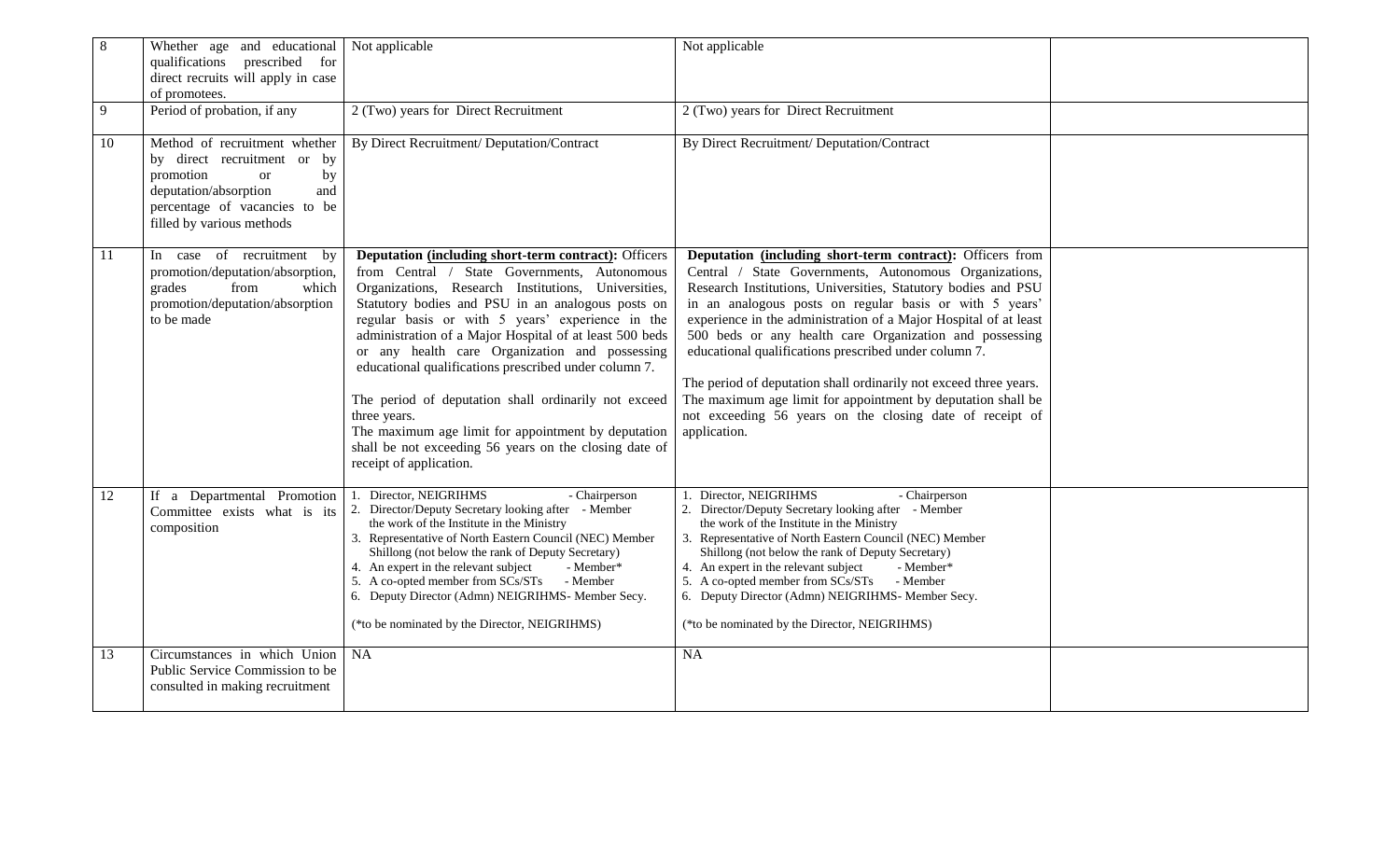| 8 | Whether age and educational qualifications prescribed for direct recruits will apply in case of promotees. | Not applicable | Not applicable | |
|---|---|---|---|---|
| 9 | Period of probation, if any | 2 (Two) years for Direct Recruitment | 2 (Two) years for Direct Recruitment | |
| 10 | Method of recruitment whether by direct recruitment or by promotion or by deputation/absorption and percentage of vacancies to be filled by various methods | By Direct Recruitment/ Deputation/Contract | By Direct Recruitment/ Deputation/Contract | |
| 11 | In case of recruitment by promotion/deputation/absorption, grades from which promotion/deputation/absorption to be made | **Deputation (including short-term contract):** Officers from Central / State Governments, Autonomous Organizations, Research Institutions, Universities, Statutory bodies and PSU in an analogous posts on regular basis or with 5 years' experience in the administration of a Major Hospital of at least 500 beds or any health care Organization and possessing educational qualifications prescribed under column 7.<br><br>The period of deputation shall ordinarily not exceed three years.<br>The maximum age limit for appointment by deputation shall be not exceeding 56 years on the closing date of receipt of application. | **Deputation (including short-term contract):** Officers from Central / State Governments, Autonomous Organizations, Research Institutions, Universities, Statutory bodies and PSU in an analogous posts on regular basis or with 5 years' experience in the administration of a Major Hospital of at least 500 beds or any health care Organization and possessing educational qualifications prescribed under column 7.<br><br>The period of deputation shall ordinarily not exceed three years.<br>The maximum age limit for appointment by deputation shall be not exceeding 56 years on the closing date of receipt of application. | |
| 12 | If a Departmental Promotion Committee exists what is its composition | 1. Director, NEIGRIHMS - Chairperson<br>2. Director/Deputy Secretary looking after the work of the Institute in the Ministry - Member<br>3. Representative of North Eastern Council (NEC) Member Shillong (not below the rank of Deputy Secretary)<br>4. An expert in the relevant subject - Member*<br>5. A co-opted member from SCs/STs - Member<br>6. Deputy Director (Admn) NEIGRIHMS- Member Secy.<br><br>(*to be nominated by the Director, NEIGRIHMS) | 1. Director, NEIGRIHMS - Chairperson<br>2. Director/Deputy Secretary looking after the work of the Institute in the Ministry - Member<br>3. Representative of North Eastern Council (NEC) Member Shillong (not below the rank of Deputy Secretary)<br>4. An expert in the relevant subject - Member*<br>5. A co-opted member from SCs/STs - Member<br>6. Deputy Director (Admn) NEIGRIHMS- Member Secy.<br><br>(*to be nominated by the Director, NEIGRIHMS) | |
| 13 | Circumstances in which Union Public Service Commission to be consulted in making recruitment | NA | NA | |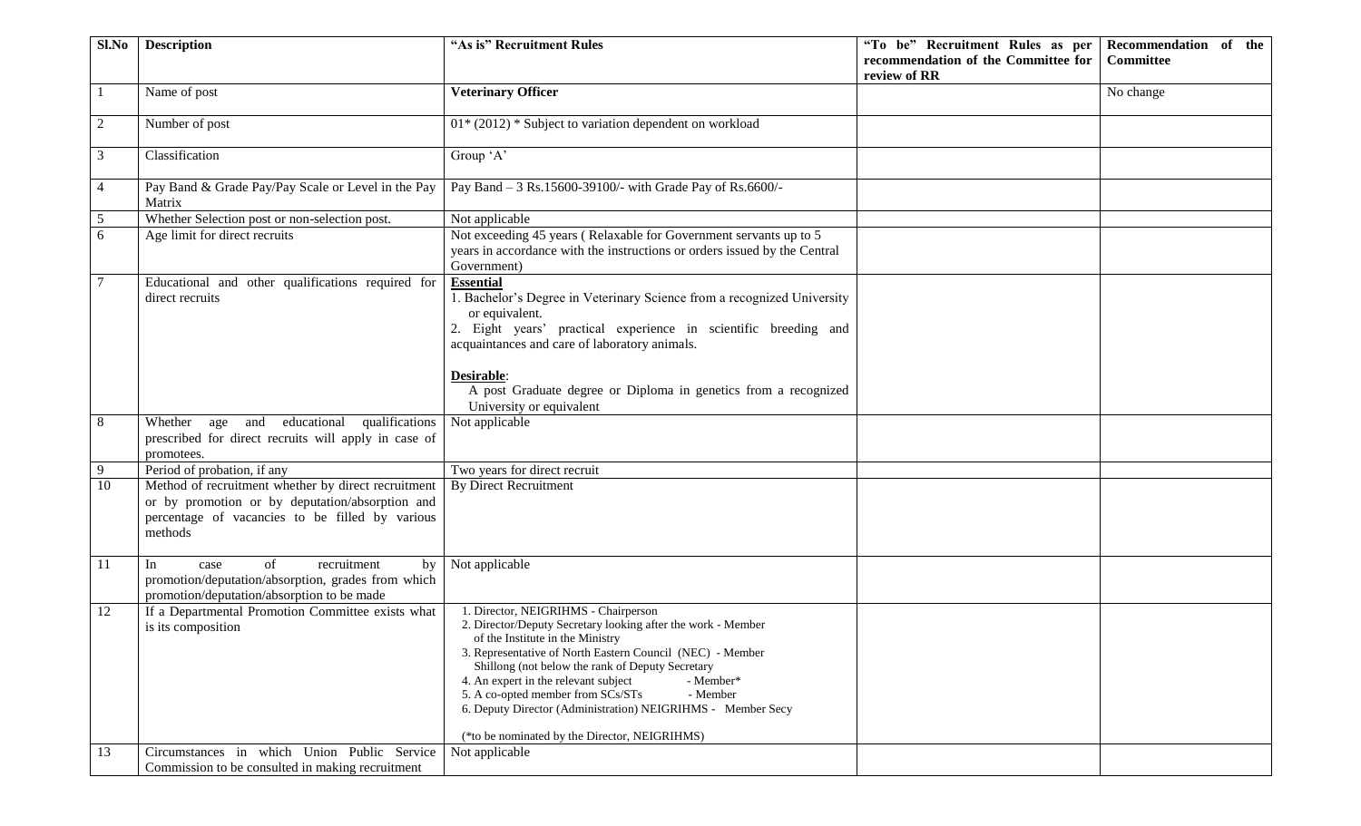| Sl.No | Description | "As is" Recruitment Rules | "To be" Recruitment Rules as per recommendation of the Committee for review of RR | Recommendation of the Committee |
|---|---|---|---|---|
| 1 | Name of post | **Veterinary Officer** | | No change |
| 2 | Number of post | 01* (2012) * Subject to variation dependent on workload | | |
| 3 | Classification | Group 'A' | | |
| 4 | Pay Band & Grade Pay/Pay Scale or Level in the Pay Matrix | Pay Band – 3 Rs.15600-39100/- with Grade Pay of Rs.6600/- | | |
| 5 | Whether Selection post or non-selection post. | Not applicable | | |
| 6 | Age limit for direct recruits | Not exceeding 45 years ( Relaxable for Government servants up to 5 years in accordance with the instructions or orders issued by the Central Government) | | |
| 7 | Educational and other qualifications required for direct recruits | **Essential**<br>1. Bachelor's Degree in Veterinary Science from a recognized University or equivalent.<br>2. Eight years' practical experience in scientific breeding and acquaintances and care of laboratory animals.<br><br>**Desirable**:<br>A post Graduate degree or Diploma in genetics from a recognized University or equivalent | | |
| 8 | Whether age and educational qualifications prescribed for direct recruits will apply in case of promotees. | Not applicable | | |
| 9 | Period of probation, if any | Two years for direct recruit | | |
| 10 | Method of recruitment whether by direct recruitment or by promotion or by deputation/absorption and percentage of vacancies to be filled by various methods | By Direct Recruitment | | |
| 11 | In case of recruitment by promotion/deputation/absorption, grades from which promotion/deputation/absorption to be made | Not applicable | | |
| 12 | If a Departmental Promotion Committee exists what is its composition | 1. Director, NEIGRIHMS - Chairperson<br>2. Director/Deputy Secretary looking after the work - Member of the Institute in the Ministry<br>3. Representative of North Eastern Council (NEC) - Member Shillong (not below the rank of Deputy Secretary<br>4. An expert in the relevant subject - Member*<br>5. A co-opted member from SCs/STs - Member<br>6. Deputy Director (Administration) NEIGRIHMS - Member Secy<br><br>(*to be nominated by the Director, NEIGRIHMS) | | |
| 13 | Circumstances in which Union Public Service Commission to be consulted in making recruitment | Not applicable | | |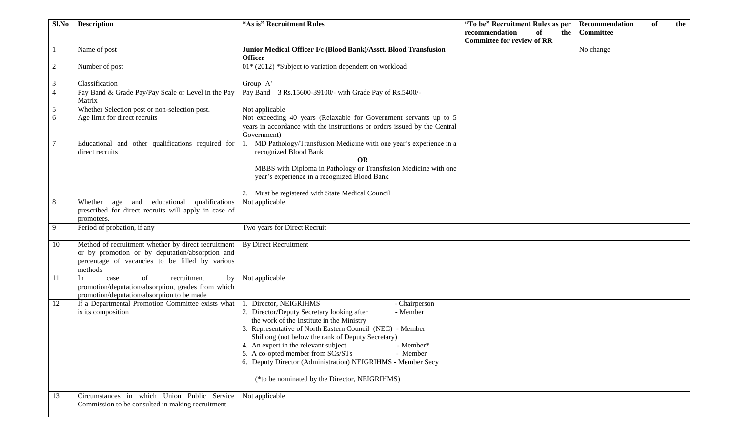| Sl.No | Description | "As is" Recruitment Rules | "To be" Recruitment Rules as per recommendation of the Committee for review of RR | Recommendation of the Committee |
|---|---|---|---|---|
| 1 | Name of post | **Junior Medical Officer I/c (Blood Bank)/Asstt. Blood Transfusion Officer** | | No change |
| 2 | Number of post | 01* (2012) *Subject to variation dependent on workload | | |
| 3 | Classification | Group 'A' | | |
| 4 | Pay Band & Grade Pay/Pay Scale or Level in the Pay Matrix | Pay Band – 3 Rs.15600-39100/- with Grade Pay of Rs.5400/- | | |
| 5 | Whether Selection post or non-selection post. | Not applicable | | |
| 6 | Age limit for direct recruits | Not exceeding 40 years (Relaxable for Government servants up to 5 years in accordance with the instructions or orders issued by the Central Government) | | |
| 7 | Educational and other qualifications required for direct recruits | 1. MD Pathology/Transfusion Medicine with one year's experience in a recognized Blood Bank<br>**OR**<br>MBBS with Diploma in Pathology or Transfusion Medicine with one year's experience in a recognized Blood Bank<br><br>2. Must be registered with State Medical Council | | |
| 8 | Whether age and educational qualifications prescribed for direct recruits will apply in case of promotees. | Not applicable | | |
| 9 | Period of probation, if any | Two years for Direct Recruit | | |
| 10 | Method of recruitment whether by direct recruitment or by promotion or by deputation/absorption and percentage of vacancies to be filled by various methods | By Direct Recruitment | | |
| 11 | In case of recruitment by promotion/deputation/absorption, grades from which promotion/deputation/absorption to be made | Not applicable | | |
| 12 | If a Departmental Promotion Committee exists what is its composition | 1. Director, NEIGRIHMS - Chairperson<br>2. Director/Deputy Secretary looking after the work of the Institute in the Ministry - Member<br>3. Representative of North Eastern Council (NEC) Shillong (not below the rank of Deputy Secretary) - Member<br>4. An expert in the relevant subject - Member*<br>5. A co-opted member from SCs/STs - Member<br>6. Deputy Director (Administration) NEIGRIHMS - Member Secy<br><br>(*to be nominated by the Director, NEIGRIHMS) | | |
| 13 | Circumstances in which Union Public Service Commission to be consulted in making recruitment | Not applicable | | |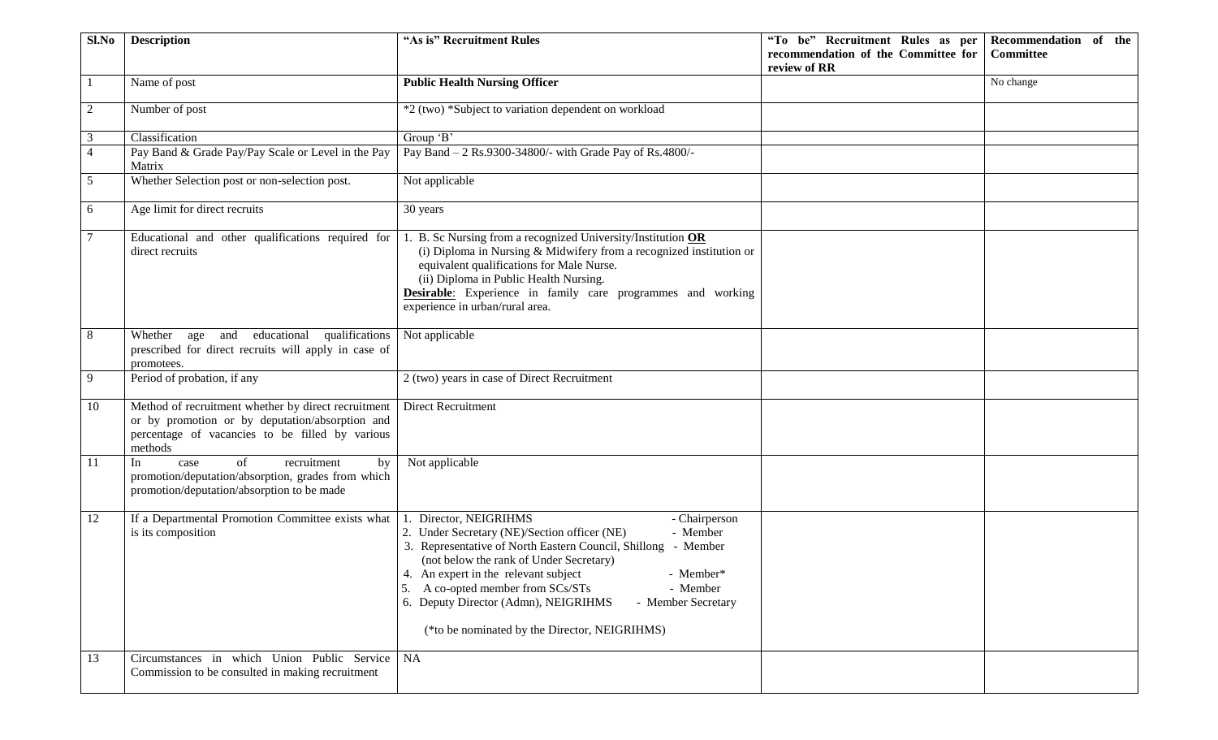| Sl.No | Description | "As is" Recruitment Rules | "To be" Recruitment Rules as per recommendation of the Committee for review of RR | Recommendation of the Committee |
|---|---|---|---|---|
| 1 | Name of post | **Public Health Nursing Officer** | | No change |
| 2 | Number of post | *2 (two) *Subject to variation dependent on workload | | |
| 3 | Classification | Group 'B' | | |
| 4 | Pay Band & Grade Pay/Pay Scale or Level in the Pay Matrix | Pay Band – 2 Rs.9300-34800/- with Grade Pay of Rs.4800/- | | |
| 5 | Whether Selection post or non-selection post. | Not applicable | | |
| 6 | Age limit for direct recruits | 30 years | | |
| 7 | Educational and other qualifications required for direct recruits | 1. B. Sc Nursing from a recognized University/Institution **OR**<br>(i) Diploma in Nursing & Midwifery from a recognized institution or equivalent qualifications for Male Nurse.<br>(ii) Diploma in Public Health Nursing.<br>**Desirable**: Experience in family care programmes and working experience in urban/rural area. | | |
| 8 | Whether age and educational qualifications prescribed for direct recruits will apply in case of promotees. | Not applicable | | |
| 9 | Period of probation, if any | 2 (two) years in case of Direct Recruitment | | |
| 10 | Method of recruitment whether by direct recruitment or by promotion or by deputation/absorption and percentage of vacancies to be filled by various methods | Direct Recruitment | | |
| 11 | In case of recruitment by promotion/deputation/absorption, grades from which promotion/deputation/absorption to be made | Not applicable | | |
| 12 | If a Departmental Promotion Committee exists what is its composition | 1. Director, NEIGRIHMS - Chairperson<br>2. Under Secretary (NE)/Section officer (NE) - Member<br>3. Representative of North Eastern Council, Shillong - Member (not below the rank of Under Secretary)<br>4. An expert in the relevant subject - Member*<br>5. A co-opted member from SCs/STs - Member<br>6. Deputy Director (Admn), NEIGRIHMS - Member Secretary<br><br>(*to be nominated by the Director, NEIGRIHMS) | | |
| 13 | Circumstances in which Union Public Service Commission to be consulted in making recruitment | NA | | |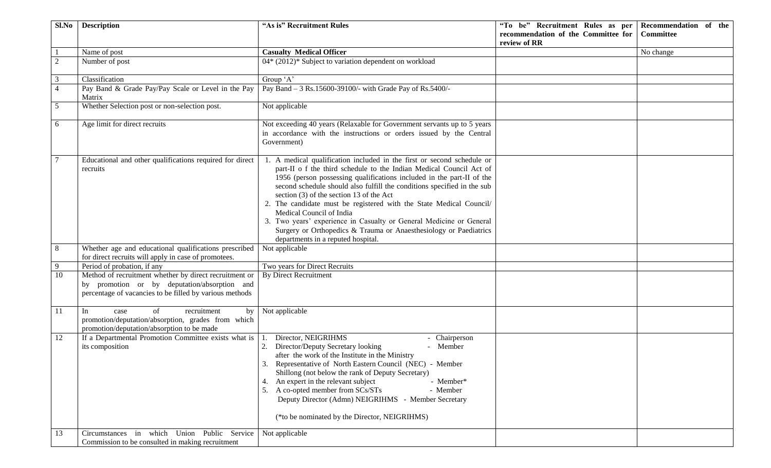| Sl.No | Description | "As is" Recruitment Rules | "To be" Recruitment Rules as per recommendation of the Committee for review of RR | Recommendation of the Committee |
|---|---|---|---|---|
| 1 | Name of post | **Casualty Medical Officer** | | No change |
| 2 | Number of post | 04* (2012)* Subject to variation dependent on workload | | |
| 3 | Classification | Group 'A' | | |
| 4 | Pay Band & Grade Pay/Pay Scale or Level in the Pay Matrix | Pay Band – 3 Rs.15600-39100/- with Grade Pay of Rs.5400/- | | |
| 5 | Whether Selection post or non-selection post. | Not applicable | | |
| 6 | Age limit for direct recruits | Not exceeding 40 years (Relaxable for Government servants up to 5 years in accordance with the instructions or orders issued by the Central Government) | | |
| 7 | Educational and other qualifications required for direct recruits | 1. A medical qualification included in the first or second schedule or part-II o f the third schedule to the Indian Medical Council Act of 1956 (person possessing qualifications included in the part-II of the second schedule should also fulfill the conditions specified in the sub section (3) of the section 13 of the Act<br>2. The candidate must be registered with the State Medical Council/ Medical Council of India<br>3. Two years' experience in Casualty or General Medicine or General Surgery or Orthopedics & Trauma or Anaesthesiology or Paediatrics departments in a reputed hospital. | | |
| 8 | Whether age and educational qualifications prescribed for direct recruits will apply in case of promotees. | Not applicable | | |
| 9 | Period of probation, if any | Two years for Direct Recruits | | |
| 10 | Method of recruitment whether by direct recruitment or by promotion or by deputation/absorption and percentage of vacancies to be filled by various methods | By Direct Recruitment | | |
| 11 | In case of recruitment by promotion/deputation/absorption, grades from which promotion/deputation/absorption to be made | Not applicable | | |
| 12 | If a Departmental Promotion Committee exists what is its composition | 1. Director, NEIGRIHMS - Chairperson<br>2. Director/Deputy Secretary looking after the work of the Institute in the Ministry - Member<br>3. Representative of North Eastern Council (NEC) Shillong (not below the rank of Deputy Secretary) - Member<br>4. An expert in the relevant subject - Member*<br>5. A co-opted member from SCs/STs - Member<br>Deputy Director (Admn) NEIGRIHMS - Member Secretary<br><br>(*to be nominated by the Director, NEIGRIHMS) | | |
| 13 | Circumstances in which Union Public Service Commission to be consulted in making recruitment | Not applicable | | |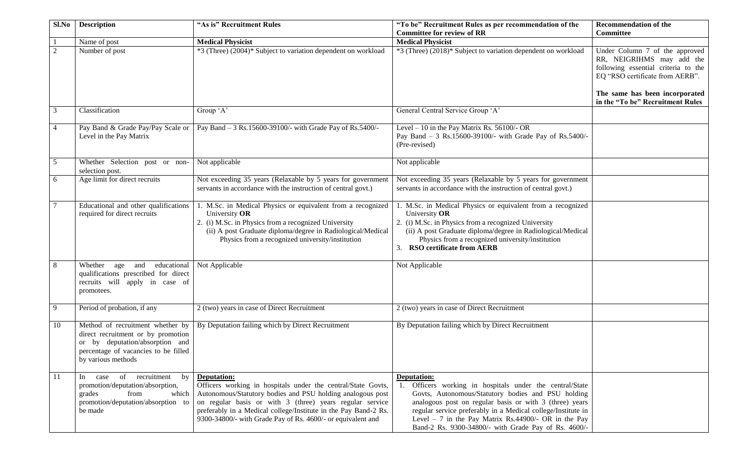| Sl.No | Description | "As is" Recruitment Rules | "To be" Recruitment Rules as per recommendation of the Committee for review of RR | Recommendation of the Committee |
|---|---|---|---|---|
| 1 | Name of post | **Medical Physicist** | **Medical Physicist** | |
| 2 | Number of post | *3 (Three) (2004)* Subject to variation dependent on workload | *3 (Three) (2018)* Subject to variation dependent on workload | Under Column 7 of the approved RR, NEIGRIHMS may add the following essential criteria to the EQ "RSO certificate from AERB".<br><br>**The same has been incorporated in the "To be" Recruitment Rules** |
| 3 | Classification | Group 'A' | General Central Service Group 'A' | |
| 4 | Pay Band & Grade Pay/Pay Scale or Level in the Pay Matrix | Pay Band – 3 Rs.15600-39100/- with Grade Pay of Rs.5400/- | Level – 10 in the Pay Matrix Rs. 56100/- OR<br>Pay Band – 3 Rs.15600-39100/- with Grade Pay of Rs.5400/- (Pre-revised) | |
| 5 | Whether Selection post or non-selection post. | Not applicable | Not applicable | |
| 6 | Age limit for direct recruits | Not exceeding 35 years (Relaxable by 5 years for government servants in accordance with the instruction of central govt.) | Not exceeding 35 years (Relaxable by 5 years for government servants in accordance with the instruction of central govt.) | |
| 7 | Educational and other qualifications required for direct recruits | 1. M.Sc. in Medical Physics or equivalent from a recognized University **OR**<br>2. (i) M.Sc. in Physics from a recognized University<br>(ii) A post Graduate diploma/degree in Radiological/Medical Physics from a recognized university/institution | 1. M.Sc. in Medical Physics or equivalent from a recognized University **OR**<br>2. (i) M.Sc. in Physics from a recognized University<br>(ii) A post Graduate diploma/degree in Radiological/Medical Physics from a recognized university/institution<br>3. **RSO certificate from AERB** | |
| 8 | Whether age and educational qualifications prescribed for direct recruits will apply in case of promotees. | Not Applicable | Not Applicable | |
| 9 | Period of probation, if any | 2 (two) years in case of Direct Recruitment | 2 (two) years in case of Direct Recruitment | |
| 10 | Method of recruitment whether by direct recruitment or by promotion or by deputation/absorption and percentage of vacancies to be filled by various methods | By Deputation failing which by Direct Recruitment | By Deputation failing which by Direct Recruitment | |
| 11 | In case of recruitment by promotion/deputation/absorption, grades from which promotion/deputation/absorption to be made | **Deputation:**<br>Officers working in hospitals under the central/State Govts, Autonomous/Statutory bodies and PSU holding analogous post on regular basis or with 3 (three) years regular service preferably in a Medical college/Institute in the Pay Band-2 Rs. 9300-34800/- with Grade Pay of Rs. 4600/- or equivalent and | **Deputation:**<br>1. Officers working in hospitals under the central/State Govts, Autonomous/Statutory bodies and PSU holding analogous post on regular basis or with 3 (three) years regular service preferably in a Medical college/Institute in Level – 7 in the Pay Matrix Rs.44900/- OR in the Pay Band-2 Rs. 9300-34800/- with Grade Pay of Rs. 4600/- | |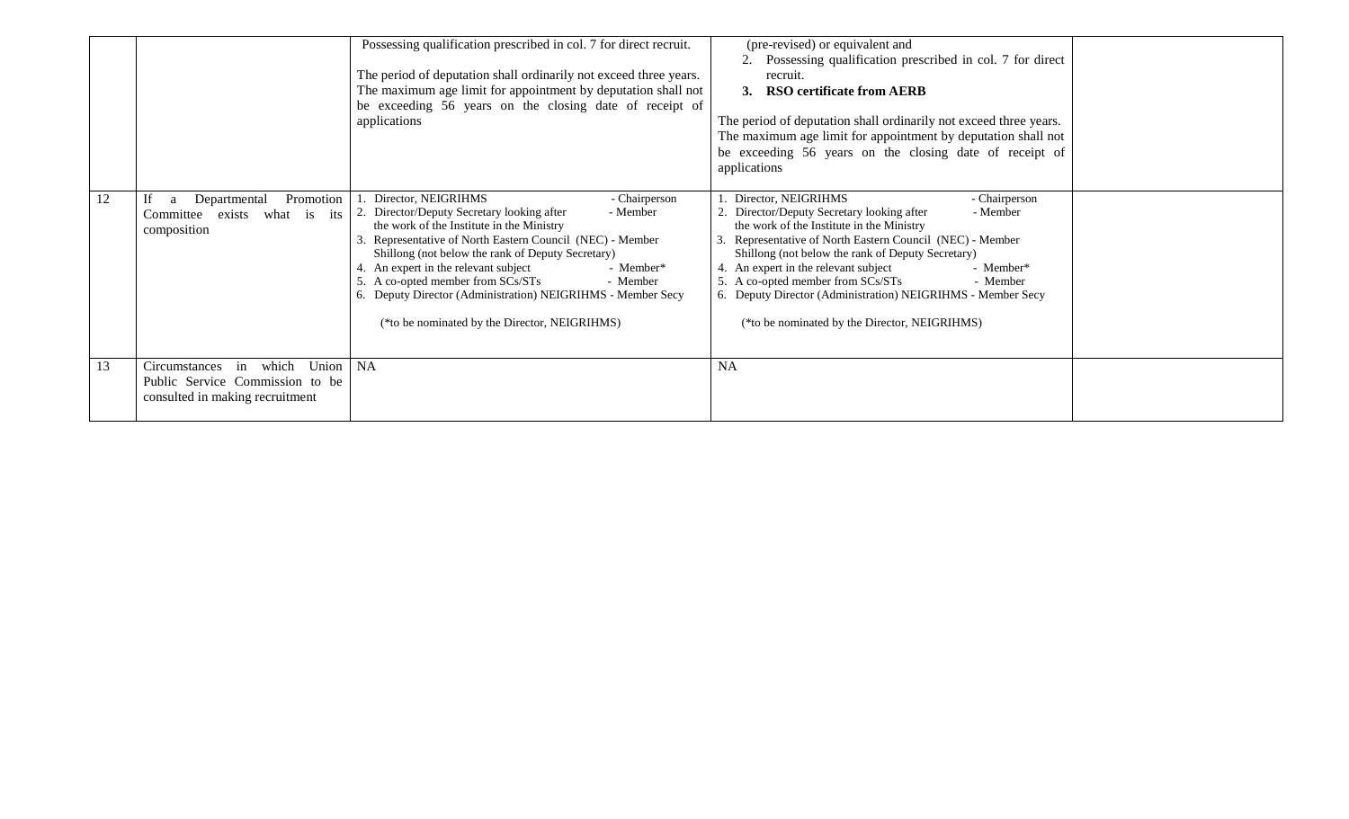|  |  |  |  |  |
|---|---|---|---|---|
|  |  | Possessing qualification prescribed in col. 7 for direct recruit.<br><br>The period of deputation shall ordinarily not exceed three years. The maximum age limit for appointment by deputation shall not be exceeding 56 years on the closing date of receipt of applications | (pre-revised) or equivalent and<br>2. Possessing qualification prescribed in col. 7 for direct recruit.<br>**3. RSO certificate from AERB**<br><br>The period of deputation shall ordinarily not exceed three years. The maximum age limit for appointment by deputation shall not be exceeding 56 years on the closing date of receipt of applications |  |
| 12 | If a Departmental Promotion Committee exists what is its composition | 1. Director, NEIGRIHMS - Chairperson<br>2. Director/Deputy Secretary looking after the work of the Institute in the Ministry - Member<br>3. Representative of North Eastern Council (NEC) Shillong (not below the rank of Deputy Secretary) - Member<br>4. An expert in the relevant subject - Member*<br>5. A co-opted member from SCs/STs - Member<br>6. Deputy Director (Administration) NEIGRIHMS - Member Secy<br><br>(*to be nominated by the Director, NEIGRIHMS) | 1. Director, NEIGRIHMS - Chairperson<br>2. Director/Deputy Secretary looking after the work of the Institute in the Ministry - Member<br>3. Representative of North Eastern Council (NEC) Shillong (not below the rank of Deputy Secretary) - Member<br>4. An expert in the relevant subject - Member*<br>5. A co-opted member from SCs/STs - Member<br>6. Deputy Director (Administration) NEIGRIHMS - Member Secy<br><br>(*to be nominated by the Director, NEIGRIHMS) |  |
| 13 | Circumstances in which Union Public Service Commission to be consulted in making recruitment | NA | NA |  |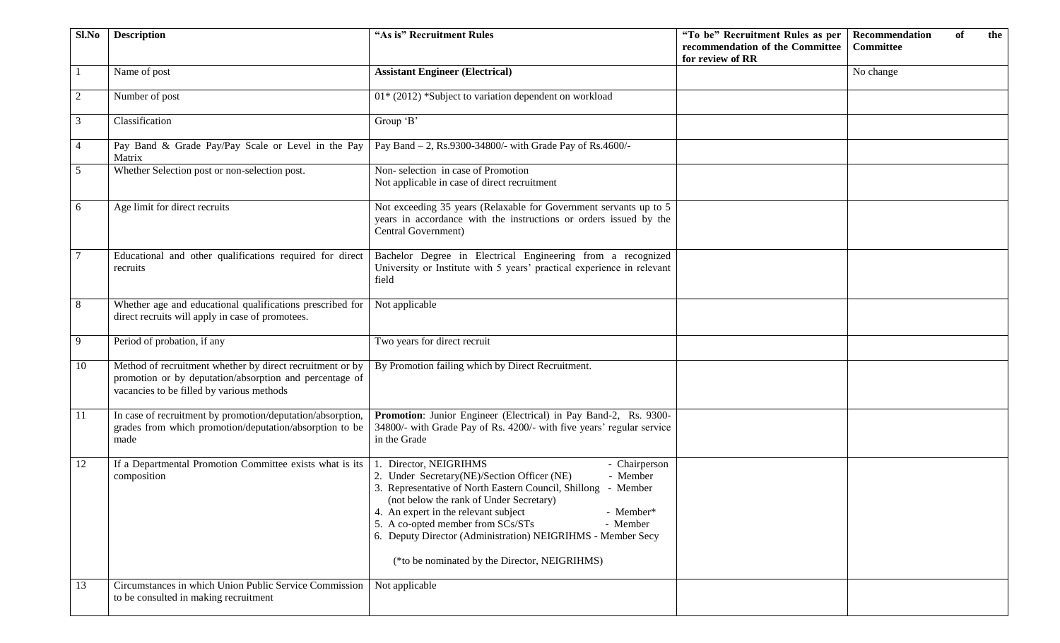| Sl.No | Description | "As is" Recruitment Rules | "To be" Recruitment Rules as per recommendation of the Committee for review of RR | Recommendation of the Committee |
|---|---|---|---|---|
| 1 | Name of post | **Assistant Engineer (Electrical)** | | No change |
| 2 | Number of post | 01* (2012) *Subject to variation dependent on workload | | |
| 3 | Classification | Group 'B' | | |
| 4 | Pay Band & Grade Pay/Pay Scale or Level in the Pay Matrix | Pay Band – 2, Rs.9300-34800/- with Grade Pay of Rs.4600/- | | |
| 5 | Whether Selection post or non-selection post. | Non- selection in case of Promotion<br>Not applicable in case of direct recruitment | | |
| 6 | Age limit for direct recruits | Not exceeding 35 years (Relaxable for Government servants up to 5 years in accordance with the instructions or orders issued by the Central Government) | | |
| 7 | Educational and other qualifications required for direct recruits | Bachelor Degree in Electrical Engineering from a recognized University or Institute with 5 years' practical experience in relevant field | | |
| 8 | Whether age and educational qualifications prescribed for direct recruits will apply in case of promotees. | Not applicable | | |
| 9 | Period of probation, if any | Two years for direct recruit | | |
| 10 | Method of recruitment whether by direct recruitment or by promotion or by deputation/absorption and percentage of vacancies to be filled by various methods | By Promotion failing which by Direct Recruitment. | | |
| 11 | In case of recruitment by promotion/deputation/absorption, grades from which promotion/deputation/absorption to be made | **Promotion**: Junior Engineer (Electrical) in Pay Band-2, Rs. 9300-34800/- with Grade Pay of Rs. 4200/- with five years' regular service in the Grade | | |
| 12 | If a Departmental Promotion Committee exists what is its composition | 1. Director, NEIGRIHMS - Chairperson<br>2. Under Secretary(NE)/Section Officer (NE) - Member<br>3. Representative of North Eastern Council, Shillong - Member (not below the rank of Under Secretary)<br>4. An expert in the relevant subject - Member*<br>5. A co-opted member from SCs/STs - Member<br>6. Deputy Director (Administration) NEIGRIHMS - Member Secy<br><br>(*to be nominated by the Director, NEIGRIHMS) | | |
| 13 | Circumstances in which Union Public Service Commission to be consulted in making recruitment | Not applicable | | |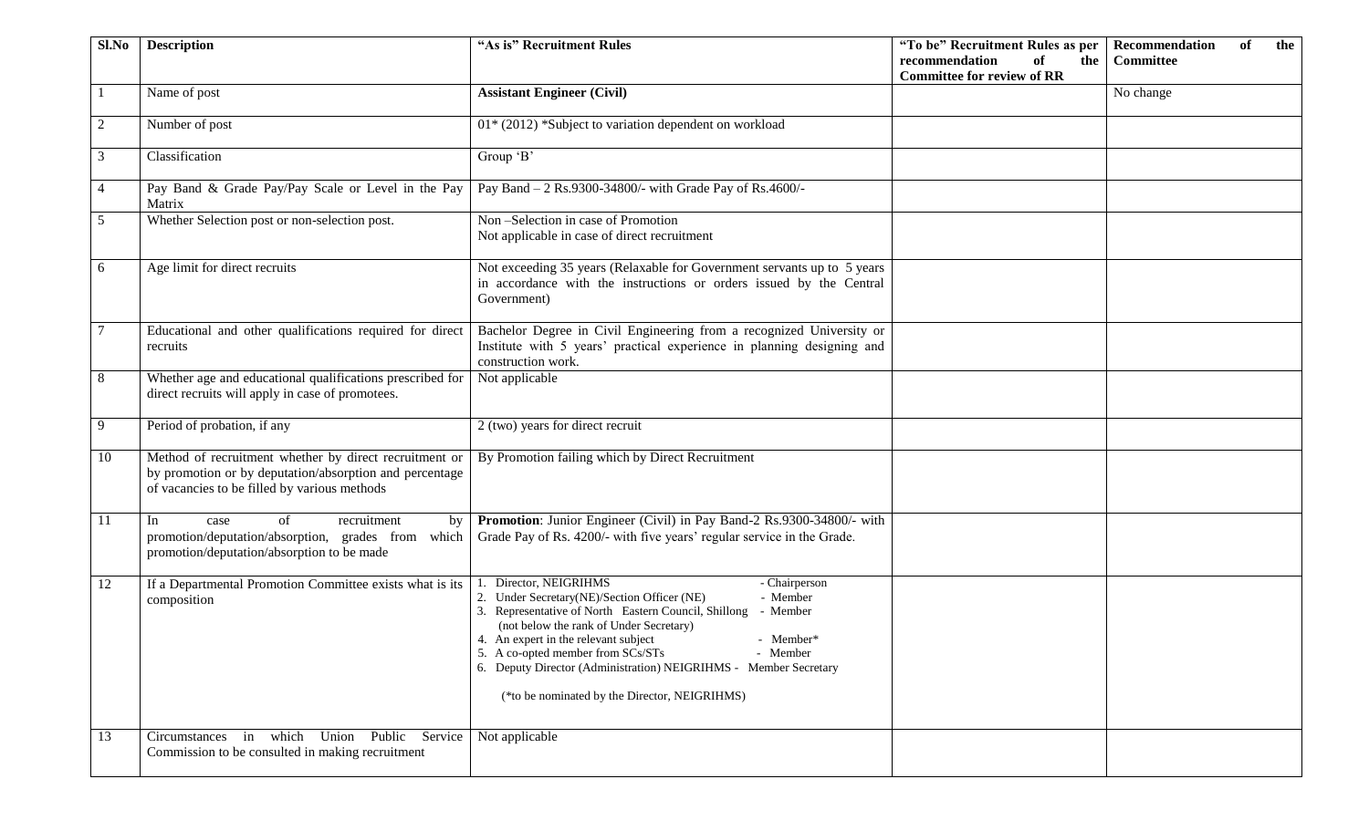| Sl.No | Description | "As is" Recruitment Rules | "To be" Recruitment Rules as per recommendation of the Committee for review of RR | Recommendation of the Committee |
|---|---|---|---|---|
| 1 | Name of post | **Assistant Engineer (Civil)** | | No change |
| 2 | Number of post | 01* (2012) *Subject to variation dependent on workload | | |
| 3 | Classification | Group 'B' | | |
| 4 | Pay Band & Grade Pay/Pay Scale or Level in the Pay Matrix | Pay Band – 2 Rs.9300-34800/- with Grade Pay of Rs.4600/- | | |
| 5 | Whether Selection post or non-selection post. | Non –Selection in case of Promotion<br>Not applicable in case of direct recruitment | | |
| 6 | Age limit for direct recruits | Not exceeding 35 years (Relaxable for Government servants up to 5 years in accordance with the instructions or orders issued by the Central Government) | | |
| 7 | Educational and other qualifications required for direct recruits | Bachelor Degree in Civil Engineering from a recognized University or Institute with 5 years' practical experience in planning designing and construction work. | | |
| 8 | Whether age and educational qualifications prescribed for direct recruits will apply in case of promotees. | Not applicable | | |
| 9 | Period of probation, if any | 2 (two) years for direct recruit | | |
| 10 | Method of recruitment whether by direct recruitment or by promotion or by deputation/absorption and percentage of vacancies to be filled by various methods | By Promotion failing which by Direct Recruitment | | |
| 11 | In case of recruitment by promotion/deputation/absorption, grades from which promotion/deputation/absorption to be made | **Promotion**: Junior Engineer (Civil) in Pay Band-2 Rs.9300-34800/- with Grade Pay of Rs. 4200/- with five years' regular service in the Grade. | | |
| 12 | If a Departmental Promotion Committee exists what is its composition | 1. Director, NEIGRIHMS - Chairperson<br>2. Under Secretary(NE)/Section Officer (NE) - Member<br>3. Representative of North Eastern Council, Shillong - Member (not below the rank of Under Secretary)<br>4. An expert in the relevant subject - Member*<br>5. A co-opted member from SCs/STs - Member<br>6. Deputy Director (Administration) NEIGRIHMS - Member Secretary<br><br>(*to be nominated by the Director, NEIGRIHMS) | | |
| 13 | Circumstances in which Union Public Service Commission to be consulted in making recruitment | Not applicable | | |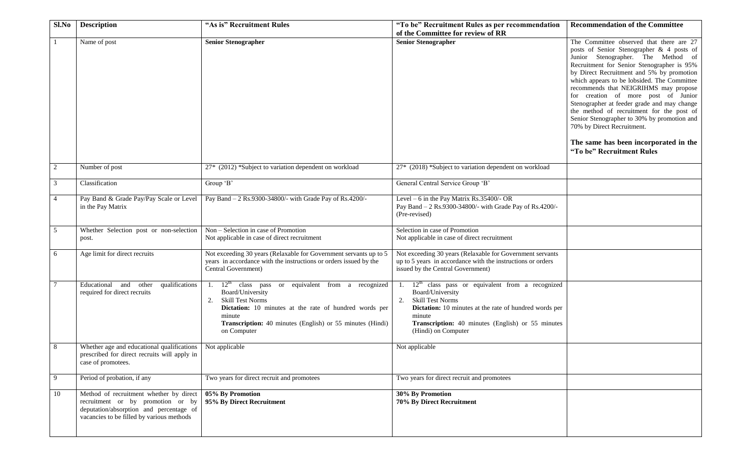| Sl.No | Description | "As is" Recruitment Rules | "To be" Recruitment Rules as per recommendation of the Committee for review of RR | Recommendation of the Committee |
|---|---|---|---|---|
| 1 | Name of post | **Senior Stenographer** | **Senior Stenographer** | The Committee observed that there are 27 posts of Senior Stenographer & 4 posts of Junior Stenographer. The Method of Recruitment for Senior Stenographer is 95% by Direct Recruitment and 5% by promotion which appears to be lobsided. The Committee recommends that NEIGRIHMS may propose for creation of more post of Junior Stenographer at feeder grade and may change the method of recruitment for the post of Senior Stenographer to 30% by promotion and 70% by Direct Recruitment.<br><br>**The same has been incorporated in the "To be" Recruitment Rules** |
| 2 | Number of post | 27* (2012) *Subject to variation dependent on workload | 27* (2018) *Subject to variation dependent on workload | |
| 3 | Classification | Group 'B' | General Central Service Group 'B' | |
| 4 | Pay Band & Grade Pay/Pay Scale or Level in the Pay Matrix | Pay Band – 2 Rs.9300-34800/- with Grade Pay of Rs.4200/- | Level – 6 in the Pay Matrix Rs.35400/- OR<br>Pay Band – 2 Rs.9300-34800/- with Grade Pay of Rs.4200/- (Pre-revised) | |
| 5 | Whether Selection post or non-selection post. | Non – Selection in case of Promotion<br>Not applicable in case of direct recruitment | Selection in case of Promotion<br>Not applicable in case of direct recruitment | |
| 6 | Age limit for direct recruits | Not exceeding 30 years (Relaxable for Government servants up to 5 years in accordance with the instructions or orders issued by the Central Government) | Not exceeding 30 years (Relaxable for Government servants up to 5 years in accordance with the instructions or orders issued by the Central Government) | |
| 7 | Educational and other qualifications required for direct recruits | 1. 12th class pass or equivalent from a recognized Board/University<br>2. Skill Test Norms<br>**Dictation:** 10 minutes at the rate of hundred words per minute<br>**Transcription:** 40 minutes (English) or 55 minutes (Hindi) on Computer | 1. 12th class pass or equivalent from a recognized Board/University<br>2. Skill Test Norms<br>**Dictation:** 10 minutes at the rate of hundred words per minute<br>**Transcription:** 40 minutes (English) or 55 minutes (Hindi) on Computer | |
| 8 | Whether age and educational qualifications prescribed for direct recruits will apply in case of promotees. | Not applicable | Not applicable | |
| 9 | Period of probation, if any | Two years for direct recruit and promotees | Two years for direct recruit and promotees | |
| 10 | Method of recruitment whether by direct recruitment or by promotion or by deputation/absorption and percentage of vacancies to be filled by various methods | **05% By Promotion**<br>**95% By Direct Recruitment** | **30% By Promotion**<br>**70% By Direct Recruitment** | |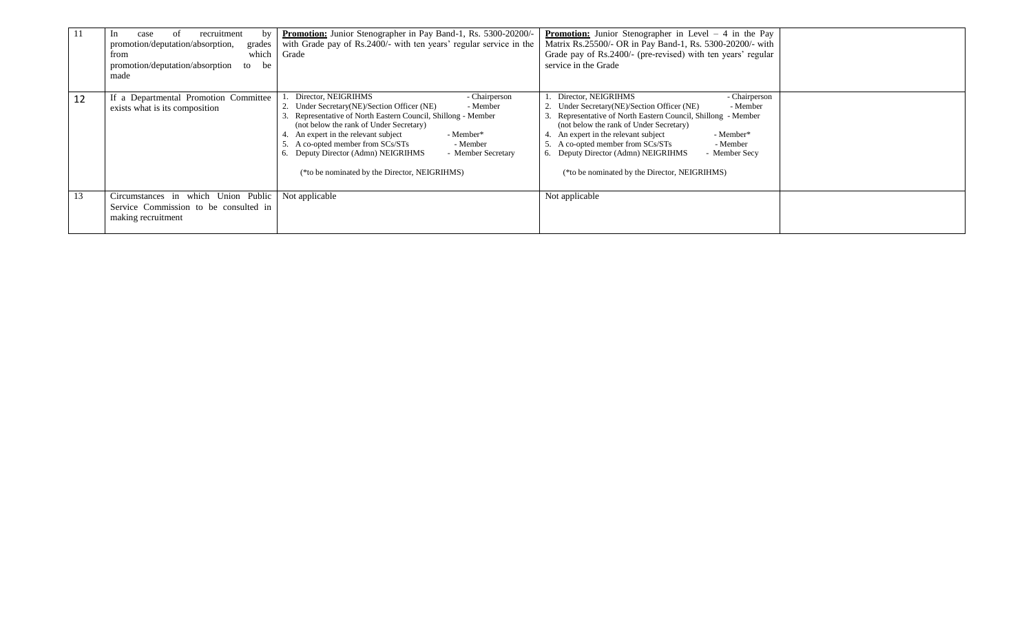| 11 | In case of recruitment by promotion/deputation/absorption, grades from which promotion/deputation/absorption to be made | **Promotion:** Junior Stenographer in Pay Band-1, Rs. 5300-20200/- with Grade pay of Rs.2400/- with ten years' regular service in the Grade | **Promotion:** Junior Stenographer in Level – 4 in the Pay Matrix Rs.25500/- OR in Pay Band-1, Rs. 5300-20200/- with Grade pay of Rs.2400/- (pre-revised) with ten years' regular service in the Grade | |
|---|---|---|---|---|
| 12 | If a Departmental Promotion Committee exists what is its composition | 1. Director, NEIGRIHMS - Chairperson<br>2. Under Secretary(NE)/Section Officer (NE) - Member<br>3. Representative of North Eastern Council, Shillong - Member (not below the rank of Under Secretary)<br>4. An expert in the relevant subject - Member*<br>5. A co-opted member from SCs/STs - Member<br>6. Deputy Director (Admn) NEIGRIHMS - Member Secretary<br><br>(*to be nominated by the Director, NEIGRIHMS) | 1. Director, NEIGRIHMS - Chairperson<br>2. Under Secretary(NE)/Section Officer (NE) - Member<br>3. Representative of North Eastern Council, Shillong - Member (not below the rank of Under Secretary)<br>4. An expert in the relevant subject - Member*<br>5. A co-opted member from SCs/STs - Member<br>6. Deputy Director (Admn) NEIGRIHMS - Member Secy<br><br>(*to be nominated by the Director, NEIGRIHMS) | |
| 13 | Circumstances in which Union Public Service Commission to be consulted in making recruitment | Not applicable | Not applicable | |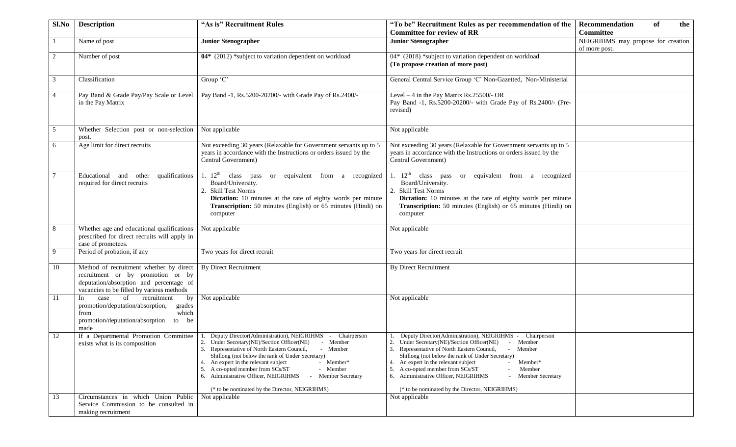| Sl.No | Description | "As is" Recruitment Rules | "To be" Recruitment Rules as per recommendation of the Committee for review of RR | Recommendation of the Committee |
|---|---|---|---|---|
| 1 | Name of post | **Junior Stenographer** | **Junior Stenographer** | NEIGRIHMS may propose for creation of more post. |
| 2 | Number of post | **04*** (2012) *subject to variation dependent on workload | 04* (2018) *subject to variation dependent on workload<br>**(To propose creation of more post)** | |
| 3 | Classification | Group 'C' | General Central Service Group 'C' Non-Gazetted, Non-Ministerial | |
| 4 | Pay Band & Grade Pay/Pay Scale or Level in the Pay Matrix | Pay Band -1, Rs.5200-20200/- with Grade Pay of Rs.2400/- | Level – 4 in the Pay Matrix Rs.25500/- OR<br>Pay Band -1, Rs.5200-20200/- with Grade Pay of Rs.2400/- (Pre-revised) | |
| 5 | Whether Selection post or non-selection post. | Not applicable | Not applicable | |
| 6 | Age limit for direct recruits | Not exceeding 30 years (Relaxable for Government servants up to 5 years in accordance with the Instructions or orders issued by the Central Government) | Not exceeding 30 years (Relaxable for Government servants up to 5 years in accordance with the Instructions or orders issued by the Central Government) | |
| 7 | Educational and other qualifications required for direct recruits | 1. $12^{th}$ class pass or equivalent from a recognized Board/University.<br>2. Skill Test Norms<br>**Dictation:** 10 minutes at the rate of eighty words per minute<br>**Transcription:** 50 minutes (English) or 65 minutes (Hindi) on computer | 1. $12^{th}$ class pass or equivalent from a recognized Board/University.<br>2. Skill Test Norms<br>**Dictation:** 10 minutes at the rate of eighty words per minute<br>**Transcription:** 50 minutes (English) or 65 minutes (Hindi) on computer | |
| 8 | Whether age and educational qualifications prescribed for direct recruits will apply in case of promotees. | Not applicable | Not applicable | |
| 9 | Period of probation, if any | Two years for direct recruit | Two years for direct recruit | |
| 10 | Method of recruitment whether by direct recruitment or by promotion or by deputation/absorption and percentage of vacancies to be filled by various methods | By Direct Recruitment | By Direct Recruitment | |
| 11 | In case of recruitment by promotion/deputation/absorption, grades from which promotion/deputation/absorption to be made | Not applicable | Not applicable | |
| 12 | If a Departmental Promotion Committee exists what is its composition | 1. Deputy Director(Administration), NEIGRIHMS - Chairperson<br>2. Under Secretary(NE)/Section Officer(NE) - Member<br>3. Representative of North Eastern Council, - Member Shillong (not below the rank of Under Secretary)<br>4. An expert in the relevant subject - Member*<br>5. A co-opted member from SCs/ST - Member<br>6. Administrative Officer, NEIGRIHMS - Member Secretary<br>(* to be nominated by the Director, NEIGRIHMS) | 1. Deputy Director(Administration), NEIGRIHMS - Chairperson<br>2. Under Secretary(NE)/Section Officer(NE) - Member<br>3. Representative of North Eastern Council, - Member Shillong (not below the rank of Under Secretary)<br>4. An expert in the relevant subject - Member*<br>5. A co-opted member from SCs/ST - Member<br>6. Administrative Officer, NEIGRIHMS - Member Secretary<br>(* to be nominated by the Director, NEIGRIHMS) | |
| 13 | Circumstances in which Union Public Service Commission to be consulted in making recruitment | Not applicable | Not applicable | |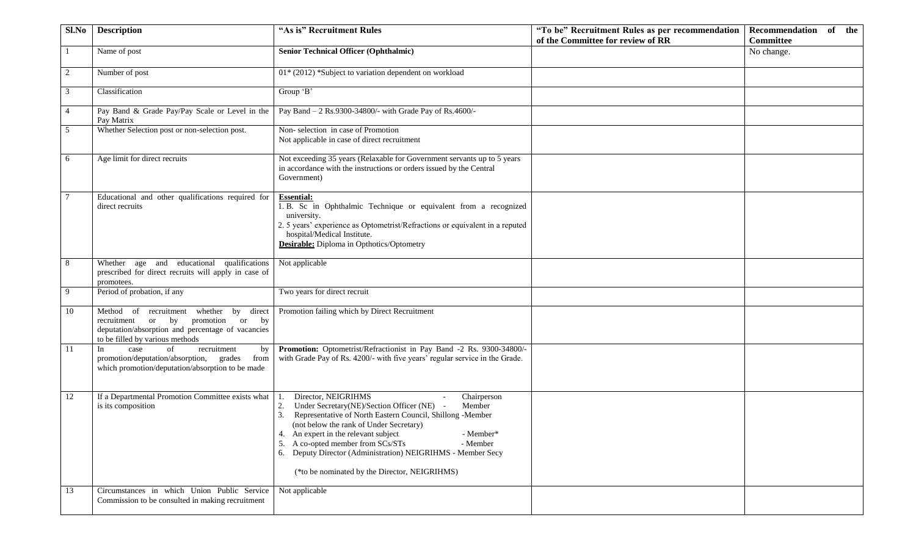| Sl.No | Description | "As is" Recruitment Rules | "To be" Recruitment Rules as per recommendation of the Committee for review of RR | Recommendation of the Committee |
|---|---|---|---|---|
| 1 | Name of post | **Senior Technical Officer (Ophthalmic)** | | No change. |
| 2 | Number of post | 01* (2012) *Subject to variation dependent on workload | | |
| 3 | Classification | Group 'B' | | |
| 4 | Pay Band & Grade Pay/Pay Scale or Level in the Pay Matrix | Pay Band – 2 Rs.9300-34800/- with Grade Pay of Rs.4600/- | | |
| 5 | Whether Selection post or non-selection post. | Non- selection in case of Promotion<br>Not applicable in case of direct recruitment | | |
| 6 | Age limit for direct recruits | Not exceeding 35 years (Relaxable for Government servants up to 5 years in accordance with the instructions or orders issued by the Central Government) | | |
| 7 | Educational and other qualifications required for direct recruits | **Essential:**<br>1. B. Sc in Ophthalmic Technique or equivalent from a recognized university.<br>2. 5 years' experience as Optometrist/Refractions or equivalent in a reputed hospital/Medical Institute.<br>**Desirable:** Diploma in Opthotics/Optometry | | |
| 8 | Whether age and educational qualifications prescribed for direct recruits will apply in case of promotees. | Not applicable | | |
| 9 | Period of probation, if any | Two years for direct recruit | | |
| 10 | Method of recruitment whether by direct recruitment or by promotion or by deputation/absorption and percentage of vacancies to be filled by various methods | Promotion failing which by Direct Recruitment | | |
| 11 | In case of recruitment by promotion/deputation/absorption, grades from which promotion/deputation/absorption to be made | **Promotion:** Optometrist/Refractionist in Pay Band -2 Rs. 9300-34800/- with Grade Pay of Rs. 4200/- with five years' regular service in the Grade. | | |
| 12 | If a Departmental Promotion Committee exists what is its composition | 1. Director, NEIGRIHMS - Chairperson<br>2. Under Secretary(NE)/Section Officer (NE) - Member<br>3. Representative of North Eastern Council, Shillong -Member (not below the rank of Under Secretary)<br>4. An expert in the relevant subject - Member*<br>5. A co-opted member from SCs/STs - Member<br>6. Deputy Director (Administration) NEIGRIHMS - Member Secy<br><br>(*to be nominated by the Director, NEIGRIHMS) | | |
| 13 | Circumstances in which Union Public Service Commission to be consulted in making recruitment | Not applicable | | |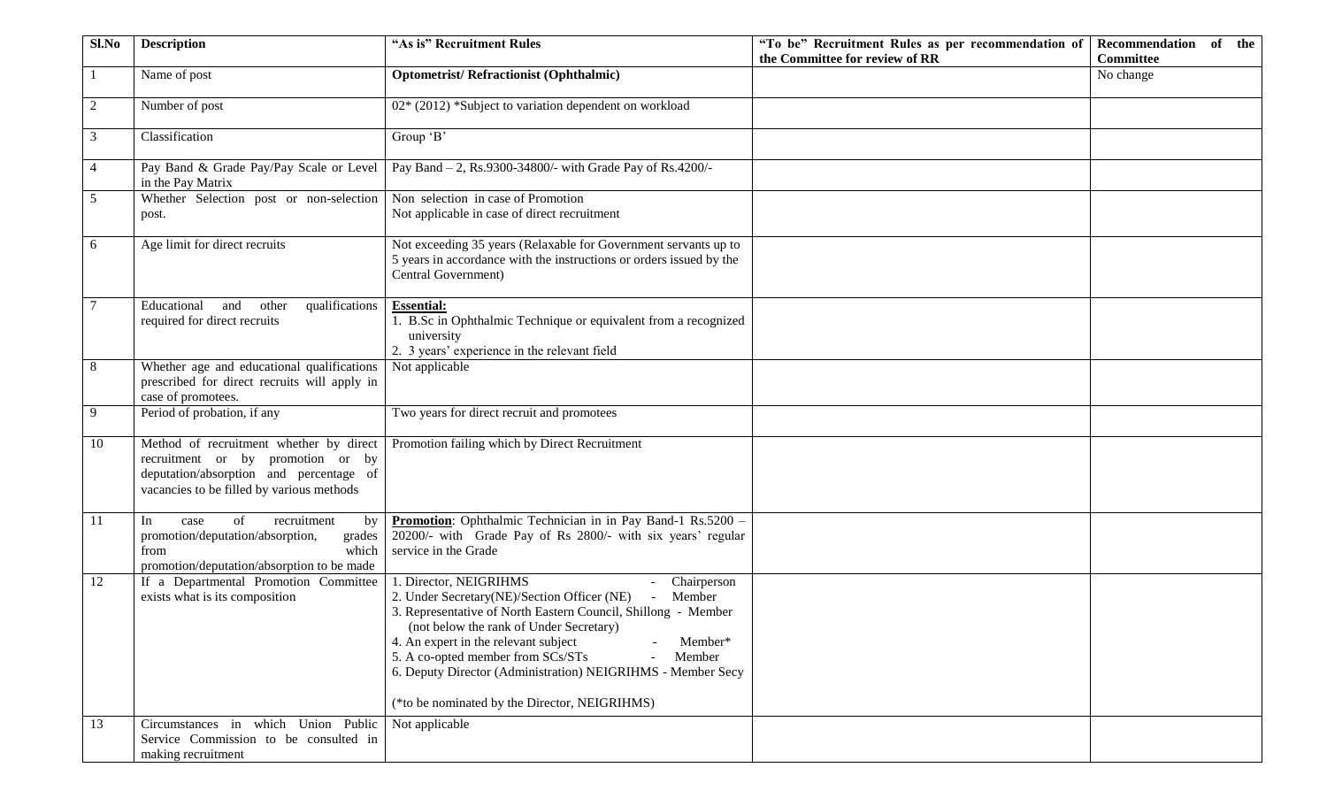| Sl.No | Description | "As is" Recruitment Rules | "To be" Recruitment Rules as per recommendation of the Committee for review of RR | Recommendation of the Committee |
|---|---|---|---|---|
| 1 | Name of post | **Optometrist/ Refractionist (Ophthalmic)** | | No change |
| 2 | Number of post | 02* (2012) *Subject to variation dependent on workload | | |
| 3 | Classification | Group 'B' | | |
| 4 | Pay Band & Grade Pay/Pay Scale or Level in the Pay Matrix | Pay Band – 2, Rs.9300-34800/- with Grade Pay of Rs.4200/- | | |
| 5 | Whether Selection post or non-selection post. | Non selection in case of Promotion<br>Not applicable in case of direct recruitment | | |
| 6 | Age limit for direct recruits | Not exceeding 35 years (Relaxable for Government servants up to 5 years in accordance with the instructions or orders issued by the Central Government) | | |
| 7 | Educational and other qualifications required for direct recruits | **Essential:**<br>1. B.Sc in Ophthalmic Technique or equivalent from a recognized university<br>2. 3 years' experience in the relevant field | | |
| 8 | Whether age and educational qualifications prescribed for direct recruits will apply in case of promotees. | Not applicable | | |
| 9 | Period of probation, if any | Two years for direct recruit and promotees | | |
| 10 | Method of recruitment whether by direct recruitment or by promotion or by deputation/absorption and percentage of vacancies to be filled by various methods | Promotion failing which by Direct Recruitment | | |
| 11 | In case of recruitment by promotion/deputation/absorption, grades from which promotion/deputation/absorption to be made | **Promotion**: Ophthalmic Technician in in Pay Band-1 Rs.5200 – 20200/- with Grade Pay of Rs 2800/- with six years' regular service in the Grade | | |
| 12 | If a Departmental Promotion Committee exists what is its composition | 1. Director, NEIGRIHMS - Chairperson<br>2. Under Secretary(NE)/Section Officer (NE) - Member<br>3. Representative of North Eastern Council, Shillong - Member (not below the rank of Under Secretary)<br>4. An expert in the relevant subject - Member*<br>5. A co-opted member from SCs/STs - Member<br>6. Deputy Director (Administration) NEIGRIHMS - Member Secy<br><br>(*to be nominated by the Director, NEIGRIHMS) | | |
| 13 | Circumstances in which Union Public Service Commission to be consulted in making recruitment | Not applicable | | |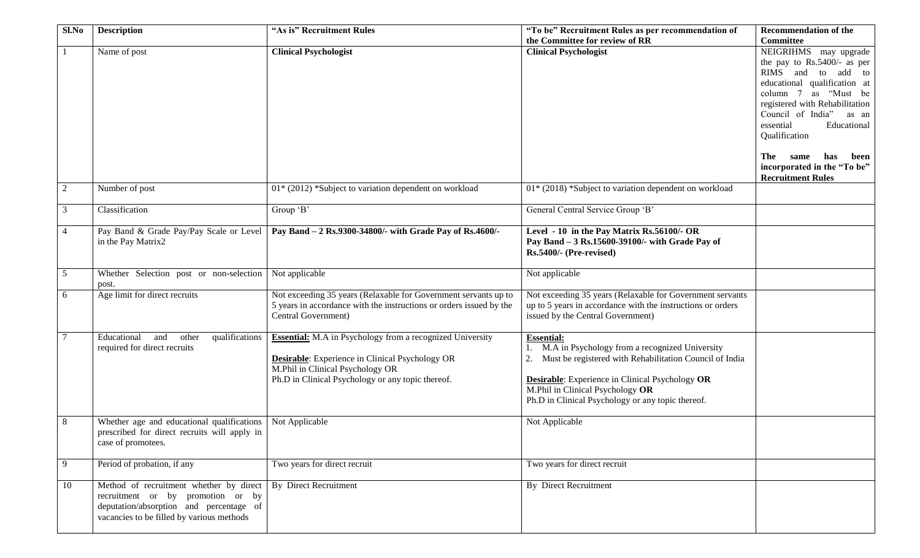| Sl.No | Description | "As is" Recruitment Rules | "To be" Recruitment Rules as per recommendation of the Committee for review of RR | Recommendation of the Committee |
|---|---|---|---|---|
| 1 | Name of post | **Clinical Psychologist** | **Clinical Psychologist** | NEIGRIHMS may upgrade the pay to Rs.5400/- as per RIMS and to add to educational qualification at column 7 as "Must be registered with Rehabilitation Council of India" as an essential Educational Qualification<br><br>**The same has been incorporated in the "To be" Recruitment Rules** |
| 2 | Number of post | 01* (2012) *Subject to variation dependent on workload | 01* (2018) *Subject to variation dependent on workload | |
| 3 | Classification | Group 'B' | General Central Service Group 'B' | |
| 4 | Pay Band & Grade Pay/Pay Scale or Level in the Pay Matrix2 | **Pay Band – 2 Rs.9300-34800/- with Grade Pay of Rs.4600/-** | **Level - 10 in the Pay Matrix Rs.56100/- OR Pay Band – 3 Rs.15600-39100/- with Grade Pay of Rs.5400/- (Pre-revised)** | |
| 5 | Whether Selection post or non-selection post. | Not applicable | Not applicable | |
| 6 | Age limit for direct recruits | Not exceeding 35 years (Relaxable for Government servants up to 5 years in accordance with the instructions or orders issued by the Central Government) | Not exceeding 35 years (Relaxable for Government servants up to 5 years in accordance with the instructions or orders issued by the Central Government) | |
| 7 | Educational and other qualifications required for direct recruits | **Essential:** M.A in Psychology from a recognized University<br><br>**Desirable**: Experience in Clinical Psychology OR M.Phil in Clinical Psychology OR Ph.D in Clinical Psychology or any topic thereof. | **Essential:**<br>1. M.A in Psychology from a recognized University<br>2. Must be registered with Rehabilitation Council of India<br><br>**Desirable**: Experience in Clinical Psychology **OR** M.Phil in Clinical Psychology **OR** Ph.D in Clinical Psychology or any topic thereof. | |
| 8 | Whether age and educational qualifications prescribed for direct recruits will apply in case of promotees. | Not Applicable | Not Applicable | |
| 9 | Period of probation, if any | Two years for direct recruit | Two years for direct recruit | |
| 10 | Method of recruitment whether by direct recruitment or by promotion or by deputation/absorption and percentage of vacancies to be filled by various methods | By Direct Recruitment | By Direct Recruitment | |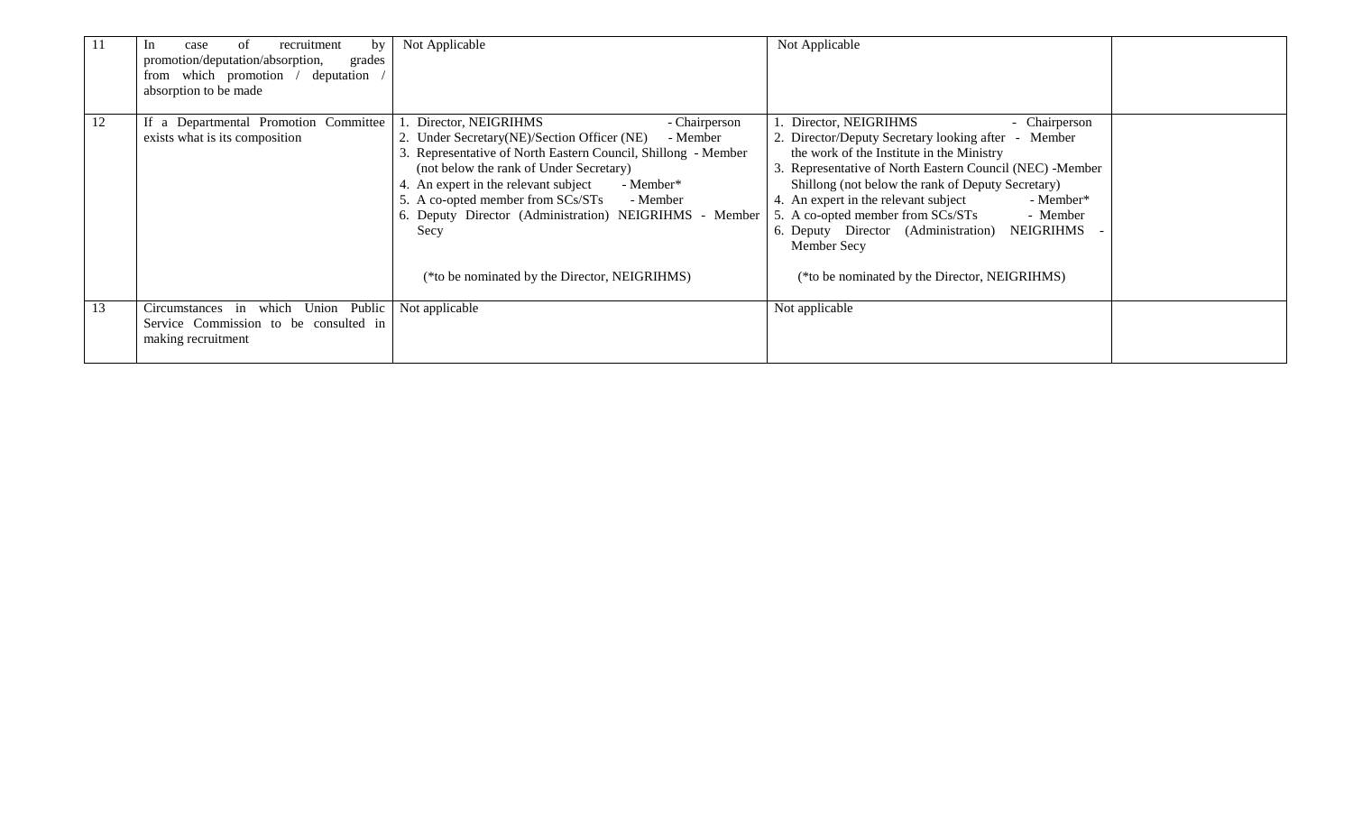| 11 | In case of recruitment by promotion/deputation/absorption, grades from which promotion / deputation / absorption to be made | Not Applicable | Not Applicable | |
|---|---|---|---|---|
| 12 | If a Departmental Promotion Committee exists what is its composition | 1. Director, NEIGRIHMS - Chairperson<br>2. Under Secretary(NE)/Section Officer (NE) - Member<br>3. Representative of North Eastern Council, Shillong - Member (not below the rank of Under Secretary)<br>4. An expert in the relevant subject - Member*<br>5. A co-opted member from SCs/STs - Member<br>6. Deputy Director (Administration) NEIGRIHMS - Member Secy<br><br>(*to be nominated by the Director, NEIGRIHMS) | 1. Director, NEIGRIHMS - Chairperson<br>2. Director/Deputy Secretary looking after - Member the work of the Institute in the Ministry<br>3. Representative of North Eastern Council (NEC) -Member Shillong (not below the rank of Deputy Secretary)<br>4. An expert in the relevant subject - Member*<br>5. A co-opted member from SCs/STs - Member<br>6. Deputy Director (Administration) NEIGRIHMS - Member Secy<br><br>(*to be nominated by the Director, NEIGRIHMS) | |
| 13 | Circumstances in which Union Public Service Commission to be consulted in making recruitment | Not applicable | Not applicable | |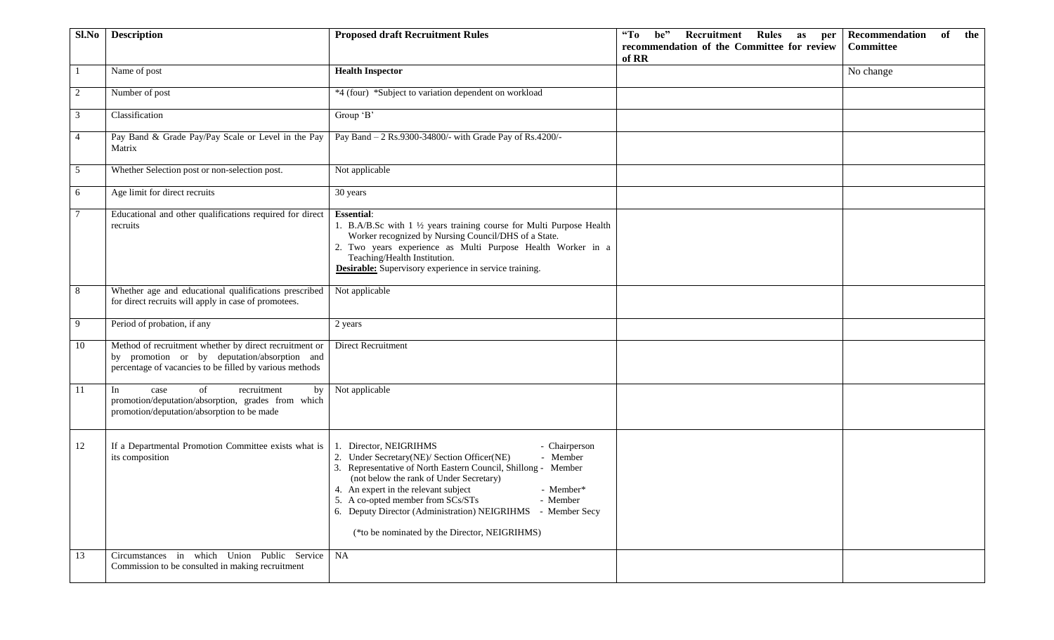| Sl.No | Description | Proposed draft Recruitment Rules | "To be" Recruitment Rules as per recommendation of the Committee for review of RR | Recommendation of the Committee |
|---|---|---|---|---|
| 1 | Name of post | **Health Inspector** | | No change |
| 2 | Number of post | *4 (four) *Subject to variation dependent on workload | | |
| 3 | Classification | Group 'B' | | |
| 4 | Pay Band & Grade Pay/Pay Scale or Level in the Pay Matrix | Pay Band – 2 Rs.9300-34800/- with Grade Pay of Rs.4200/- | | |
| 5 | Whether Selection post or non-selection post. | Not applicable | | |
| 6 | Age limit for direct recruits | 30 years | | |
| 7 | Educational and other qualifications required for direct recruits | **Essential**:<br>1. B.A/B.Sc with 1 ½ years training course for Multi Purpose Health Worker recognized by Nursing Council/DHS of a State.<br>2. Two years experience as Multi Purpose Health Worker in a Teaching/Health Institution.<br>**Desirable:** Supervisory experience in service training. | | |
| 8 | Whether age and educational qualifications prescribed for direct recruits will apply in case of promotees. | Not applicable | | |
| 9 | Period of probation, if any | 2 years | | |
| 10 | Method of recruitment whether by direct recruitment or by promotion or by deputation/absorption and percentage of vacancies to be filled by various methods | Direct Recruitment | | |
| 11 | In case of recruitment by promotion/deputation/absorption, grades from which promotion/deputation/absorption to be made | Not applicable | | |
| 12 | If a Departmental Promotion Committee exists what is its composition | 1. Director, NEIGRIHMS - Chairperson<br>2. Under Secretary(NE)/ Section Officer(NE) - Member<br>3. Representative of North Eastern Council, Shillong - Member (not below the rank of Under Secretary)<br>4. An expert in the relevant subject - Member*<br>5. A co-opted member from SCs/STs - Member<br>6. Deputy Director (Administration) NEIGRIHMS - Member Secy<br><br>(*to be nominated by the Director, NEIGRIHMS) | | |
| 13 | Circumstances in which Union Public Service Commission to be consulted in making recruitment | NA | | |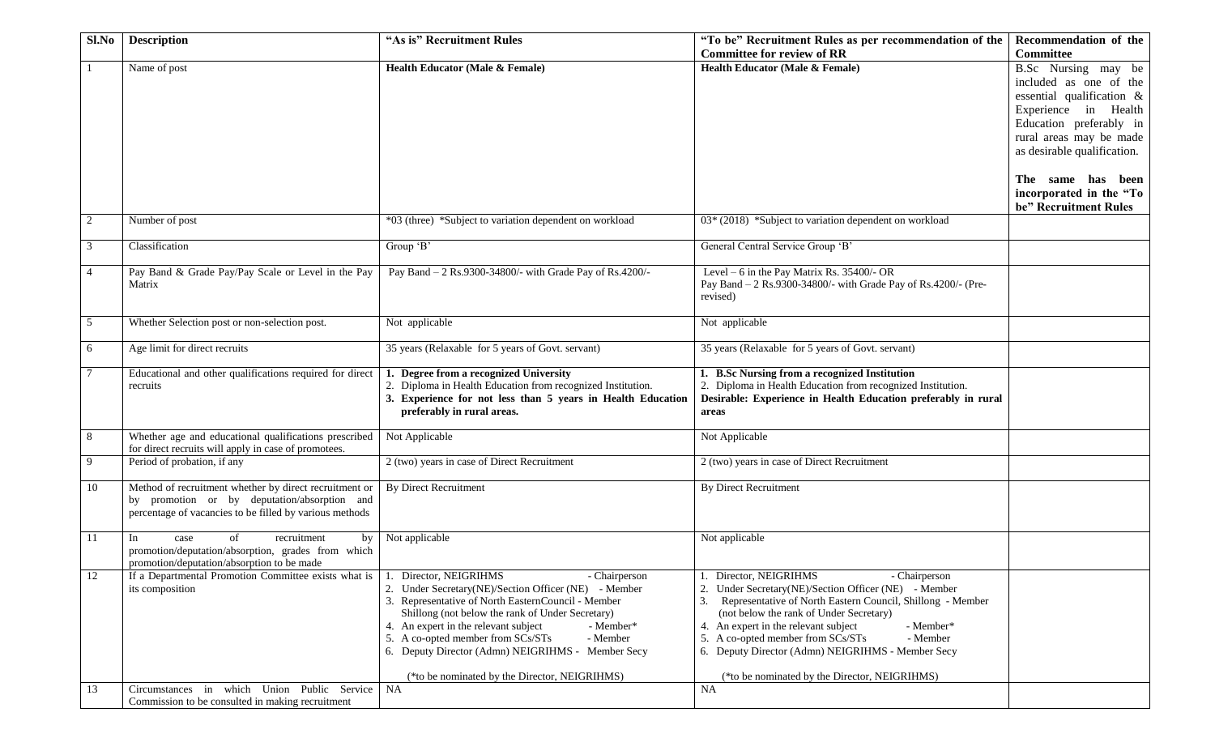| Sl.No | Description | "As is" Recruitment Rules | "To be" Recruitment Rules as per recommendation of the Committee for review of RR | Recommendation of the Committee |
|---|---|---|---|---|
| 1 | Name of post | **Health Educator (Male & Female)** | **Health Educator (Male & Female)** | B.Sc Nursing may be included as one of the essential qualification & Experience in Health Education preferably in rural areas may be made as desirable qualification.<br><br>**The same has been incorporated in the "To be" Recruitment Rules** |
| 2 | Number of post | *03 (three) *Subject to variation dependent on workload | 03* (2018) *Subject to variation dependent on workload | |
| 3 | Classification | Group 'B' | General Central Service Group 'B' | |
| 4 | Pay Band & Grade Pay/Pay Scale or Level in the Pay Matrix | Pay Band – 2 Rs.9300-34800/- with Grade Pay of Rs.4200/- | Level – 6 in the Pay Matrix Rs. 35400/- OR<br>Pay Band – 2 Rs.9300-34800/- with Grade Pay of Rs.4200/- (Pre-revised) | |
| 5 | Whether Selection post or non-selection post. | Not applicable | Not applicable | |
| 6 | Age limit for direct recruits | 35 years (Relaxable for 5 years of Govt. servant) | 35 years (Relaxable for 5 years of Govt. servant) | |
| 7 | Educational and other qualifications required for direct recruits | **1. Degree from a recognized University**<br>2. Diploma in Health Education from recognized Institution.<br>**3. Experience for not less than 5 years in Health Education preferably in rural areas.** | **1. B.Sc Nursing from a recognized Institution**<br>2. Diploma in Health Education from recognized Institution.<br>**Desirable: Experience in Health Education preferably in rural areas** | |
| 8 | Whether age and educational qualifications prescribed for direct recruits will apply in case of promotees. | Not Applicable | Not Applicable | |
| 9 | Period of probation, if any | 2 (two) years in case of Direct Recruitment | 2 (two) years in case of Direct Recruitment | |
| 10 | Method of recruitment whether by direct recruitment or by promotion or by deputation/absorption and percentage of vacancies to be filled by various methods | By Direct Recruitment | By Direct Recruitment | |
| 11 | In case of recruitment by promotion/deputation/absorption, grades from which promotion/deputation/absorption to be made | Not applicable | Not applicable | |
| 12 | If a Departmental Promotion Committee exists what is its composition | 1. Director, NEIGRIHMS - Chairperson<br>2. Under Secretary(NE)/Section Officer (NE) - Member<br>3. Representative of North EasternCouncil - Member Shillong (not below the rank of Under Secretary)<br>4. An expert in the relevant subject - Member*<br>5. A co-opted member from SCs/STs - Member<br>6. Deputy Director (Admn) NEIGRIHMS - Member Secy<br><br>(*to be nominated by the Director, NEIGRIHMS) | 1. Director, NEIGRIHMS - Chairperson<br>2. Under Secretary(NE)/Section Officer (NE) - Member<br>3. Representative of North Eastern Council, Shillong - Member (not below the rank of Under Secretary)<br>4. An expert in the relevant subject - Member*<br>5. A co-opted member from SCs/STs - Member<br>6. Deputy Director (Admn) NEIGRIHMS - Member Secy<br><br>(*to be nominated by the Director, NEIGRIHMS) | |
| 13 | Circumstances in which Union Public Service Commission to be consulted in making recruitment | NA | NA | |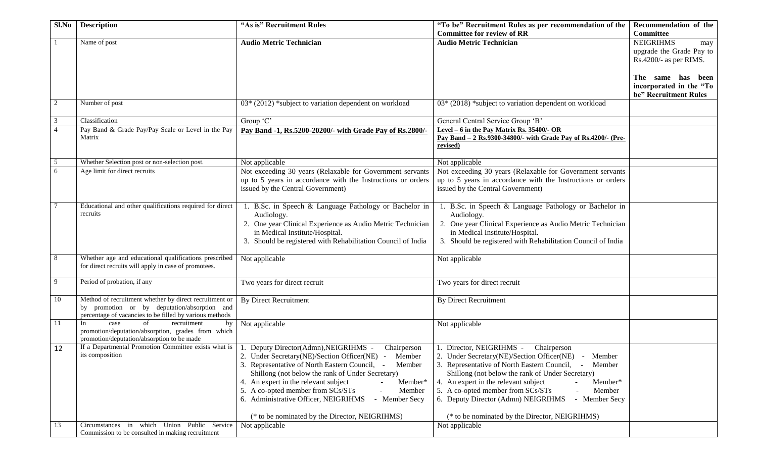| Sl.No | Description | "As is" Recruitment Rules | "To be" Recruitment Rules as per recommendation of the Committee for review of RR | Recommendation of the Committee |
|---|---|---|---|---|
| 1 | Name of post | **Audio Metric Technician** | **Audio Metric Technician** | NEIGRIHMS may upgrade the Grade Pay to Rs.4200/- as per RIMS.<br><br>**The same has been incorporated in the "To be" Recruitment Rules** |
| 2 | Number of post | 03* (2012) *subject to variation dependent on workload | 03* (2018) *subject to variation dependent on workload | |
| 3 | Classification | Group 'C' | General Central Service Group 'B' | |
| 4 | Pay Band & Grade Pay/Pay Scale or Level in the Pay Matrix | **Pay Band -1, Rs.5200-20200/- with Grade Pay of Rs.2800/-** | **Level – 6 in the Pay Matrix Rs. 35400/- OR**<br>**Pay Band – 2 Rs.9300-34800/- with Grade Pay of Rs.4200/- (Pre-revised)** | |
| 5 | Whether Selection post or non-selection post. | Not applicable | Not applicable | |
| 6 | Age limit for direct recruits | Not exceeding 30 years (Relaxable for Government servants up to 5 years in accordance with the Instructions or orders issued by the Central Government) | Not exceeding 30 years (Relaxable for Government servants up to 5 years in accordance with the Instructions or orders issued by the Central Government) | |
| 7 | Educational and other qualifications required for direct recruits | 1. B.Sc. in Speech & Language Pathology or Bachelor in Audiology.<br>2. One year Clinical Experience as Audio Metric Technician in Medical Institute/Hospital.<br>3. Should be registered with Rehabilitation Council of India | 1. B.Sc. in Speech & Language Pathology or Bachelor in Audiology.<br>2. One year Clinical Experience as Audio Metric Technician in Medical Institute/Hospital.<br>3. Should be registered with Rehabilitation Council of India | |
| 8 | Whether age and educational qualifications prescribed for direct recruits will apply in case of promotees. | Not applicable | Not applicable | |
| 9 | Period of probation, if any | Two years for direct recruit | Two years for direct recruit | |
| 10 | Method of recruitment whether by direct recruitment or by promotion or by deputation/absorption and percentage of vacancies to be filled by various methods | By Direct Recruitment | By Direct Recruitment | |
| 11 | In case of recruitment by promotion/deputation/absorption, grades from which promotion/deputation/absorption to be made | Not applicable | Not applicable | |
| 12 | If a Departmental Promotion Committee exists what is its composition | 1. Deputy Director(Admn),NEIGRIHMS - Chairperson<br>2. Under Secretary(NE)/Section Officer(NE) - Member<br>3. Representative of North Eastern Council, - Member Shillong (not below the rank of Under Secretary)<br>4. An expert in the relevant subject - Member*<br>5. A co-opted member from SCs/STs - Member<br>6. Administrative Officer, NEIGRIHMS - Member Secy<br><br>(* to be nominated by the Director, NEIGRIHMS) | 1. Director, NEIGRIHMS - Chairperson<br>2. Under Secretary(NE)/Section Officer(NE) - Member<br>3. Representative of North Eastern Council, - Member Shillong (not below the rank of Under Secretary)<br>4. An expert in the relevant subject - Member*<br>5. A co-opted member from SCs/STs - Member<br>6. Deputy Director (Admn) NEIGRIHMS - Member Secy<br><br>(* to be nominated by the Director, NEIGRIHMS) | |
| 13 | Circumstances in which Union Public Service Commission to be consulted in making recruitment | Not applicable | Not applicable | |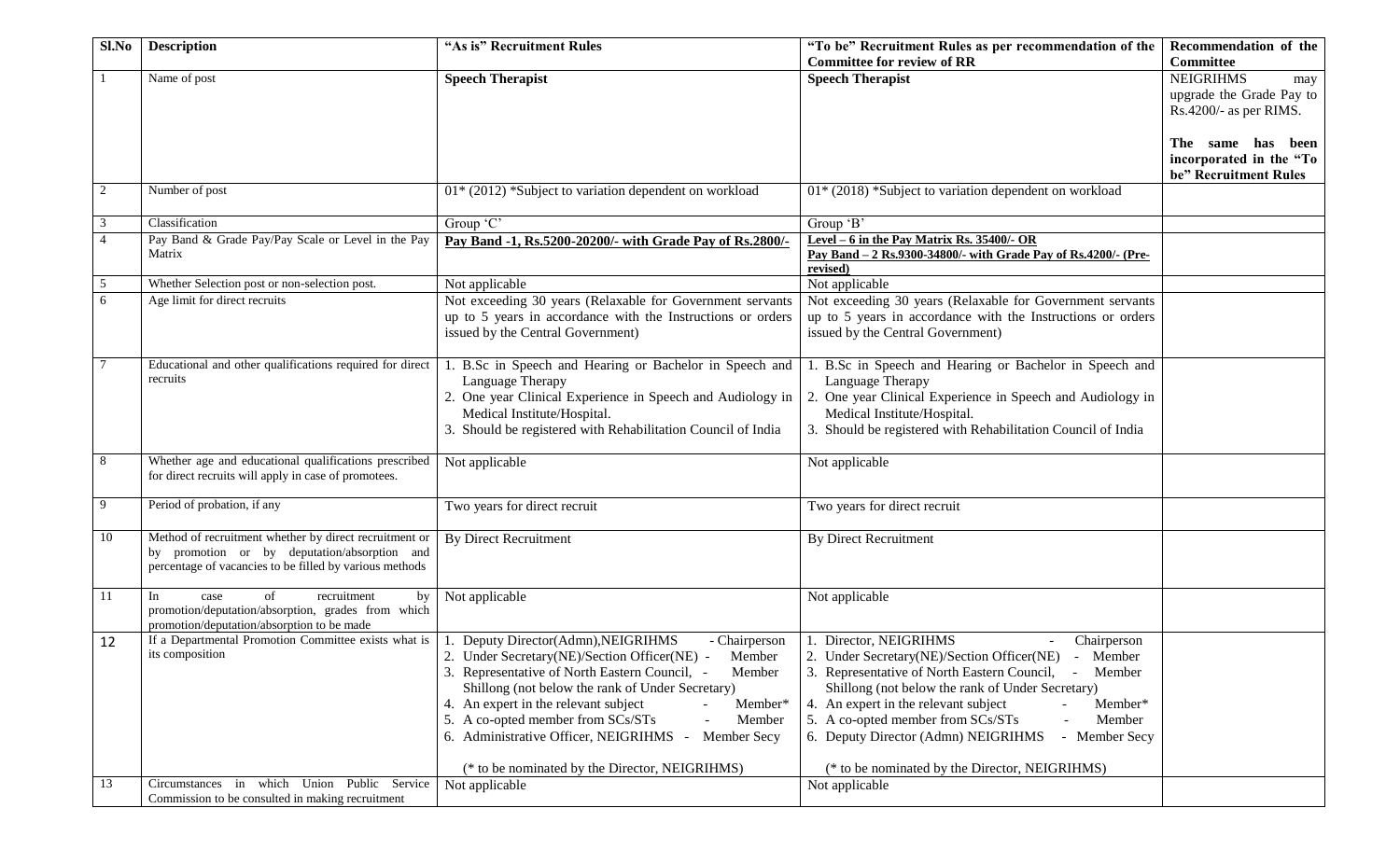| Sl.No | Description | "As is" Recruitment Rules | "To be" Recruitment Rules as per recommendation of the Committee for review of RR | Recommendation of the Committee |
|---|---|---|---|---|
| 1 | Name of post | **Speech Therapist** | **Speech Therapist** | NEIGRIHMS may upgrade the Grade Pay to Rs.4200/- as per RIMS.<br><br>**The same has been incorporated in the "To be" Recruitment Rules** |
| 2 | Number of post | 01* (2012) *Subject to variation dependent on workload | 01* (2018) *Subject to variation dependent on workload | |
| 3 | Classification | Group 'C' | Group 'B' | |
| 4 | Pay Band & Grade Pay/Pay Scale or Level in the Pay Matrix | **Pay Band -1, Rs.5200-20200/- with Grade Pay of Rs.2800/-** | **Level – 6 in the Pay Matrix Rs. 35400/- OR**<br>**Pay Band – 2 Rs.9300-34800/- with Grade Pay of Rs.4200/- (Pre-revised)** | |
| 5 | Whether Selection post or non-selection post. | Not applicable | Not applicable | |
| 6 | Age limit for direct recruits | Not exceeding 30 years (Relaxable for Government servants up to 5 years in accordance with the Instructions or orders issued by the Central Government) | Not exceeding 30 years (Relaxable for Government servants up to 5 years in accordance with the Instructions or orders issued by the Central Government) | |
| 7 | Educational and other qualifications required for direct recruits | 1. B.Sc in Speech and Hearing or Bachelor in Speech and Language Therapy<br>2. One year Clinical Experience in Speech and Audiology in Medical Institute/Hospital.<br>3. Should be registered with Rehabilitation Council of India | 1. B.Sc in Speech and Hearing or Bachelor in Speech and Language Therapy<br>2. One year Clinical Experience in Speech and Audiology in Medical Institute/Hospital.<br>3. Should be registered with Rehabilitation Council of India | |
| 8 | Whether age and educational qualifications prescribed for direct recruits will apply in case of promotees. | Not applicable | Not applicable | |
| 9 | Period of probation, if any | Two years for direct recruit | Two years for direct recruit | |
| 10 | Method of recruitment whether by direct recruitment or by promotion or by deputation/absorption and percentage of vacancies to be filled by various methods | By Direct Recruitment | By Direct Recruitment | |
| 11 | In case of recruitment by promotion/deputation/absorption, grades from which promotion/deputation/absorption to be made | Not applicable | Not applicable | |
| 12 | If a Departmental Promotion Committee exists what is its composition | 1. Deputy Director(Admn),NEIGRIHMS - Chairperson<br>2. Under Secretary(NE)/Section Officer(NE) - Member<br>3. Representative of North Eastern Council, - Member Shillong (not below the rank of Under Secretary)<br>4. An expert in the relevant subject - Member*<br>5. A co-opted member from SCs/STs - Member<br>6. Administrative Officer, NEIGRIHMS - Member Secy<br><br>(* to be nominated by the Director, NEIGRIHMS) | 1. Director, NEIGRIHMS - Chairperson<br>2. Under Secretary(NE)/Section Officer(NE) - Member<br>3. Representative of North Eastern Council, - Member Shillong (not below the rank of Under Secretary)<br>4. An expert in the relevant subject - Member*<br>5. A co-opted member from SCs/STs - Member<br>6. Deputy Director (Admn) NEIGRIHMS - Member Secy<br><br>(* to be nominated by the Director, NEIGRIHMS) | |
| 13 | Circumstances in which Union Public Service Commission to be consulted in making recruitment | Not applicable | Not applicable | |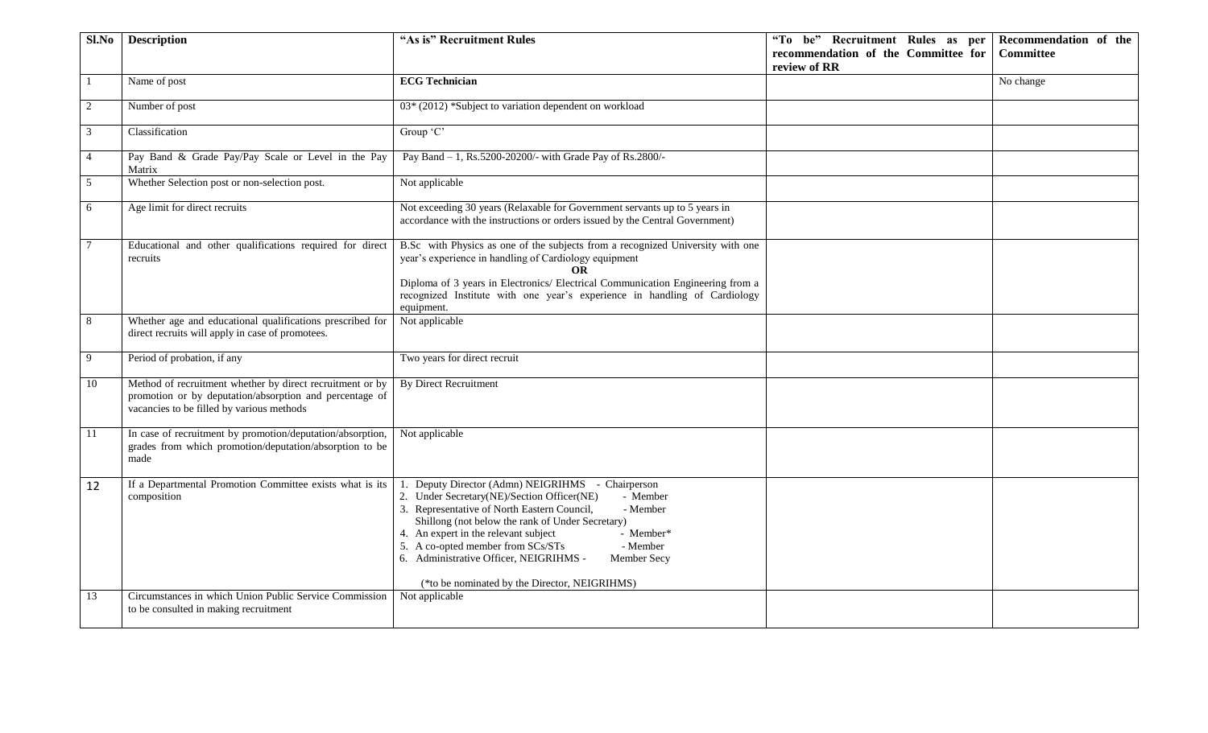| Sl.No | Description | "As is" Recruitment Rules | "To be" Recruitment Rules as per recommendation of the Committee for review of RR | Recommendation of the Committee |
|---|---|---|---|---|
| 1 | Name of post | **ECG Technician** | | No change |
| 2 | Number of post | 03* (2012) *Subject to variation dependent on workload | | |
| 3 | Classification | Group 'C' | | |
| 4 | Pay Band & Grade Pay/Pay Scale or Level in the Pay Matrix | Pay Band – 1, Rs.5200-20200/- with Grade Pay of Rs.2800/- | | |
| 5 | Whether Selection post or non-selection post. | Not applicable | | |
| 6 | Age limit for direct recruits | Not exceeding 30 years (Relaxable for Government servants up to 5 years in accordance with the instructions or orders issued by the Central Government) | | |
| 7 | Educational and other qualifications required for direct recruits | B.Sc with Physics as one of the subjects from a recognized University with one year's experience in handling of Cardiology equipment<br>**OR**<br>Diploma of 3 years in Electronics/ Electrical Communication Engineering from a recognized Institute with one year's experience in handling of Cardiology equipment. | | |
| 8 | Whether age and educational qualifications prescribed for direct recruits will apply in case of promotees. | Not applicable | | |
| 9 | Period of probation, if any | Two years for direct recruit | | |
| 10 | Method of recruitment whether by direct recruitment or by promotion or by deputation/absorption and percentage of vacancies to be filled by various methods | By Direct Recruitment | | |
| 11 | In case of recruitment by promotion/deputation/absorption, grades from which promotion/deputation/absorption to be made | Not applicable | | |
| 12 | If a Departmental Promotion Committee exists what is its composition | 1. Deputy Director (Admn) NEIGRIHMS - Chairperson<br>2. Under Secretary(NE)/Section Officer(NE) - Member<br>3. Representative of North Eastern Council, Shillong (not below the rank of Under Secretary) - Member<br>4. An expert in the relevant subject - Member*<br>5. A co-opted member from SCs/STs - Member<br>6. Administrative Officer, NEIGRIHMS - Member Secy<br><br>(*to be nominated by the Director, NEIGRIHMS) | | |
| 13 | Circumstances in which Union Public Service Commission to be consulted in making recruitment | Not applicable | | |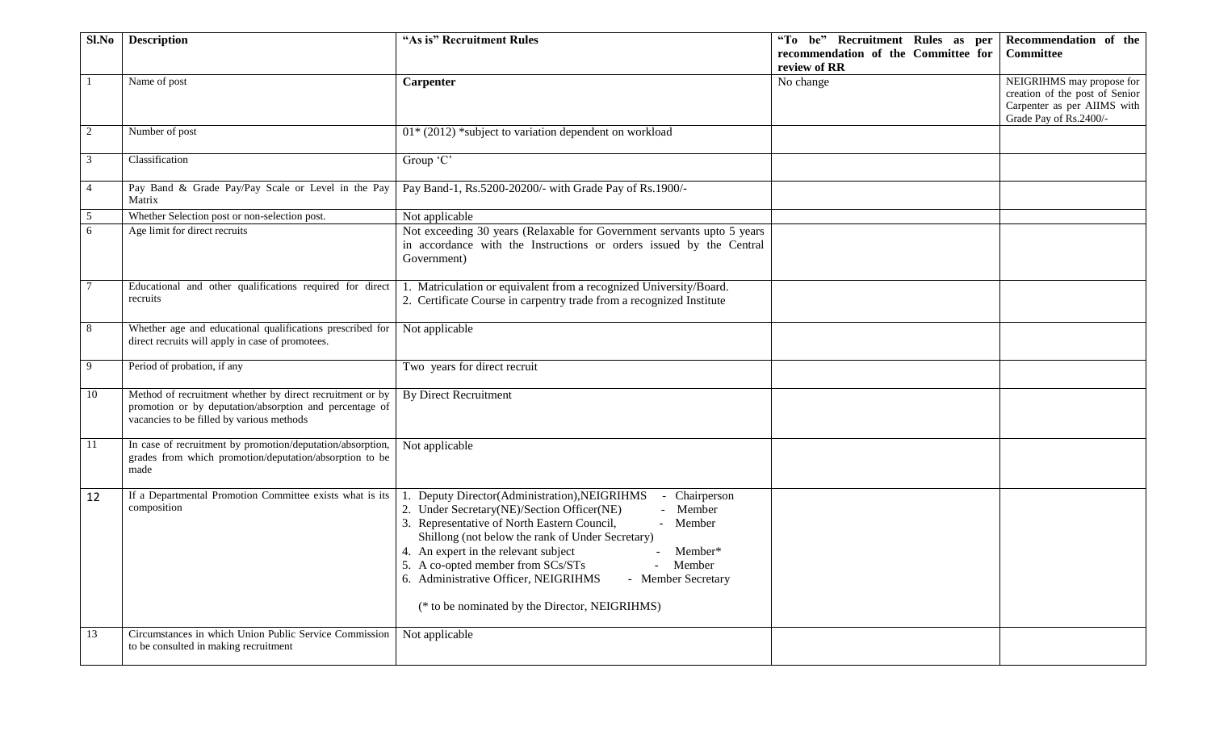| Sl.No | Description | "As is" Recruitment Rules | "To be" Recruitment Rules as per recommendation of the Committee for review of RR | Recommendation of the Committee |
|---|---|---|---|---|
| 1 | Name of post | **Carpenter** | No change | NEIGRIHMS may propose for creation of the post of Senior Carpenter as per AIIMS with Grade Pay of Rs.2400/- |
| 2 | Number of post | 01* (2012) *subject to variation dependent on workload | | |
| 3 | Classification | Group 'C' | | |
| 4 | Pay Band & Grade Pay/Pay Scale or Level in the Pay Matrix | Pay Band-1, Rs.5200-20200/- with Grade Pay of Rs.1900/- | | |
| 5 | Whether Selection post or non-selection post. | Not applicable | | |
| 6 | Age limit for direct recruits | Not exceeding 30 years (Relaxable for Government servants upto 5 years in accordance with the Instructions or orders issued by the Central Government) | | |
| 7 | Educational and other qualifications required for direct recruits | 1. Matriculation or equivalent from a recognized University/Board.<br>2. Certificate Course in carpentry trade from a recognized Institute | | |
| 8 | Whether age and educational qualifications prescribed for direct recruits will apply in case of promotees. | Not applicable | | |
| 9 | Period of probation, if any | Two years for direct recruit | | |
| 10 | Method of recruitment whether by direct recruitment or by promotion or by deputation/absorption and percentage of vacancies to be filled by various methods | By Direct Recruitment | | |
| 11 | In case of recruitment by promotion/deputation/absorption, grades from which promotion/deputation/absorption to be made | Not applicable | | |
| 12 | If a Departmental Promotion Committee exists what is its composition | 1. Deputy Director(Administration),NEIGRIHMS - Chairperson<br>2. Under Secretary(NE)/Section Officer(NE) - Member<br>3. Representative of North Eastern Council, Shillong (not below the rank of Under Secretary) - Member<br>4. An expert in the relevant subject - Member*<br>5. A co-opted member from SCs/STs - Member<br>6. Administrative Officer, NEIGRIHMS - Member Secretary<br><br>(* to be nominated by the Director, NEIGRIHMS) | | |
| 13 | Circumstances in which Union Public Service Commission to be consulted in making recruitment | Not applicable | | |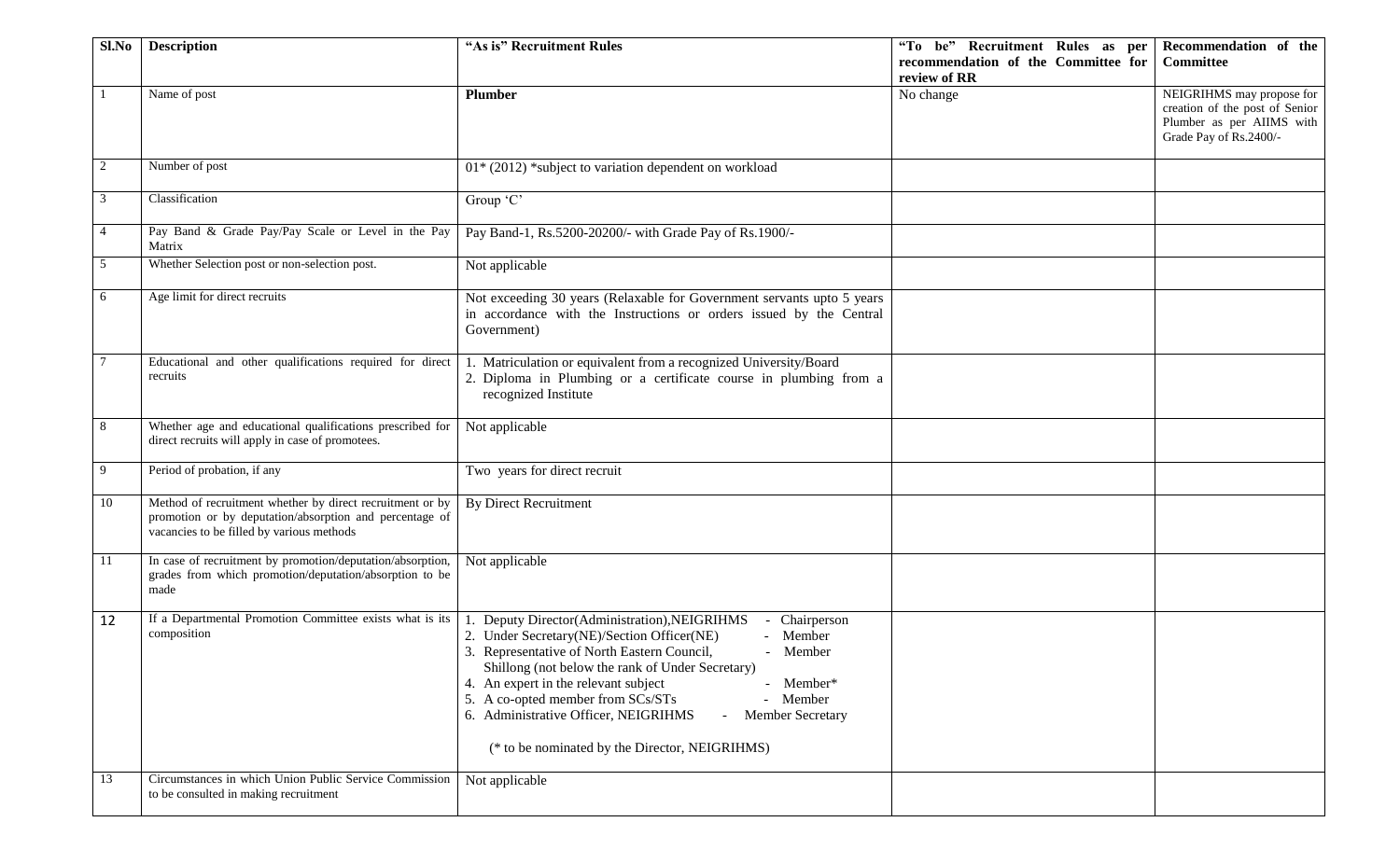| Sl.No | Description | "As is" Recruitment Rules | "To be" Recruitment Rules as per recommendation of the Committee for review of RR | Recommendation of the Committee |
|---|---|---|---|---|
| 1 | Name of post | **Plumber** | No change | NEIGRIHMS may propose for creation of the post of Senior Plumber as per AIIMS with Grade Pay of Rs.2400/- |
| 2 | Number of post | 01* (2012) *subject to variation dependent on workload | | |
| 3 | Classification | Group 'C' | | |
| 4 | Pay Band & Grade Pay/Pay Scale or Level in the Pay Matrix | Pay Band-1, Rs.5200-20200/- with Grade Pay of Rs.1900/- | | |
| 5 | Whether Selection post or non-selection post. | Not applicable | | |
| 6 | Age limit for direct recruits | Not exceeding 30 years (Relaxable for Government servants upto 5 years in accordance with the Instructions or orders issued by the Central Government) | | |
| 7 | Educational and other qualifications required for direct recruits | 1. Matriculation or equivalent from a recognized University/Board<br>2. Diploma in Plumbing or a certificate course in plumbing from a recognized Institute | | |
| 8 | Whether age and educational qualifications prescribed for direct recruits will apply in case of promotees. | Not applicable | | |
| 9 | Period of probation, if any | Two years for direct recruit | | |
| 10 | Method of recruitment whether by direct recruitment or by promotion or by deputation/absorption and percentage of vacancies to be filled by various methods | By Direct Recruitment | | |
| 11 | In case of recruitment by promotion/deputation/absorption, grades from which promotion/deputation/absorption to be made | Not applicable | | |
| 12 | If a Departmental Promotion Committee exists what is its composition | 1. Deputy Director(Administration),NEIGRIHMS - Chairperson<br>2. Under Secretary(NE)/Section Officer(NE) - Member<br>3. Representative of North Eastern Council, Shillong (not below the rank of Under Secretary) - Member<br>4. An expert in the relevant subject - Member*<br>5. A co-opted member from SCs/STs - Member<br>6. Administrative Officer, NEIGRIHMS - Member Secretary<br><br>(* to be nominated by the Director, NEIGRIHMS) | | |
| 13 | Circumstances in which Union Public Service Commission to be consulted in making recruitment | Not applicable | | |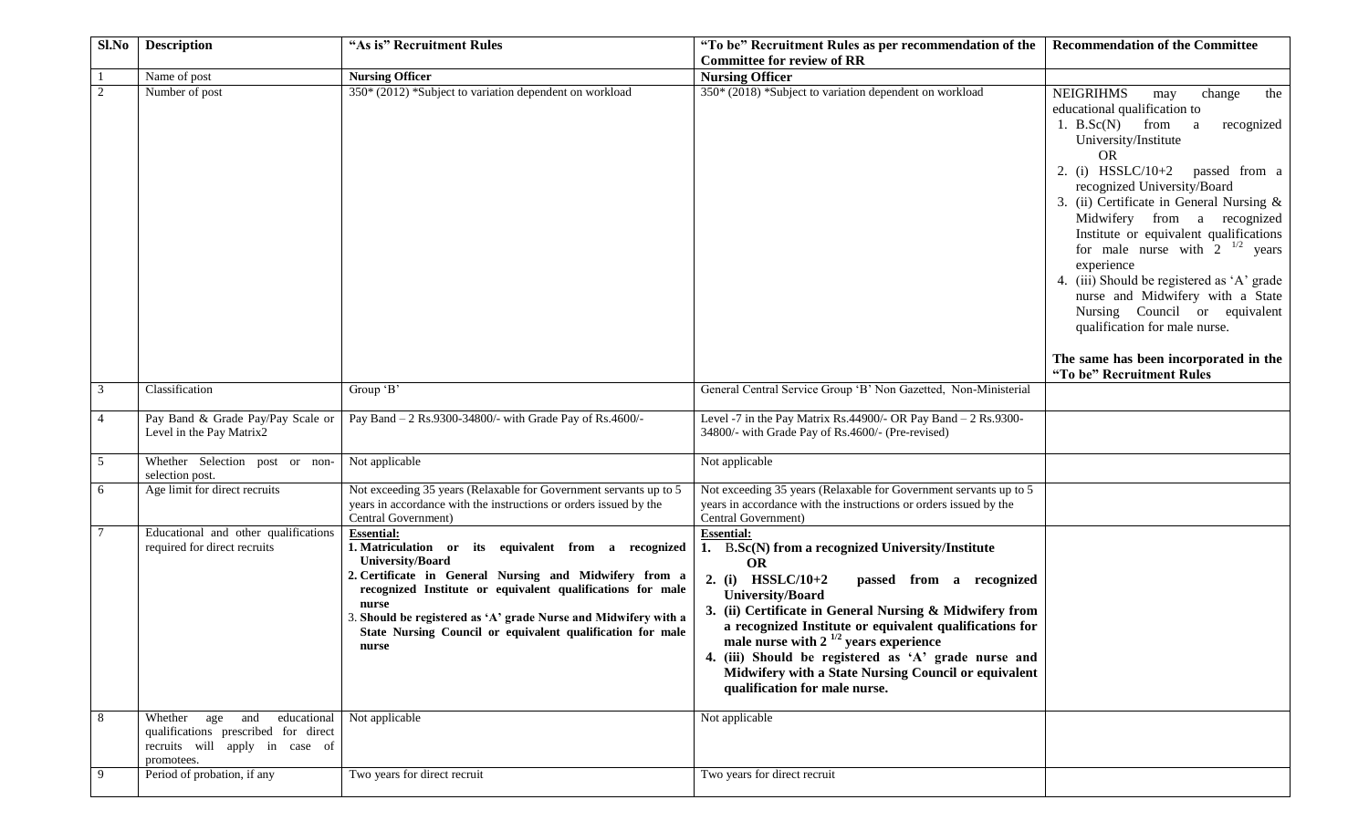| Sl.No | Description | "As is" Recruitment Rules | "To be" Recruitment Rules as per recommendation of the Committee for review of RR | Recommendation of the Committee |
|---|---|---|---|---|
| 1 | Name of post | **Nursing Officer** | **Nursing Officer** | |
| 2 | Number of post | 350* (2012) *Subject to variation dependent on workload | 350* (2018) *Subject to variation dependent on workload | NEIGRIHMS may change the educational qualification to<br>1. B.Sc(N) from a recognized University/Institute<br>OR<br>2. (i) HSSLC/10+2 passed from a recognized University/Board<br>3. (ii) Certificate in General Nursing & Midwifery from a recognized Institute or equivalent qualifications for male nurse with 2 $^{1/2}$ years experience<br>4. (iii) Should be registered as 'A' grade nurse and Midwifery with a State Nursing Council or equivalent qualification for male nurse.<br><br>**The same has been incorporated in the "To be" Recruitment Rules** |
| 3 | Classification | Group 'B' | General Central Service Group 'B' Non Gazetted, Non-Ministerial | |
| 4 | Pay Band & Grade Pay/Pay Scale or Level in the Pay Matrix2 | Pay Band – 2 Rs.9300-34800/- with Grade Pay of Rs.4600/- | Level -7 in the Pay Matrix Rs.44900/- OR Pay Band – 2 Rs.9300-34800/- with Grade Pay of Rs.4600/- (Pre-revised) | |
| 5 | Whether Selection post or non-selection post. | Not applicable | Not applicable | |
| 6 | Age limit for direct recruits | Not exceeding 35 years (Relaxable for Government servants up to 5 years in accordance with the instructions or orders issued by the Central Government) | Not exceeding 35 years (Relaxable for Government servants up to 5 years in accordance with the instructions or orders issued by the Central Government) | |
| 7 | Educational and other qualifications required for direct recruits | **Essential:**<br>**1. Matriculation or its equivalent from a recognized University/Board**<br>**2. Certificate in General Nursing and Midwifery from a recognized Institute or equivalent qualifications for male nurse**<br>**3. Should be registered as 'A' grade Nurse and Midwifery with a State Nursing Council or equivalent qualification for male nurse** | **Essential:**<br>**1. B.Sc(N) from a recognized University/Institute**<br>**OR**<br>**2. (i) HSSLC/10+2 passed from a recognized University/Board**<br>**3. (ii) Certificate in General Nursing & Midwifery from a recognized Institute or equivalent qualifications for male nurse with 2 $^{1/2}$ years experience**<br>**4. (iii) Should be registered as 'A' grade nurse and Midwifery with a State Nursing Council or equivalent qualification for male nurse.** | |
| 8 | Whether age and educational qualifications prescribed for direct recruits will apply in case of promotees. | Not applicable | Not applicable | |
| 9 | Period of probation, if any | Two years for direct recruit | Two years for direct recruit | |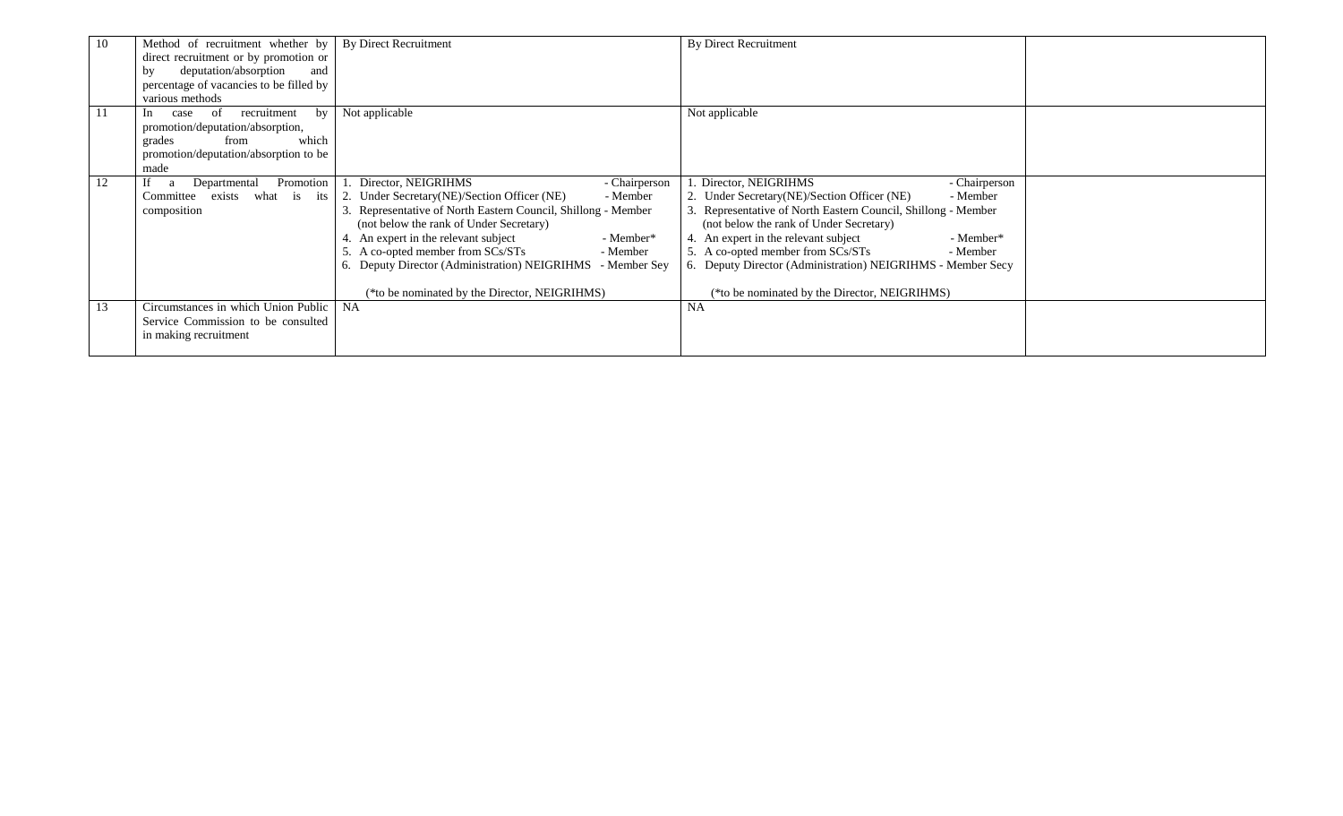| 10 | Method of recruitment whether by direct recruitment or by promotion or by deputation/absorption and percentage of vacancies to be filled by various methods | By Direct Recruitment | By Direct Recruitment | |
|---|---|---|---|---|
| 11 | In case of recruitment by promotion/deputation/absorption, grades from which promotion/deputation/absorption to be made | Not applicable | Not applicable | |
| 12 | If a Departmental Promotion Committee exists what is its composition | 1. Director, NEIGRIHMS - Chairperson<br>2. Under Secretary(NE)/Section Officer (NE) - Member<br>3. Representative of North Eastern Council, Shillong - Member (not below the rank of Under Secretary)<br>4. An expert in the relevant subject - Member*<br>5. A co-opted member from SCs/STs - Member<br>6. Deputy Director (Administration) NEIGRIHMS - Member Sey<br><br>(*to be nominated by the Director, NEIGRIHMS) | 1. Director, NEIGRIHMS - Chairperson<br>2. Under Secretary(NE)/Section Officer (NE) - Member<br>3. Representative of North Eastern Council, Shillong - Member (not below the rank of Under Secretary)<br>4. An expert in the relevant subject - Member*<br>5. A co-opted member from SCs/STs - Member<br>6. Deputy Director (Administration) NEIGRIHMS - Member Secy<br><br>(*to be nominated by the Director, NEIGRIHMS) | |
| 13 | Circumstances in which Union Public Service Commission to be consulted in making recruitment | NA | NA | |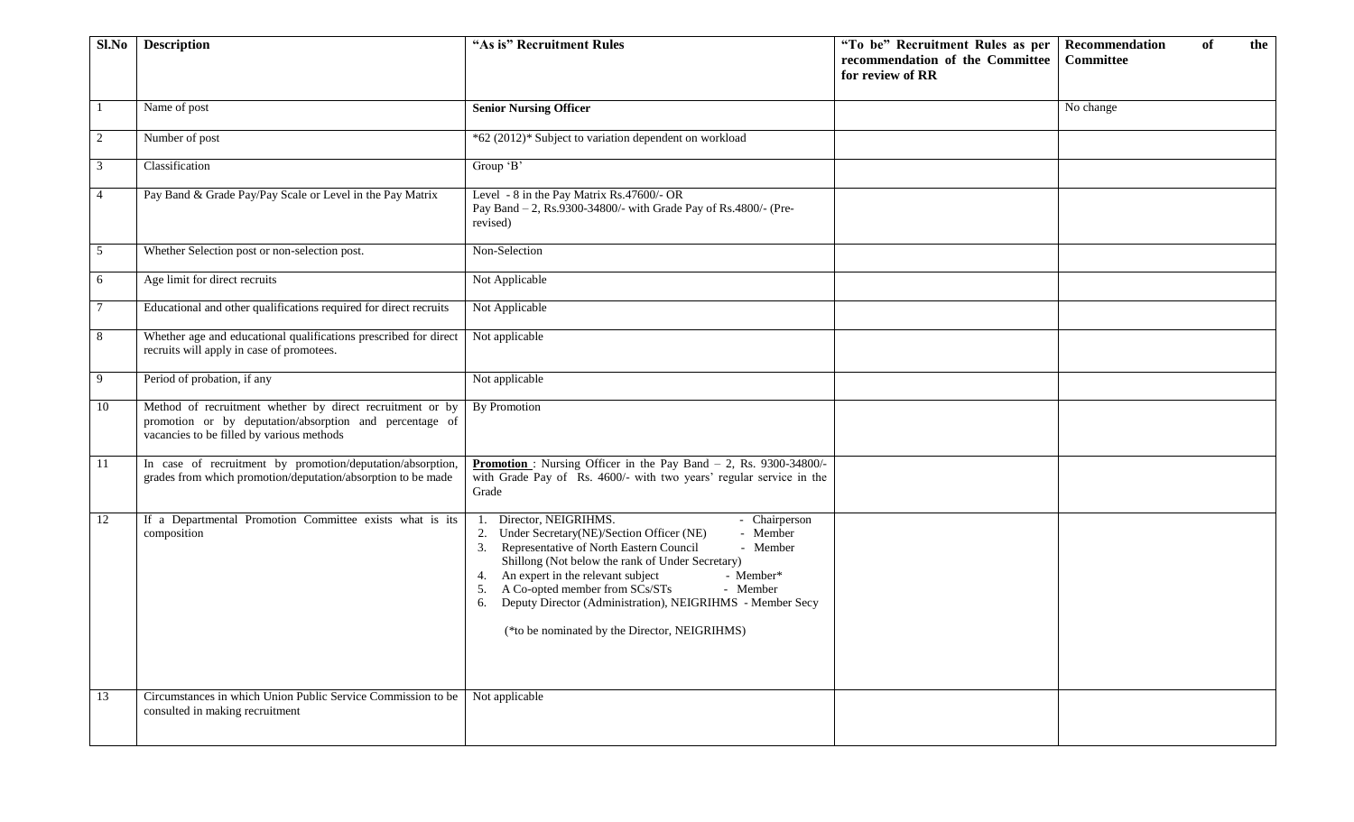| Sl.No | Description | "As is" Recruitment Rules | "To be" Recruitment Rules as per recommendation of the Committee for review of RR | Recommendation of the Committee |
|---|---|---|---|---|
| 1 | Name of post | **Senior Nursing Officer** | | No change |
| 2 | Number of post | *62 (2012)* Subject to variation dependent on workload | | |
| 3 | Classification | Group 'B' | | |
| 4 | Pay Band & Grade Pay/Pay Scale or Level in the Pay Matrix | Level - 8 in the Pay Matrix Rs.47600/- OR<br>Pay Band – 2, Rs.9300-34800/- with Grade Pay of Rs.4800/- (Pre-revised) | | |
| 5 | Whether Selection post or non-selection post. | Non-Selection | | |
| 6 | Age limit for direct recruits | Not Applicable | | |
| 7 | Educational and other qualifications required for direct recruits | Not Applicable | | |
| 8 | Whether age and educational qualifications prescribed for direct recruits will apply in case of promotees. | Not applicable | | |
| 9 | Period of probation, if any | Not applicable | | |
| 10 | Method of recruitment whether by direct recruitment or by promotion or by deputation/absorption and percentage of vacancies to be filled by various methods | By Promotion | | |
| 11 | In case of recruitment by promotion/deputation/absorption, grades from which promotion/deputation/absorption to be made | **Promotion** : Nursing Officer in the Pay Band – 2, Rs. 9300-34800/- with Grade Pay of Rs. 4600/- with two years' regular service in the Grade | | |
| 12 | If a Departmental Promotion Committee exists what is its composition | 1. Director, NEIGRIHMS. - Chairperson<br>2. Under Secretary(NE)/Section Officer (NE) - Member<br>3. Representative of North Eastern Council - Member Shillong (Not below the rank of Under Secretary)<br>4. An expert in the relevant subject - Member*<br>5. A Co-opted member from SCs/STs - Member<br>6. Deputy Director (Administration), NEIGRIHMS - Member Secy<br><br>(*to be nominated by the Director, NEIGRIHMS) | | |
| 13 | Circumstances in which Union Public Service Commission to be consulted in making recruitment | Not applicable | | |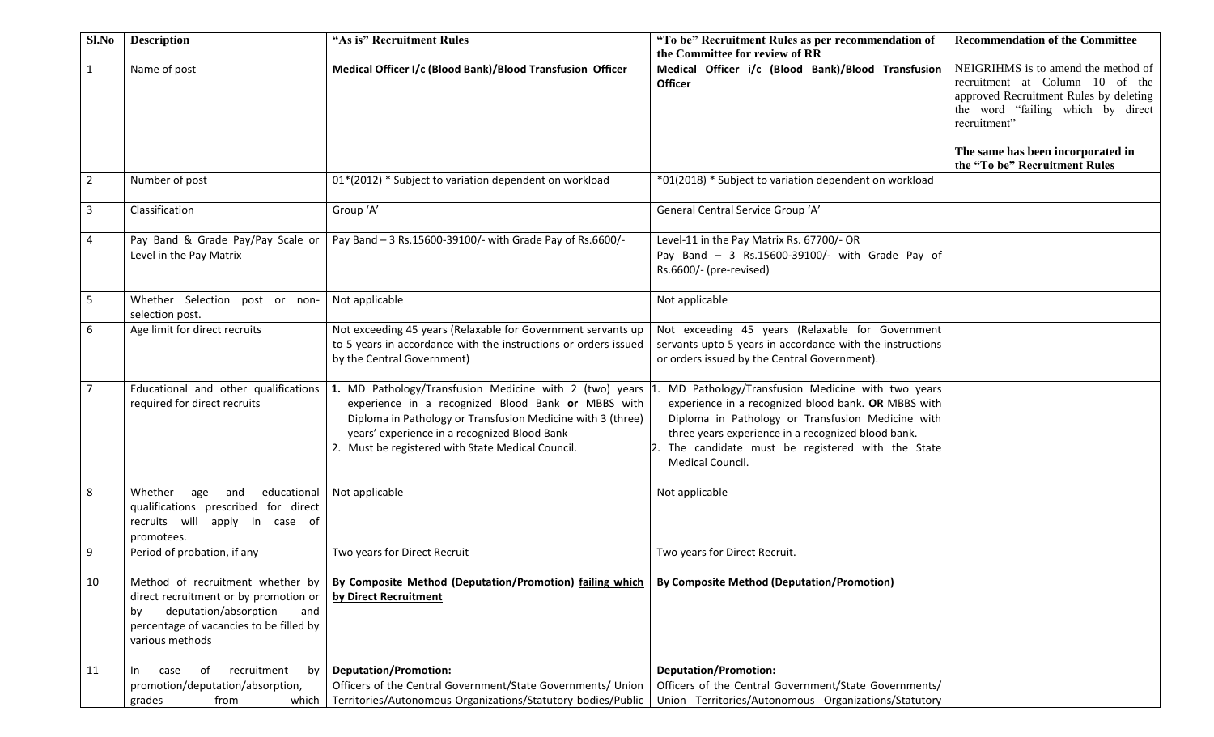| Sl.No | Description | "As is" Recruitment Rules | "To be" Recruitment Rules as per recommendation of the Committee for review of RR | Recommendation of the Committee |
|---|---|---|---|---|
| 1 | Name of post | **Medical Officer I/c (Blood Bank)/Blood Transfusion Officer** | **Medical Officer i/c (Blood Bank)/Blood Transfusion Officer** | NEIGRIHMS is to amend the method of recruitment at Column 10 of the approved Recruitment Rules by deleting the word "failing which by direct recruitment"<br><br>**The same has been incorporated in the "To be" Recruitment Rules** |
| 2 | Number of post | 01*(2012) * Subject to variation dependent on workload | *01(2018) * Subject to variation dependent on workload | |
| 3 | Classification | Group 'A' | General Central Service Group 'A' | |
| 4 | Pay Band & Grade Pay/Pay Scale or Level in the Pay Matrix | Pay Band – 3 Rs.15600-39100/- with Grade Pay of Rs.6600/- | Level-11 in the Pay Matrix Rs. 67700/- OR<br>Pay Band – 3 Rs.15600-39100/- with Grade Pay of Rs.6600/- (pre-revised) | |
| 5 | Whether Selection post or non-selection post. | Not applicable | Not applicable | |
| 6 | Age limit for direct recruits | Not exceeding 45 years (Relaxable for Government servants up to 5 years in accordance with the instructions or orders issued by the Central Government) | Not exceeding 45 years (Relaxable for Government servants upto 5 years in accordance with the instructions or orders issued by the Central Government). | |
| 7 | Educational and other qualifications required for direct recruits | **1.** MD Pathology/Transfusion Medicine with 2 (two) years experience in a recognized Blood Bank **or** MBBS with Diploma in Pathology or Transfusion Medicine with 3 (three) years' experience in a recognized Blood Bank<br>2. Must be registered with State Medical Council. | 1. MD Pathology/Transfusion Medicine with two years experience in a recognized blood bank. **OR** MBBS with Diploma in Pathology or Transfusion Medicine with three years experience in a recognized blood bank.<br>2. The candidate must be registered with the State Medical Council. | |
| 8 | Whether age and educational qualifications prescribed for direct recruits will apply in case of promotees. | Not applicable | Not applicable | |
| 9 | Period of probation, if any | Two years for Direct Recruit | Two years for Direct Recruit. | |
| 10 | Method of recruitment whether by direct recruitment or by promotion or by deputation/absorption and percentage of vacancies to be filled by various methods | **By Composite Method (Deputation/Promotion) <u>failing which by Direct Recruitment</u>** | **By Composite Method (Deputation/Promotion)** | |
| 11 | In case of recruitment by promotion/deputation/absorption, grades from which | **Deputation/Promotion:**<br>Officers of the Central Government/State Governments/ Union Territories/Autonomous Organizations/Statutory bodies/Public | **Deputation/Promotion:**<br>Officers of the Central Government/State Governments/ Union Territories/Autonomous Organizations/Statutory | |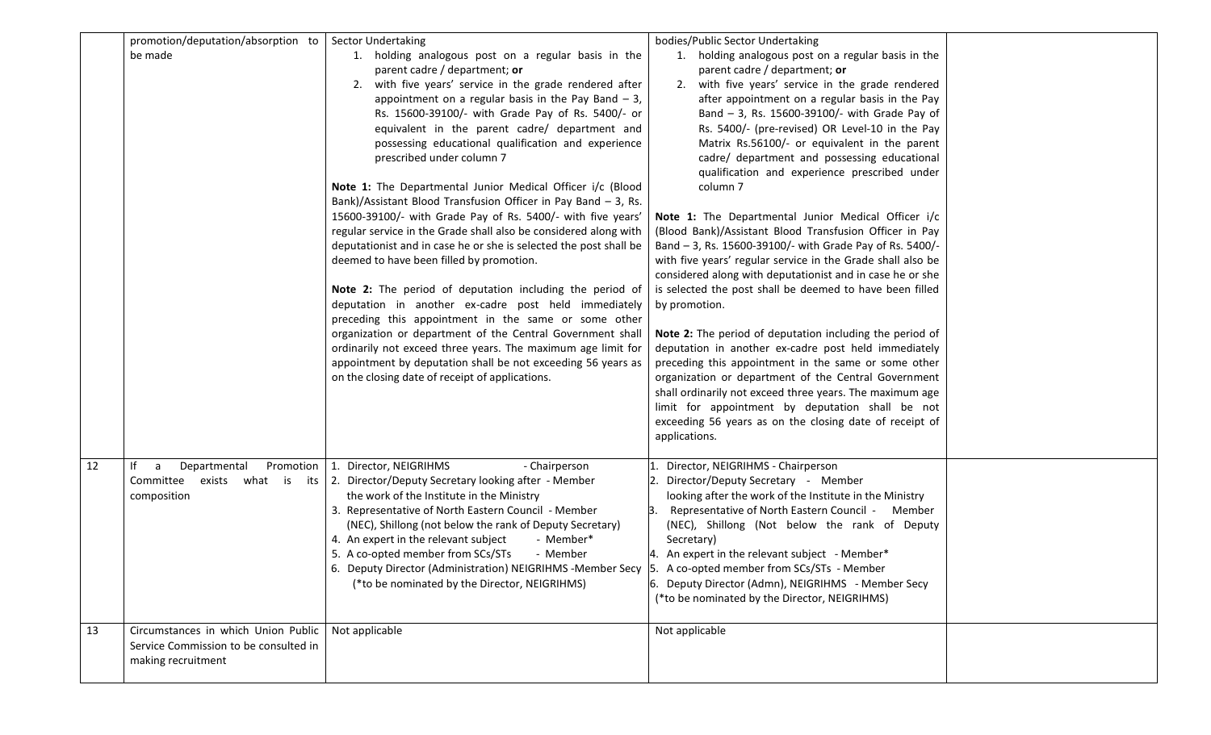| | | | | |
|---|---|---|---|---|
| | promotion/deputation/absorption to be made | Sector Undertaking<br>1. holding analogous post on a regular basis in the parent cadre / department; **or**<br>2. with five years' service in the grade rendered after appointment on a regular basis in the Pay Band – 3, Rs. 15600-39100/- with Grade Pay of Rs. 5400/- or equivalent in the parent cadre/ department and possessing educational qualification and experience prescribed under column 7<br><br>**Note 1:** The Departmental Junior Medical Officer i/c (Blood Bank)/Assistant Blood Transfusion Officer in Pay Band – 3, Rs. 15600-39100/- with Grade Pay of Rs. 5400/- with five years' regular service in the Grade shall also be considered along with deputationist and in case he or she is selected the post shall be deemed to have been filled by promotion.<br><br>**Note 2:** The period of deputation including the period of deputation in another ex-cadre post held immediately preceding this appointment in the same or some other organization or department of the Central Government shall ordinarily not exceed three years. The maximum age limit for appointment by deputation shall be not exceeding 56 years as on the closing date of receipt of applications. | bodies/Public Sector Undertaking<br>1. holding analogous post on a regular basis in the parent cadre / department; **or**<br>2. with five years' service in the grade rendered after appointment on a regular basis in the Pay Band – 3, Rs. 15600-39100/- with Grade Pay of Rs. 5400/- (pre-revised) OR Level-10 in the Pay Matrix Rs.56100/- or equivalent in the parent cadre/ department and possessing educational qualification and experience prescribed under column 7<br><br>**Note 1:** The Departmental Junior Medical Officer i/c (Blood Bank)/Assistant Blood Transfusion Officer in Pay Band – 3, Rs. 15600-39100/- with Grade Pay of Rs. 5400/- with five years' regular service in the Grade shall also be considered along with deputationist and in case he or she is selected the post shall be deemed to have been filled by promotion.<br><br>**Note 2:** The period of deputation including the period of deputation in another ex-cadre post held immediately preceding this appointment in the same or some other organization or department of the Central Government shall ordinarily not exceed three years. The maximum age limit for appointment by deputation shall be not exceeding 56 years as on the closing date of receipt of applications. | |
| 12 | If a Departmental Promotion Committee exists what is its composition | 1. Director, NEIGRIHMS - Chairperson<br>2. Director/Deputy Secretary looking after - Member the work of the Institute in the Ministry<br>3. Representative of North Eastern Council - Member (NEC), Shillong (not below the rank of Deputy Secretary)<br>4. An expert in the relevant subject - Member*<br>5. A co-opted member from SCs/STs - Member<br>6. Deputy Director (Administration) NEIGRIHMS -Member Secy<br>(*to be nominated by the Director, NEIGRIHMS) | 1. Director, NEIGRIHMS - Chairperson<br>2. Director/Deputy Secretary - Member looking after the work of the Institute in the Ministry<br>3. Representative of North Eastern Council - Member (NEC), Shillong (Not below the rank of Deputy Secretary)<br>4. An expert in the relevant subject - Member*<br>5. A co-opted member from SCs/STs - Member<br>6. Deputy Director (Admn), NEIGRIHMS - Member Secy<br>(*to be nominated by the Director, NEIGRIHMS) | |
| 13 | Circumstances in which Union Public Service Commission to be consulted in making recruitment | Not applicable | Not applicable | |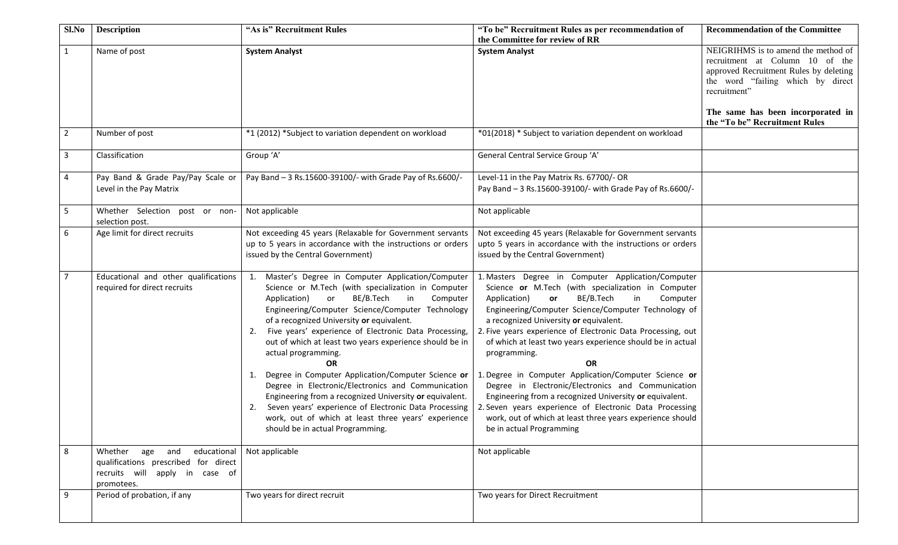| Sl.No | Description | "As is" Recruitment Rules | "To be" Recruitment Rules as per recommendation of the Committee for review of RR | Recommendation of the Committee |
|---|---|---|---|---|
| 1 | Name of post | **System Analyst** | **System Analyst** | NEIGRIHMS is to amend the method of recruitment at Column 10 of the approved Recruitment Rules by deleting the word "failing which by direct recruitment"<br><br>**The same has been incorporated in the "To be" Recruitment Rules** |
| 2 | Number of post | *1 (2012) *Subject to variation dependent on workload | *01(2018) * Subject to variation dependent on workload | |
| 3 | Classification | Group 'A' | General Central Service Group 'A' | |
| 4 | Pay Band & Grade Pay/Pay Scale or Level in the Pay Matrix | Pay Band – 3 Rs.15600-39100/- with Grade Pay of Rs.6600/- | Level-11 in the Pay Matrix Rs. 67700/- OR<br>Pay Band – 3 Rs.15600-39100/- with Grade Pay of Rs.6600/- | |
| 5 | Whether Selection post or non-selection post. | Not applicable | Not applicable | |
| 6 | Age limit for direct recruits | Not exceeding 45 years (Relaxable for Government servants up to 5 years in accordance with the instructions or orders issued by the Central Government) | Not exceeding 45 years (Relaxable for Government servants upto 5 years in accordance with the instructions or orders issued by the Central Government) | |
| 7 | Educational and other qualifications required for direct recruits | 1. Master's Degree in Computer Application/Computer Science or M.Tech (with specialization in Computer Application) or BE/B.Tech in Computer Engineering/Computer Science/Computer Technology of a recognized University **or** equivalent.<br>2. Five years' experience of Electronic Data Processing, out of which at least two years experience should be in actual programming.<br>**OR**<br>1. Degree in Computer Application/Computer Science **or** Degree in Electronic/Electronics and Communication Engineering from a recognized University **or** equivalent.<br>2. Seven years' experience of Electronic Data Processing work, out of which at least three years' experience should be in actual Programming. | 1. Masters Degree in Computer Application/Computer Science **or** M.Tech (with specialization in Computer Application) **or** BE/B.Tech in Computer Engineering/Computer Science/Computer Technology of a recognized University **or** equivalent.<br>2. Five years experience of Electronic Data Processing, out of which at least two years experience should be in actual programming.<br>**OR**<br>1. Degree in Computer Application/Computer Science **or** Degree in Electronic/Electronics and Communication Engineering from a recognized University **or** equivalent.<br>2. Seven years experience of Electronic Data Processing work, out of which at least three years experience should be in actual Programming | |
| 8 | Whether age and educational qualifications prescribed for direct recruits will apply in case of promotees. | Not applicable | Not applicable | |
| 9 | Period of probation, if any | Two years for direct recruit | Two years for Direct Recruitment | |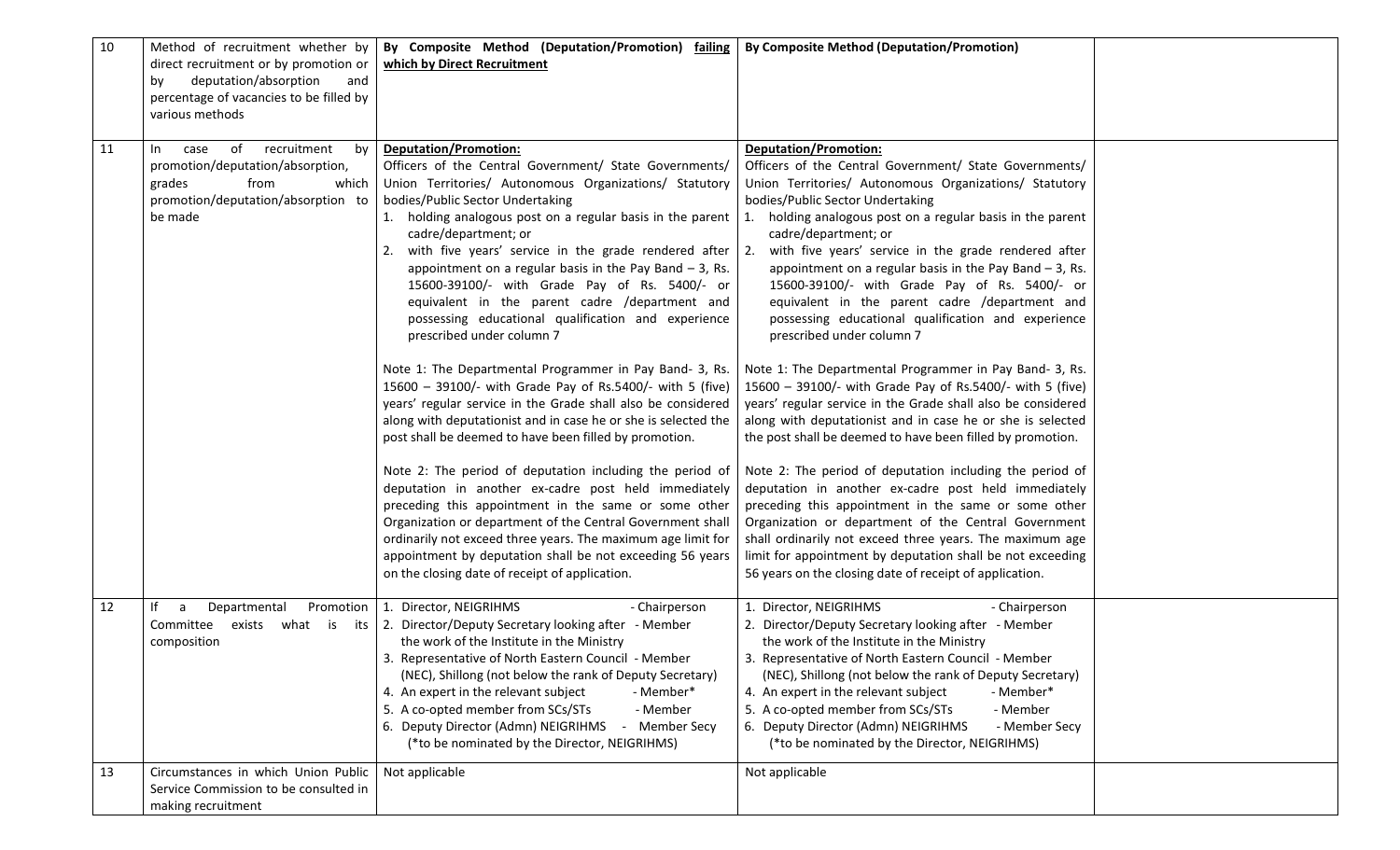| 10 | Method of recruitment whether by direct recruitment or by promotion or by deputation/absorption and percentage of vacancies to be filled by various methods | **By Composite Method (Deputation/Promotion) <u>failing which by Direct Recruitment</u>** | **By Composite Method (Deputation/Promotion)** | |
|---|---|---|---|---|
| 11 | In case of recruitment by promotion/deputation/absorption, grades from which promotion/deputation/absorption to be made | **<u>Deputation/Promotion:</u>**<br>Officers of the Central Government/ State Governments/ Union Territories/ Autonomous Organizations/ Statutory bodies/Public Sector Undertaking<br>1. holding analogous post on a regular basis in the parent cadre/department; or<br>2. with five years' service in the grade rendered after appointment on a regular basis in the Pay Band – 3, Rs. 15600-39100/- with Grade Pay of Rs. 5400/- or equivalent in the parent cadre /department and possessing educational qualification and experience prescribed under column 7<br><br>Note 1: The Departmental Programmer in Pay Band- 3, Rs. 15600 – 39100/- with Grade Pay of Rs.5400/- with 5 (five) years' regular service in the Grade shall also be considered along with deputationist and in case he or she is selected the post shall be deemed to have been filled by promotion.<br><br>Note 2: The period of deputation including the period of deputation in another ex-cadre post held immediately preceding this appointment in the same or some other Organization or department of the Central Government shall ordinarily not exceed three years. The maximum age limit for appointment by deputation shall be not exceeding 56 years on the closing date of receipt of application. | **<u>Deputation/Promotion:</u>**<br>Officers of the Central Government/ State Governments/ Union Territories/ Autonomous Organizations/ Statutory bodies/Public Sector Undertaking<br>1. holding analogous post on a regular basis in the parent cadre/department; or<br>2. with five years' service in the grade rendered after appointment on a regular basis in the Pay Band – 3, Rs. 15600-39100/- with Grade Pay of Rs. 5400/- or equivalent in the parent cadre /department and possessing educational qualification and experience prescribed under column 7<br><br>Note 1: The Departmental Programmer in Pay Band- 3, Rs. 15600 – 39100/- with Grade Pay of Rs.5400/- with 5 (five) years' regular service in the Grade shall also be considered along with deputationist and in case he or she is selected the post shall be deemed to have been filled by promotion.<br><br>Note 2: The period of deputation including the period of deputation in another ex-cadre post held immediately preceding this appointment in the same or some other Organization or department of the Central Government shall ordinarily not exceed three years. The maximum age limit for appointment by deputation shall be not exceeding 56 years on the closing date of receipt of application. | |
| 12 | If a Departmental Promotion Committee exists what is its composition | 1. Director, NEIGRIHMS - Chairperson<br>2. Director/Deputy Secretary looking after the work of the Institute in the Ministry - Member<br>3. Representative of North Eastern Council (NEC), Shillong (not below the rank of Deputy Secretary) - Member<br>4. An expert in the relevant subject - Member*<br>5. A co-opted member from SCs/STs - Member<br>6. Deputy Director (Admn) NEIGRIHMS - Member Secy<br>(*to be nominated by the Director, NEIGRIHMS) | 1. Director, NEIGRIHMS - Chairperson<br>2. Director/Deputy Secretary looking after the work of the Institute in the Ministry - Member<br>3. Representative of North Eastern Council (NEC), Shillong (not below the rank of Deputy Secretary) - Member<br>4. An expert in the relevant subject - Member*<br>5. A co-opted member from SCs/STs - Member<br>6. Deputy Director (Admn) NEIGRIHMS - Member Secy<br>(*to be nominated by the Director, NEIGRIHMS) | |
| 13 | Circumstances in which Union Public Service Commission to be consulted in making recruitment | Not applicable | Not applicable | |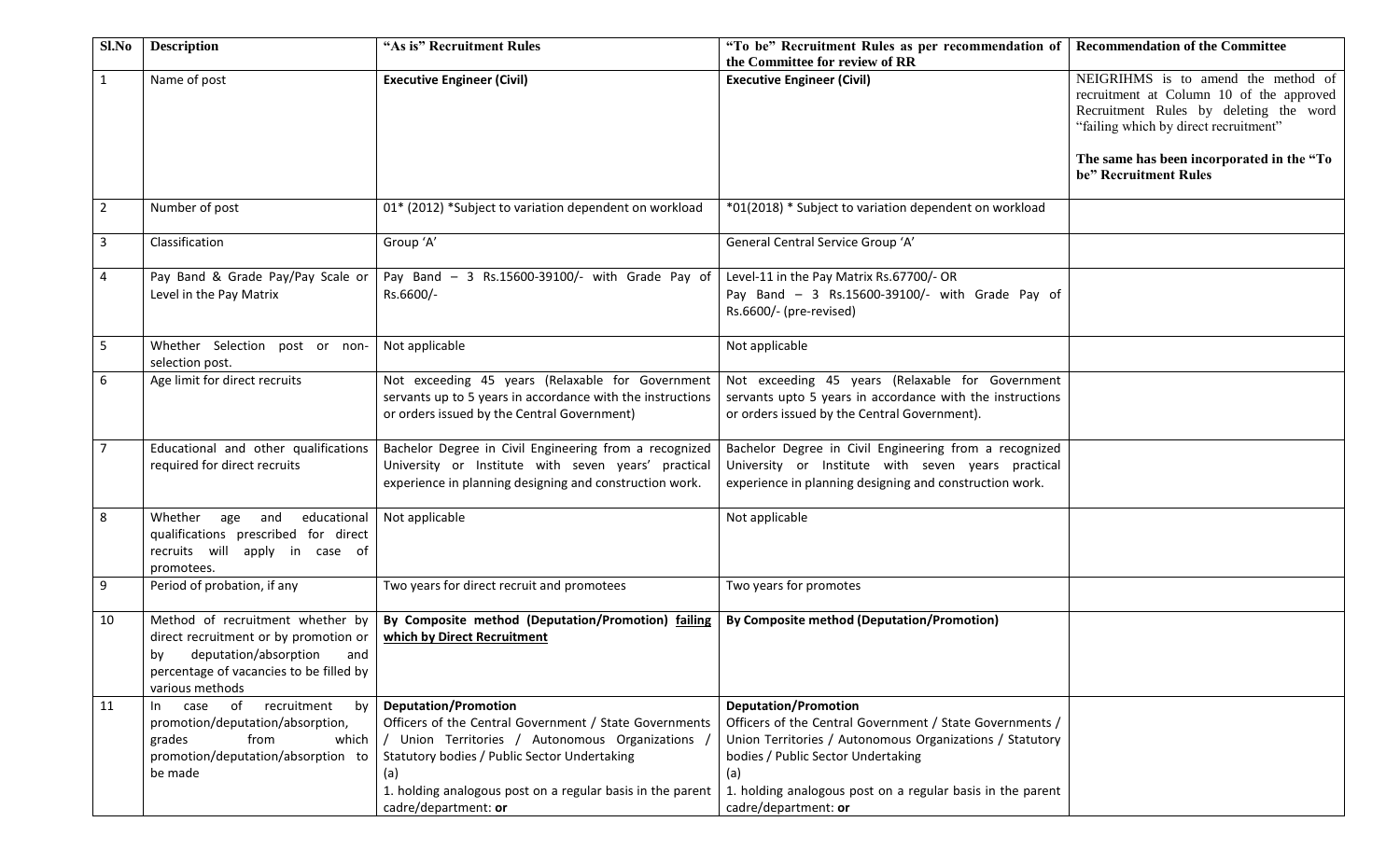| Sl.No | Description | "As is" Recruitment Rules | "To be" Recruitment Rules as per recommendation of the Committee for review of RR | Recommendation of the Committee |
|---|---|---|---|---|
| 1 | Name of post | **Executive Engineer (Civil)** | **Executive Engineer (Civil)** | NEIGRIHMS is to amend the method of recruitment at Column 10 of the approved Recruitment Rules by deleting the word "failing which by direct recruitment"<br><br>**The same has been incorporated in the "To be" Recruitment Rules** |
| 2 | Number of post | 01* (2012) *Subject to variation dependent on workload | *01(2018) * Subject to variation dependent on workload | |
| 3 | Classification | Group 'A' | General Central Service Group 'A' | |
| 4 | Pay Band & Grade Pay/Pay Scale or Level in the Pay Matrix | Pay Band – 3 Rs.15600-39100/- with Grade Pay of Rs.6600/- | Level-11 in the Pay Matrix Rs.67700/- OR<br>Pay Band – 3 Rs.15600-39100/- with Grade Pay of Rs.6600/- (pre-revised) | |
| 5 | Whether Selection post or non-selection post. | Not applicable | Not applicable | |
| 6 | Age limit for direct recruits | Not exceeding 45 years (Relaxable for Government servants up to 5 years in accordance with the instructions or orders issued by the Central Government) | Not exceeding 45 years (Relaxable for Government servants upto 5 years in accordance with the instructions or orders issued by the Central Government). | |
| 7 | Educational and other qualifications required for direct recruits | Bachelor Degree in Civil Engineering from a recognized University or Institute with seven years' practical experience in planning designing and construction work. | Bachelor Degree in Civil Engineering from a recognized University or Institute with seven years practical experience in planning designing and construction work. | |
| 8 | Whether age and educational qualifications prescribed for direct recruits will apply in case of promotees. | Not applicable | Not applicable | |
| 9 | Period of probation, if any | Two years for direct recruit and promotees | Two years for promotes | |
| 10 | Method of recruitment whether by direct recruitment or by promotion or by deputation/absorption and percentage of vacancies to be filled by various methods | **By Composite method (Deputation/Promotion) failing which by Direct Recruitment** | **By Composite method (Deputation/Promotion)** | |
| 11 | In case of recruitment by promotion/deputation/absorption, grades from which promotion/deputation/absorption to be made | **Deputation/Promotion**<br>Officers of the Central Government / State Governments / Union Territories / Autonomous Organizations / Statutory bodies / Public Sector Undertaking<br>(a)<br>1. holding analogous post on a regular basis in the parent cadre/department: **or** | **Deputation/Promotion**<br>Officers of the Central Government / State Governments / Union Territories / Autonomous Organizations / Statutory bodies / Public Sector Undertaking<br>(a)<br>1. holding analogous post on a regular basis in the parent cadre/department: **or** | |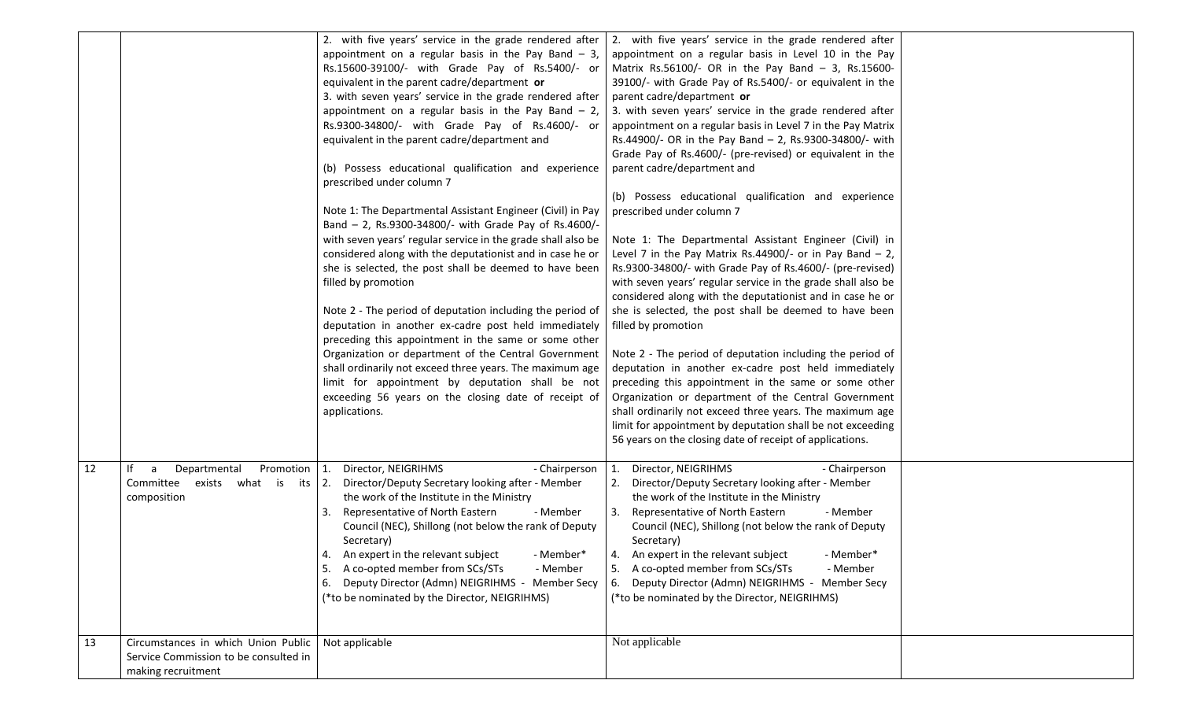| | | | | |
|---|---|---|---|---|
| | | 2. with five years' service in the grade rendered after appointment on a regular basis in the Pay Band – 3, Rs.15600-39100/- with Grade Pay of Rs.5400/- or equivalent in the parent cadre/department **or**<br>3. with seven years' service in the grade rendered after appointment on a regular basis in the Pay Band – 2, Rs.9300-34800/- with Grade Pay of Rs.4600/- or equivalent in the parent cadre/department and<br><br>(b) Possess educational qualification and experience prescribed under column 7<br><br>Note 1: The Departmental Assistant Engineer (Civil) in Pay Band – 2, Rs.9300-34800/- with Grade Pay of Rs.4600/- with seven years' regular service in the grade shall also be considered along with the deputationist and in case he or she is selected, the post shall be deemed to have been filled by promotion<br><br>Note 2 - The period of deputation including the period of deputation in another ex-cadre post held immediately preceding this appointment in the same or some other Organization or department of the Central Government shall ordinarily not exceed three years. The maximum age limit for appointment by deputation shall be not exceeding 56 years on the closing date of receipt of applications. | 2. with five years' service in the grade rendered after appointment on a regular basis in Level 10 in the Pay Matrix Rs.56100/- OR in the Pay Band – 3, Rs.15600-39100/- with Grade Pay of Rs.5400/- or equivalent in the parent cadre/department **or**<br>3. with seven years' service in the grade rendered after appointment on a regular basis in Level 7 in the Pay Matrix Rs.44900/- OR in the Pay Band – 2, Rs.9300-34800/- with Grade Pay of Rs.4600/- (pre-revised) or equivalent in the parent cadre/department and<br><br>(b) Possess educational qualification and experience prescribed under column 7<br><br>Note 1: The Departmental Assistant Engineer (Civil) in Level 7 in the Pay Matrix Rs.44900/- or in Pay Band – 2, Rs.9300-34800/- with Grade Pay of Rs.4600/- (pre-revised) with seven years' regular service in the grade shall also be considered along with the deputationist and in case he or she is selected, the post shall be deemed to have been filled by promotion<br><br>Note 2 - The period of deputation including the period of deputation in another ex-cadre post held immediately preceding this appointment in the same or some other Organization or department of the Central Government shall ordinarily not exceed three years. The maximum age limit for appointment by deputation shall be not exceeding 56 years on the closing date of receipt of applications. | |
| 12 | If a Departmental Promotion Committee exists what is its composition | 1. Director, NEIGRIHMS - Chairperson<br>2. Director/Deputy Secretary looking after the work of the Institute in the Ministry - Member<br>3. Representative of North Eastern Council (NEC), Shillong (not below the rank of Deputy Secretary) - Member<br>4. An expert in the relevant subject - Member*<br>5. A co-opted member from SCs/STs - Member<br>6. Deputy Director (Admn) NEIGRIHMS - Member Secy<br>(*to be nominated by the Director, NEIGRIHMS) | 1. Director, NEIGRIHMS - Chairperson<br>2. Director/Deputy Secretary looking after the work of the Institute in the Ministry - Member<br>3. Representative of North Eastern Council (NEC), Shillong (not below the rank of Deputy Secretary) - Member<br>4. An expert in the relevant subject - Member*<br>5. A co-opted member from SCs/STs - Member<br>6. Deputy Director (Admn) NEIGRIHMS - Member Secy<br>(*to be nominated by the Director, NEIGRIHMS) | |
| 13 | Circumstances in which Union Public Service Commission to be consulted in making recruitment | Not applicable | Not applicable | |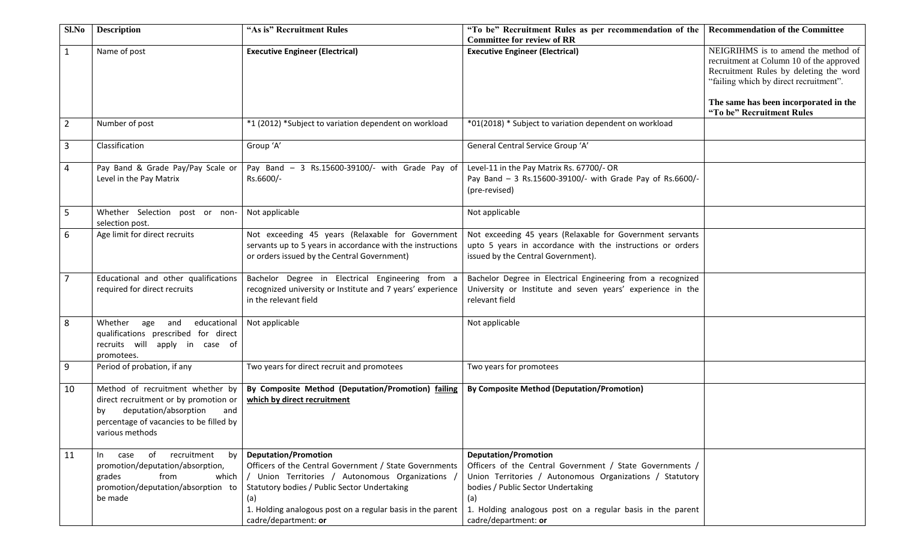| Sl.No | Description | "As is" Recruitment Rules | "To be" Recruitment Rules as per recommendation of the Committee for review of RR | Recommendation of the Committee |
|---|---|---|---|---|
| 1 | Name of post | **Executive Engineer (Electrical)** | **Executive Engineer (Electrical)** | NEIGRIHMS is to amend the method of recruitment at Column 10 of the approved Recruitment Rules by deleting the word "failing which by direct recruitment". **The same has been incorporated in the "To be" Recruitment Rules** |
| 2 | Number of post | *1 (2012) *Subject to variation dependent on workload | *01(2018) * Subject to variation dependent on workload | |
| 3 | Classification | Group 'A' | General Central Service Group 'A' | |
| 4 | Pay Band & Grade Pay/Pay Scale or Level in the Pay Matrix | Pay Band – 3 Rs.15600-39100/- with Grade Pay of Rs.6600/- | Level-11 in the Pay Matrix Rs. 67700/- OR Pay Band – 3 Rs.15600-39100/- with Grade Pay of Rs.6600/- (pre-revised) | |
| 5 | Whether Selection post or non-selection post. | Not applicable | Not applicable | |
| 6 | Age limit for direct recruits | Not exceeding 45 years (Relaxable for Government servants up to 5 years in accordance with the instructions or orders issued by the Central Government) | Not exceeding 45 years (Relaxable for Government servants upto 5 years in accordance with the instructions or orders issued by the Central Government). | |
| 7 | Educational and other qualifications required for direct recruits | Bachelor Degree in Electrical Engineering from a recognized university or Institute and 7 years' experience in the relevant field | Bachelor Degree in Electrical Engineering from a recognized University or Institute and seven years' experience in the relevant field | |
| 8 | Whether age and educational qualifications prescribed for direct recruits will apply in case of promotees. | Not applicable | Not applicable | |
| 9 | Period of probation, if any | Two years for direct recruit and promotees | Two years for promotees | |
| 10 | Method of recruitment whether by direct recruitment or by promotion or by deputation/absorption and percentage of vacancies to be filled by various methods | **By Composite Method (Deputation/Promotion) failing which by direct recruitment** | **By Composite Method (Deputation/Promotion)** | |
| 11 | In case of recruitment by promotion/deputation/absorption, grades from which promotion/deputation/absorption to be made | **Deputation/Promotion** Officers of the Central Government / State Governments / Union Territories / Autonomous Organizations / Statutory bodies / Public Sector Undertaking (a) 1. Holding analogous post on a regular basis in the parent cadre/department: **or** | **Deputation/Promotion** Officers of the Central Government / State Governments / Union Territories / Autonomous Organizations / Statutory bodies / Public Sector Undertaking (a) 1. Holding analogous post on a regular basis in the parent cadre/department: **or** | |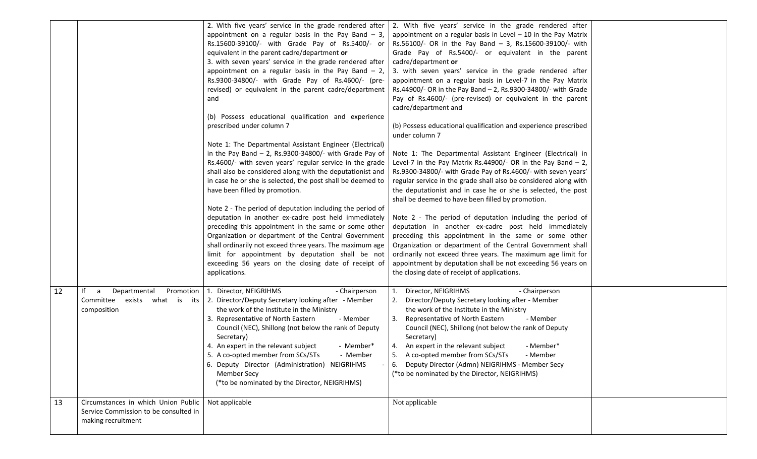| | | | | |
|---|---|---|---|---|
| | | 2. With five years' service in the grade rendered after appointment on a regular basis in the Pay Band – 3, Rs.15600-39100/- with Grade Pay of Rs.5400/- or equivalent in the parent cadre/department **or**<br>3. with seven years' service in the grade rendered after appointment on a regular basis in the Pay Band – 2, Rs.9300-34800/- with Grade Pay of Rs.4600/- (pre-revised) or equivalent in the parent cadre/department and<br><br>(b) Possess educational qualification and experience prescribed under column 7<br><br>Note 1: The Departmental Assistant Engineer (Electrical) in the Pay Band – 2, Rs.9300-34800/- with Grade Pay of Rs.4600/- with seven years' regular service in the grade shall also be considered along with the deputationist and in case he or she is selected, the post shall be deemed to have been filled by promotion.<br><br>Note 2 - The period of deputation including the period of deputation in another ex-cadre post held immediately preceding this appointment in the same or some other Organization or department of the Central Government shall ordinarily not exceed three years. The maximum age limit for appointment by deputation shall be not exceeding 56 years on the closing date of receipt of applications. | 2. With five years' service in the grade rendered after appointment on a regular basis in Level – 10 in the Pay Matrix Rs.56100/- OR in the Pay Band – 3, Rs.15600-39100/- with Grade Pay of Rs.5400/- or equivalent in the parent cadre/department **or**<br>3. with seven years' service in the grade rendered after appointment on a regular basis in Level-7 in the Pay Matrix Rs.44900/- OR in the Pay Band – 2, Rs.9300-34800/- with Grade Pay of Rs.4600/- (pre-revised) or equivalent in the parent cadre/department and<br><br>(b) Possess educational qualification and experience prescribed under column 7<br><br>Note 1: The Departmental Assistant Engineer (Electrical) in Level-7 in the Pay Matrix Rs.44900/- OR in the Pay Band – 2, Rs.9300-34800/- with Grade Pay of Rs.4600/- with seven years' regular service in the grade shall also be considered along with the deputationist and in case he or she is selected, the post shall be deemed to have been filled by promotion.<br><br>Note 2 - The period of deputation including the period of deputation in another ex-cadre post held immediately preceding this appointment in the same or some other Organization or department of the Central Government shall ordinarily not exceed three years. The maximum age limit for appointment by deputation shall be not exceeding 56 years on the closing date of receipt of applications. | |
| 12 | If a Departmental Promotion Committee exists what is its composition | 1. Director, NEIGRIHMS - Chairperson<br>2. Director/Deputy Secretary looking after the work of the Institute in the Ministry - Member<br>3. Representative of North Eastern Council (NEC), Shillong (not below the rank of Deputy Secretary) - Member<br>4. An expert in the relevant subject - Member*<br>5. A co-opted member from SCs/STs - Member<br>6. Deputy Director (Administration) NEIGRIHMS - Member Secy<br>(*to be nominated by the Director, NEIGRIHMS) | 1. Director, NEIGRIHMS - Chairperson<br>2. Director/Deputy Secretary looking after the work of the Institute in the Ministry - Member<br>3. Representative of North Eastern Council (NEC), Shillong (not below the rank of Deputy Secretary) - Member<br>4. An expert in the relevant subject - Member*<br>5. A co-opted member from SCs/STs - Member<br>6. Deputy Director (Admn) NEIGRIHMS - Member Secy<br>(*to be nominated by the Director, NEIGRIHMS) | |
| 13 | Circumstances in which Union Public Service Commission to be consulted in making recruitment | Not applicable | Not applicable | |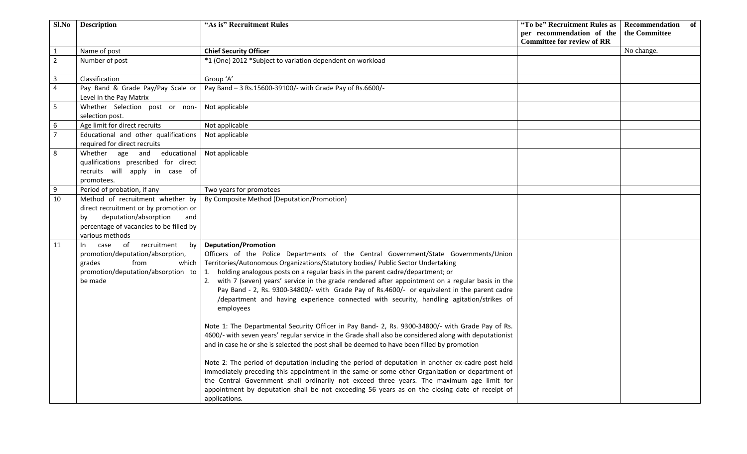| Sl.No | Description | "As is" Recruitment Rules | "To be" Recruitment Rules as per recommendation of the Committee for review of RR | Recommendation of the Committee |
|---|---|---|---|---|
| 1 | Name of post | **Chief Security Officer** | | No change. |
| 2 | Number of post | *1 (One) 2012 *Subject to variation dependent on workload | | |
| 3 | Classification | Group 'A' | | |
| 4 | Pay Band & Grade Pay/Pay Scale or Level in the Pay Matrix | Pay Band – 3 Rs.15600-39100/- with Grade Pay of Rs.6600/- | | |
| 5 | Whether Selection post or non-selection post. | Not applicable | | |
| 6 | Age limit for direct recruits | Not applicable | | |
| 7 | Educational and other qualifications required for direct recruits | Not applicable | | |
| 8 | Whether age and educational qualifications prescribed for direct recruits will apply in case of promotees. | Not applicable | | |
| 9 | Period of probation, if any | Two years for promotees | | |
| 10 | Method of recruitment whether by direct recruitment or by promotion or by deputation/absorption and percentage of vacancies to be filled by various methods | By Composite Method (Deputation/Promotion) | | |
| 11 | In case of recruitment by promotion/deputation/absorption, grades from which promotion/deputation/absorption to be made | **Deputation/Promotion**<br>Officers of the Police Departments of the Central Government/State Governments/Union Territories/Autonomous Organizations/Statutory bodies/ Public Sector Undertaking<br>1. holding analogous posts on a regular basis in the parent cadre/department; or<br>2. with 7 (seven) years' service in the grade rendered after appointment on a regular basis in the Pay Band - 2, Rs. 9300-34800/- with Grade Pay of Rs.4600/- or equivalent in the parent cadre /department and having experience connected with security, handling agitation/strikes of employees<br><br>Note 1: The Departmental Security Officer in Pay Band- 2, Rs. 9300-34800/- with Grade Pay of Rs. 4600/- with seven years' regular service in the Grade shall also be considered along with deputationist and in case he or she is selected the post shall be deemed to have been filled by promotion<br><br>Note 2: The period of deputation including the period of deputation in another ex-cadre post held immediately preceding this appointment in the same or some other Organization or department of the Central Government shall ordinarily not exceed three years. The maximum age limit for appointment by deputation shall be not exceeding 56 years as on the closing date of receipt of applications. | | |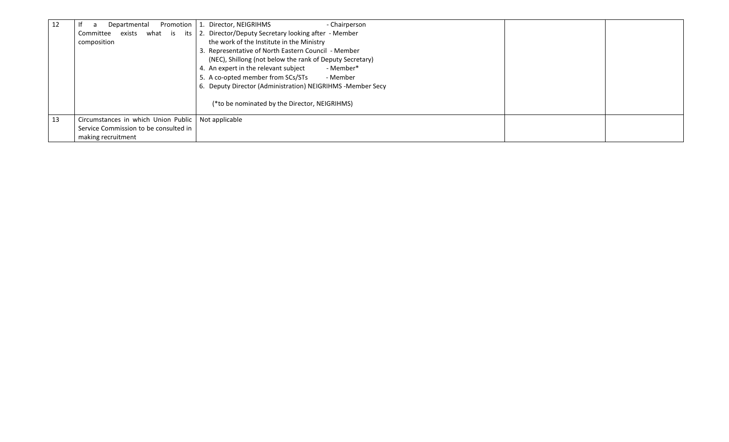| 12 | If a Departmental Promotion Committee exists what is its composition | 1. Director, NEIGRIHMS - Chairperson<br>2. Director/Deputy Secretary looking after the work of the Institute in the Ministry - Member<br>3. Representative of North Eastern Council (NEC), Shillong (not below the rank of Deputy Secretary) - Member<br>4. An expert in the relevant subject - Member*<br>5. A co-opted member from SCs/STs - Member<br>6. Deputy Director (Administration) NEIGRIHMS -Member Secy<br><br>(*to be nominated by the Director, NEIGRIHMS) | | |
|---|---|---|---|---|
| 13 | Circumstances in which Union Public Service Commission to be consulted in making recruitment | Not applicable | | |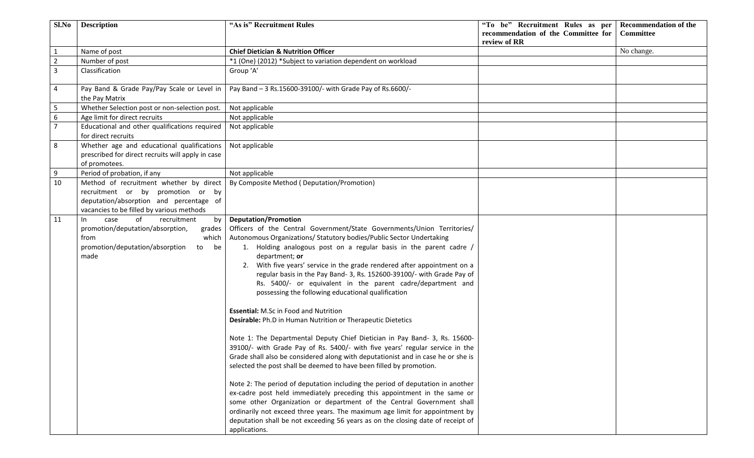| Sl.No | Description | "As is" Recruitment Rules | "To be" Recruitment Rules as per recommendation of the Committee for review of RR | Recommendation of the Committee |
|---|---|---|---|---|
| 1 | Name of post | **Chief Dietician & Nutrition Officer** | | No change. |
| 2 | Number of post | *1 (One) (2012) *Subject to variation dependent on workload | | |
| 3 | Classification | Group 'A' | | |
| 4 | Pay Band & Grade Pay/Pay Scale or Level in the Pay Matrix | Pay Band – 3 Rs.15600-39100/- with Grade Pay of Rs.6600/- | | |
| 5 | Whether Selection post or non-selection post. | Not applicable | | |
| 6 | Age limit for direct recruits | Not applicable | | |
| 7 | Educational and other qualifications required for direct recruits | Not applicable | | |
| 8 | Whether age and educational qualifications prescribed for direct recruits will apply in case of promotees. | Not applicable | | |
| 9 | Period of probation, if any | Not applicable | | |
| 10 | Method of recruitment whether by direct recruitment or by promotion or by deputation/absorption and percentage of vacancies to be filled by various methods | By Composite Method ( Deputation/Promotion) | | |
| 11 | In case of recruitment by promotion/deputation/absorption, grades from which promotion/deputation/absorption to be made | **Deputation/Promotion**<br>Officers of the Central Government/State Governments/Union Territories/ Autonomous Organizations/ Statutory bodies/Public Sector Undertaking<br>1. Holding analogous post on a regular basis in the parent cadre / department; **or**<br>2. With five years' service in the grade rendered after appointment on a regular basis in the Pay Band- 3, Rs. 152600-39100/- with Grade Pay of Rs. 5400/- or equivalent in the parent cadre/department and possessing the following educational qualification<br><br>**Essential:** M.Sc in Food and Nutrition<br>**Desirable:** Ph.D in Human Nutrition or Therapeutic Dietetics<br><br>Note 1: The Departmental Deputy Chief Dietician in Pay Band- 3, Rs. 15600-39100/- with Grade Pay of Rs. 5400/- with five years' regular service in the Grade shall also be considered along with deputationist and in case he or she is selected the post shall be deemed to have been filled by promotion.<br><br>Note 2: The period of deputation including the period of deputation in another ex-cadre post held immediately preceding this appointment in the same or some other Organization or department of the Central Government shall ordinarily not exceed three years. The maximum age limit for appointment by deputation shall be not exceeding 56 years as on the closing date of receipt of applications. | | |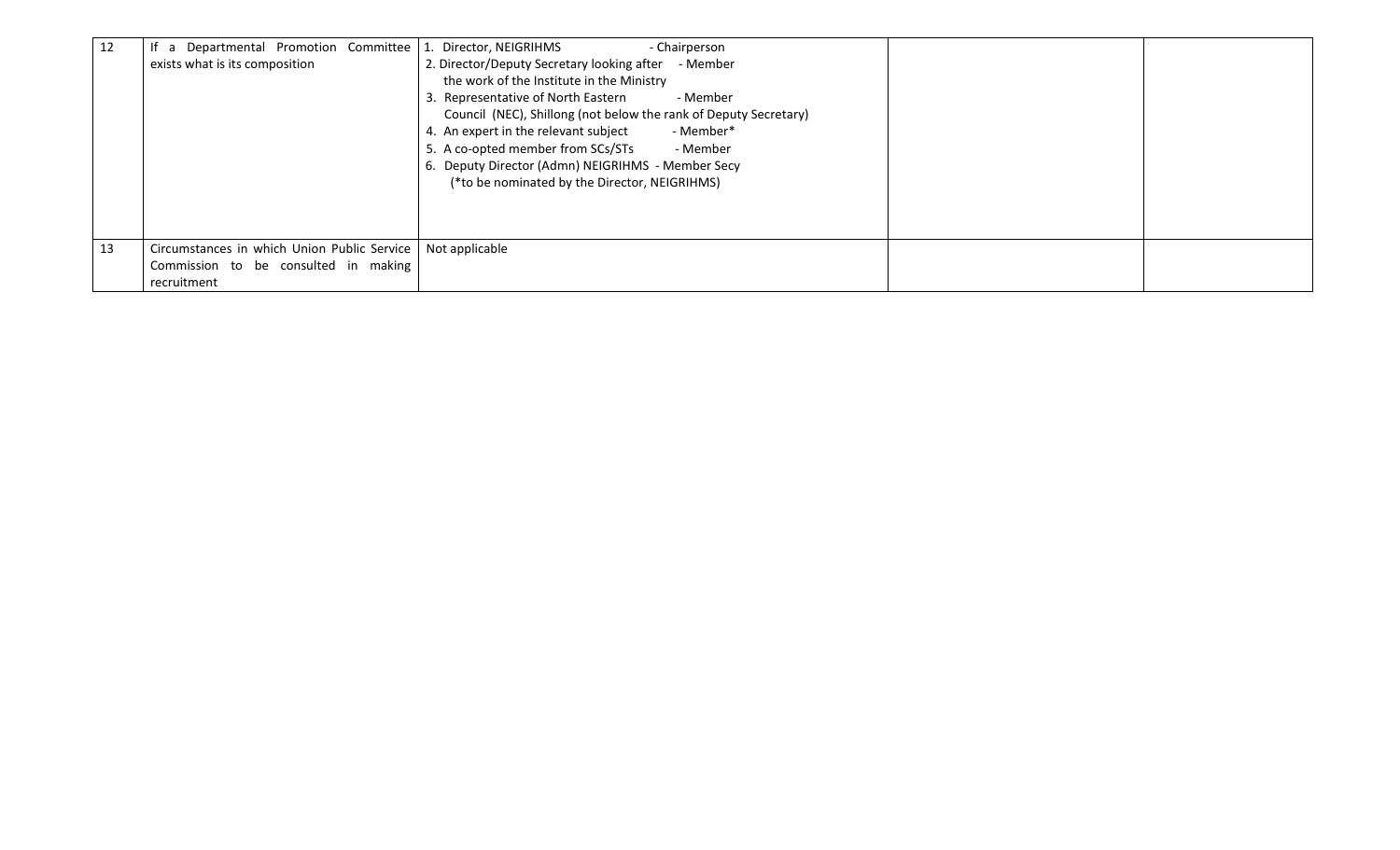| | | | | |
|---|---|---|---|---|
| 12 | If a Departmental Promotion Committee exists what is its composition | 1. Director, NEIGRIHMS - Chairperson<br>2. Director/Deputy Secretary looking after the work of the Institute in the Ministry - Member<br>3. Representative of North Eastern Council (NEC), Shillong (not below the rank of Deputy Secretary) - Member<br>4. An expert in the relevant subject - Member*<br>5. A co-opted member from SCs/STs - Member<br>6. Deputy Director (Admn) NEIGRIHMS - Member Secy<br>(*to be nominated by the Director, NEIGRIHMS) | | |
| 13 | Circumstances in which Union Public Service Commission to be consulted in making recruitment | Not applicable | | |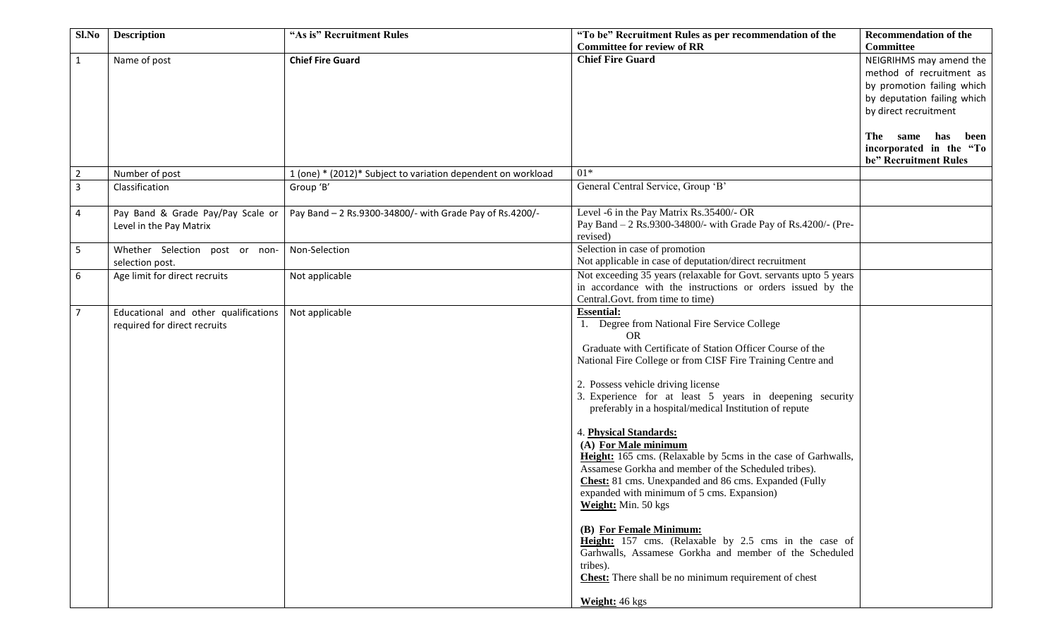| Sl.No | Description | "As is" Recruitment Rules | "To be" Recruitment Rules as per recommendation of the Committee for review of RR | Recommendation of the Committee |
|---|---|---|---|---|
| 1 | Name of post | **Chief Fire Guard** | **Chief Fire Guard** | NEIGRIHMS may amend the method of recruitment as by promotion failing which by deputation failing which by direct recruitment<br><br>**The same has been incorporated in the "To be" Recruitment Rules** |
| 2 | Number of post | 1 (one) * (2012)* Subject to variation dependent on workload | 01* | |
| 3 | Classification | Group 'B' | General Central Service, Group 'B' | |
| 4 | Pay Band & Grade Pay/Pay Scale or Level in the Pay Matrix | Pay Band – 2 Rs.9300-34800/- with Grade Pay of Rs.4200/- | Level -6 in the Pay Matrix Rs.35400/- OR<br>Pay Band – 2 Rs.9300-34800/- with Grade Pay of Rs.4200/- (Pre-revised) | |
| 5 | Whether Selection post or non-selection post. | Non-Selection | Selection in case of promotion<br>Not applicable in case of deputation/direct recruitment | |
| 6 | Age limit for direct recruits | Not applicable | Not exceeding 35 years (relaxable for Govt. servants upto 5 years in accordance with the instructions or orders issued by the Central.Govt. from time to time) | |
| 7 | Educational and other qualifications required for direct recruits | Not applicable | **Essential:**<br>1. Degree from National Fire Service College<br>OR<br>Graduate with Certificate of Station Officer Course of the National Fire College or from CISF Fire Training Centre and<br><br>2. Possess vehicle driving license<br>3. Experience for at least 5 years in deepening security preferably in a hospital/medical Institution of repute<br><br>4. **Physical Standards:**<br>**(A) For Male minimum**<br>**Height:** 165 cms. (Relaxable by 5cms in the case of Garhwalls, Assamese Gorkha and member of the Scheduled tribes).<br>**Chest:** 81 cms. Unexpanded and 86 cms. Expanded (Fully expanded with minimum of 5 cms. Expansion)<br>**Weight:** Min. 50 kgs<br><br>**(B) For Female Minimum:**<br>**Height:** 157 cms. (Relaxable by 2.5 cms in the case of Garhwalls, Assamese Gorkha and member of the Scheduled tribes).<br>**Chest:** There shall be no minimum requirement of chest<br><br>**Weight:** 46 kgs | |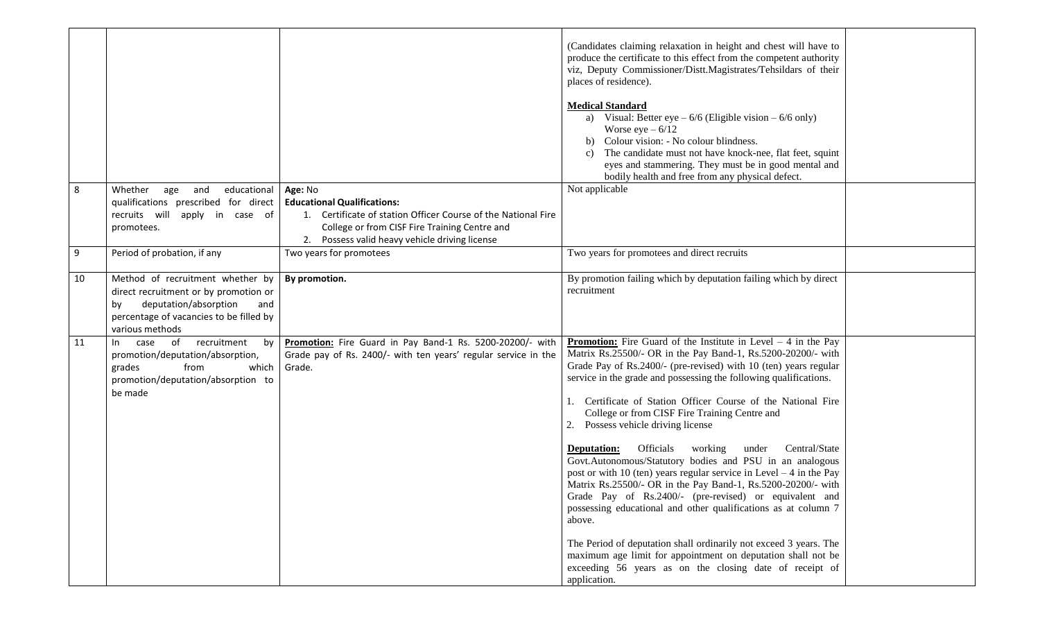| | | | | |
|---|---|---|---|---|
| | | | (Candidates claiming relaxation in height and chest will have to produce the certificate to this effect from the competent authority viz, Deputy Commissioner/Distt.Magistrates/Tehsildars of their places of residence).<br><br>**Medical Standard**<br>a) Visual: Better eye – 6/6 (Eligible vision – 6/6 only) Worse eye – 6/12<br>b) Colour vision: - No colour blindness.<br>c) The candidate must not have knock-nee, flat feet, squint eyes and stammering. They must be in good mental and bodily health and free from any physical defect. | |
| 8 | Whether age and educational qualifications prescribed for direct recruits will apply in case of promotees. | **Age:** No<br>**Educational Qualifications:**<br>1. Certificate of station Officer Course of the National Fire College or from CISF Fire Training Centre and<br>2. Possess valid heavy vehicle driving license | Not applicable | |
| 9 | Period of probation, if any | Two years for promotees | Two years for promotees and direct recruits | |
| 10 | Method of recruitment whether by direct recruitment or by promotion or by deputation/absorption and percentage of vacancies to be filled by various methods | **By promotion.** | By promotion failing which by deputation failing which by direct recruitment | |
| 11 | In case of recruitment by promotion/deputation/absorption, grades from which promotion/deputation/absorption to be made | **Promotion:** Fire Guard in Pay Band-1 Rs. 5200-20200/- with Grade pay of Rs. 2400/- with ten years' regular service in the Grade. | **Promotion:** Fire Guard of the Institute in Level – 4 in the Pay Matrix Rs.25500/- OR in the Pay Band-1, Rs.5200-20200/- with Grade Pay of Rs.2400/- (pre-revised) with 10 (ten) years regular service in the grade and possessing the following qualifications.<br><br>1. Certificate of Station Officer Course of the National Fire College or from CISF Fire Training Centre and<br>2. Possess vehicle driving license<br><br>**Deputation:** Officials working under Central/State Govt.Autonomous/Statutory bodies and PSU in an analogous post or with 10 (ten) years regular service in Level – 4 in the Pay Matrix Rs.25500/- OR in the Pay Band-1, Rs.5200-20200/- with Grade Pay of Rs.2400/- (pre-revised) or equivalent and possessing educational and other qualifications as at column 7 above.<br><br>The Period of deputation shall ordinarily not exceed 3 years. The maximum age limit for appointment on deputation shall not be exceeding 56 years as on the closing date of receipt of application. | |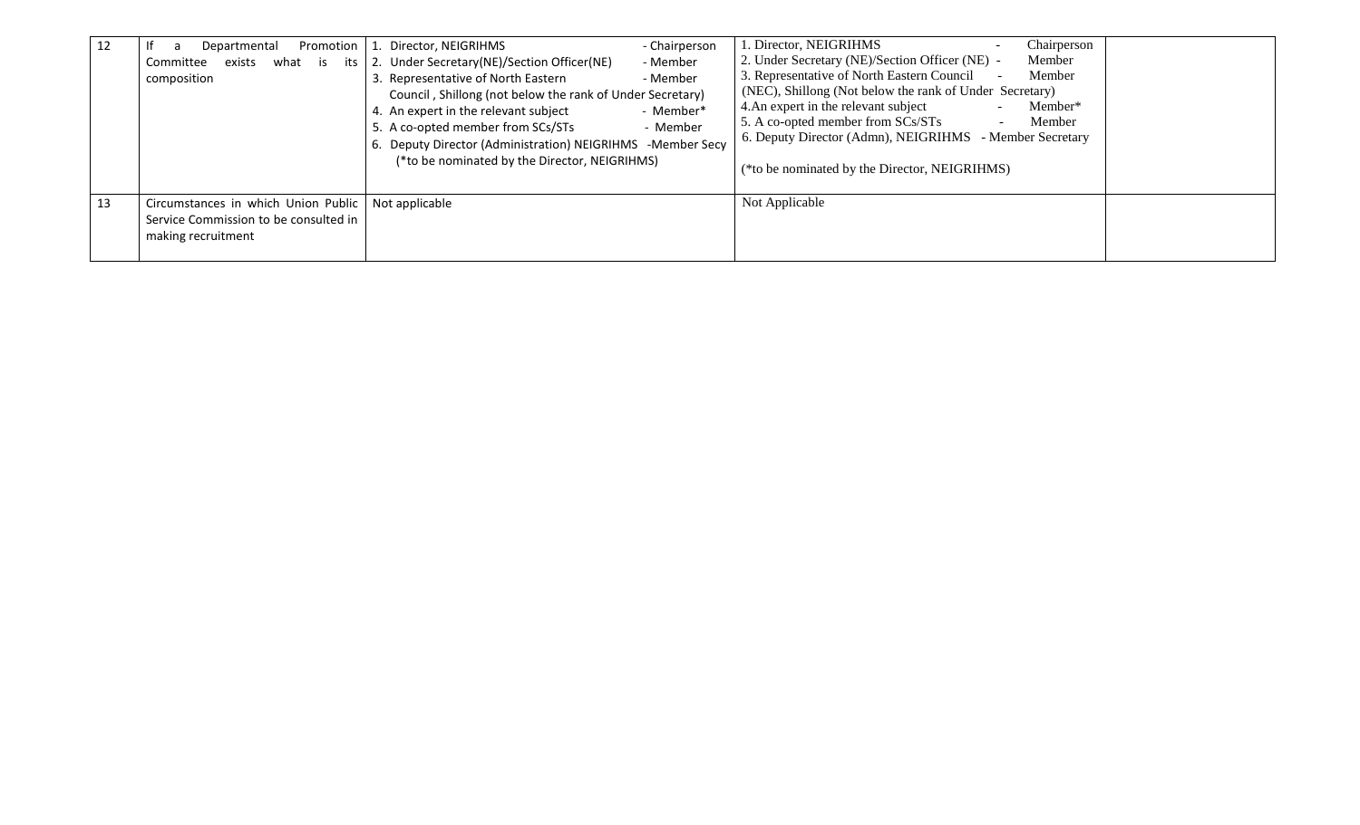| 12 | If a Departmental Promotion Committee exists what is its composition | 1. Director, NEIGRIHMS - Chairperson<br>2. Under Secretary(NE)/Section Officer(NE) - Member<br>3. Representative of North Eastern Council , Shillong (not below the rank of Under Secretary) - Member<br>4. An expert in the relevant subject - Member*<br>5. A co-opted member from SCs/STs - Member<br>6. Deputy Director (Administration) NEIGRIHMS -Member Secy<br>(*to be nominated by the Director, NEIGRIHMS) | 1. Director, NEIGRIHMS - Chairperson<br>2. Under Secretary (NE)/Section Officer (NE) - Member<br>3. Representative of North Eastern Council (NEC), Shillong (Not below the rank of Under Secretary) - Member<br>4.An expert in the relevant subject - Member*<br>5. A co-opted member from SCs/STs - Member<br>6. Deputy Director (Admn), NEIGRIHMS - Member Secretary<br>(*to be nominated by the Director, NEIGRIHMS) | |
|---|---|---|---|---|
| 13 | Circumstances in which Union Public Service Commission to be consulted in making recruitment | Not applicable | Not Applicable | |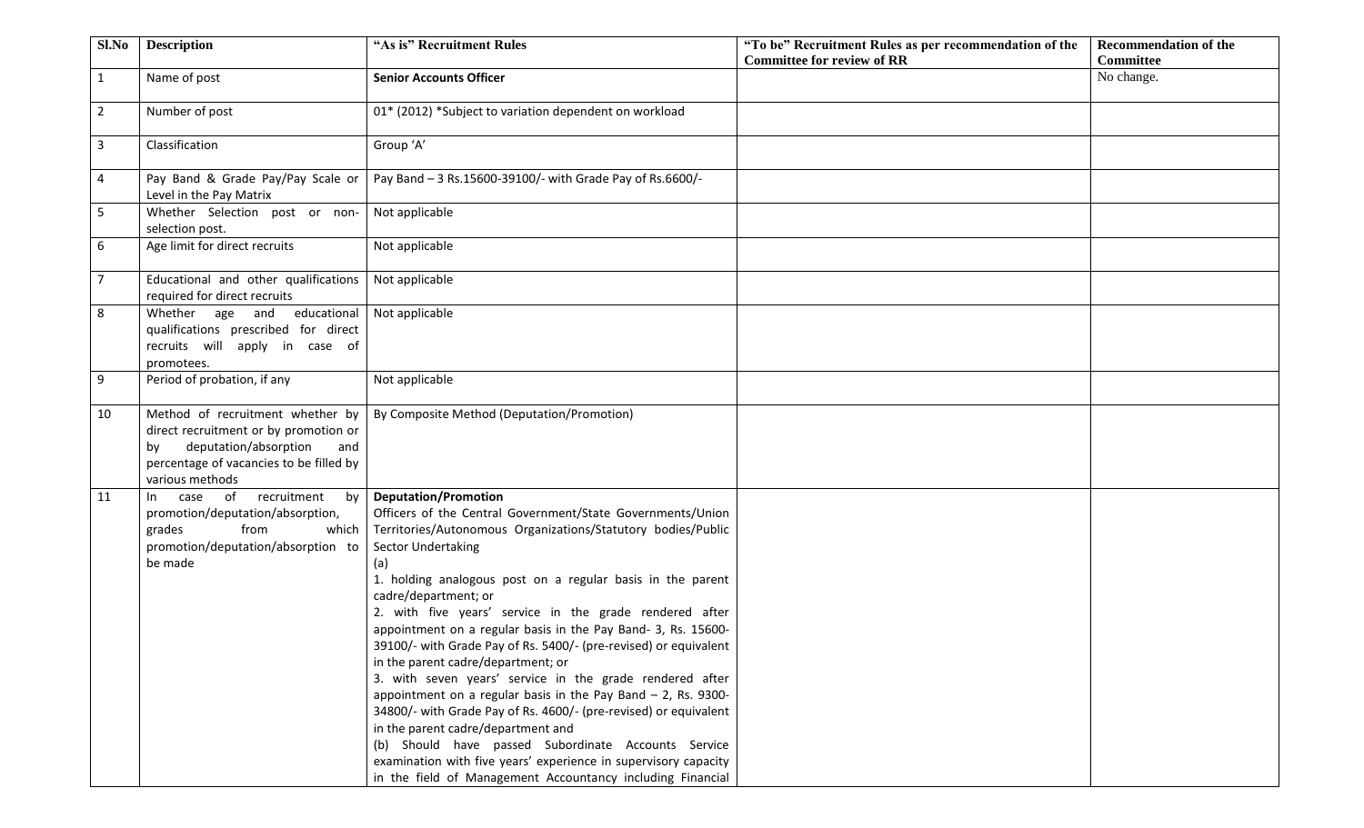| Sl.No | Description | "As is" Recruitment Rules | "To be" Recruitment Rules as per recommendation of the Committee for review of RR | Recommendation of the Committee |
|---|---|---|---|---|
| 1 | Name of post | **Senior Accounts Officer** | | No change. |
| 2 | Number of post | 01* (2012) *Subject to variation dependent on workload | | |
| 3 | Classification | Group 'A' | | |
| 4 | Pay Band & Grade Pay/Pay Scale or Level in the Pay Matrix | Pay Band – 3 Rs.15600-39100/- with Grade Pay of Rs.6600/- | | |
| 5 | Whether Selection post or non-selection post. | Not applicable | | |
| 6 | Age limit for direct recruits | Not applicable | | |
| 7 | Educational and other qualifications required for direct recruits | Not applicable | | |
| 8 | Whether age and educational qualifications prescribed for direct recruits will apply in case of promotees. | Not applicable | | |
| 9 | Period of probation, if any | Not applicable | | |
| 10 | Method of recruitment whether by direct recruitment or by promotion or by deputation/absorption and percentage of vacancies to be filled by various methods | By Composite Method (Deputation/Promotion) | | |
| 11 | In case of recruitment by promotion/deputation/absorption, grades from which promotion/deputation/absorption to be made | **Deputation/Promotion**<br>Officers of the Central Government/State Governments/Union Territories/Autonomous Organizations/Statutory bodies/Public Sector Undertaking<br>(a)<br>1. holding analogous post on a regular basis in the parent cadre/department; or<br>2. with five years' service in the grade rendered after appointment on a regular basis in the Pay Band- 3, Rs. 15600-39100/- with Grade Pay of Rs. 5400/- (pre-revised) or equivalent in the parent cadre/department; or<br>3. with seven years' service in the grade rendered after appointment on a regular basis in the Pay Band – 2, Rs. 9300-34800/- with Grade Pay of Rs. 4600/- (pre-revised) or equivalent in the parent cadre/department and<br>(b) Should have passed Subordinate Accounts Service examination with five years' experience in supervisory capacity in the field of Management Accountancy including Financial | | |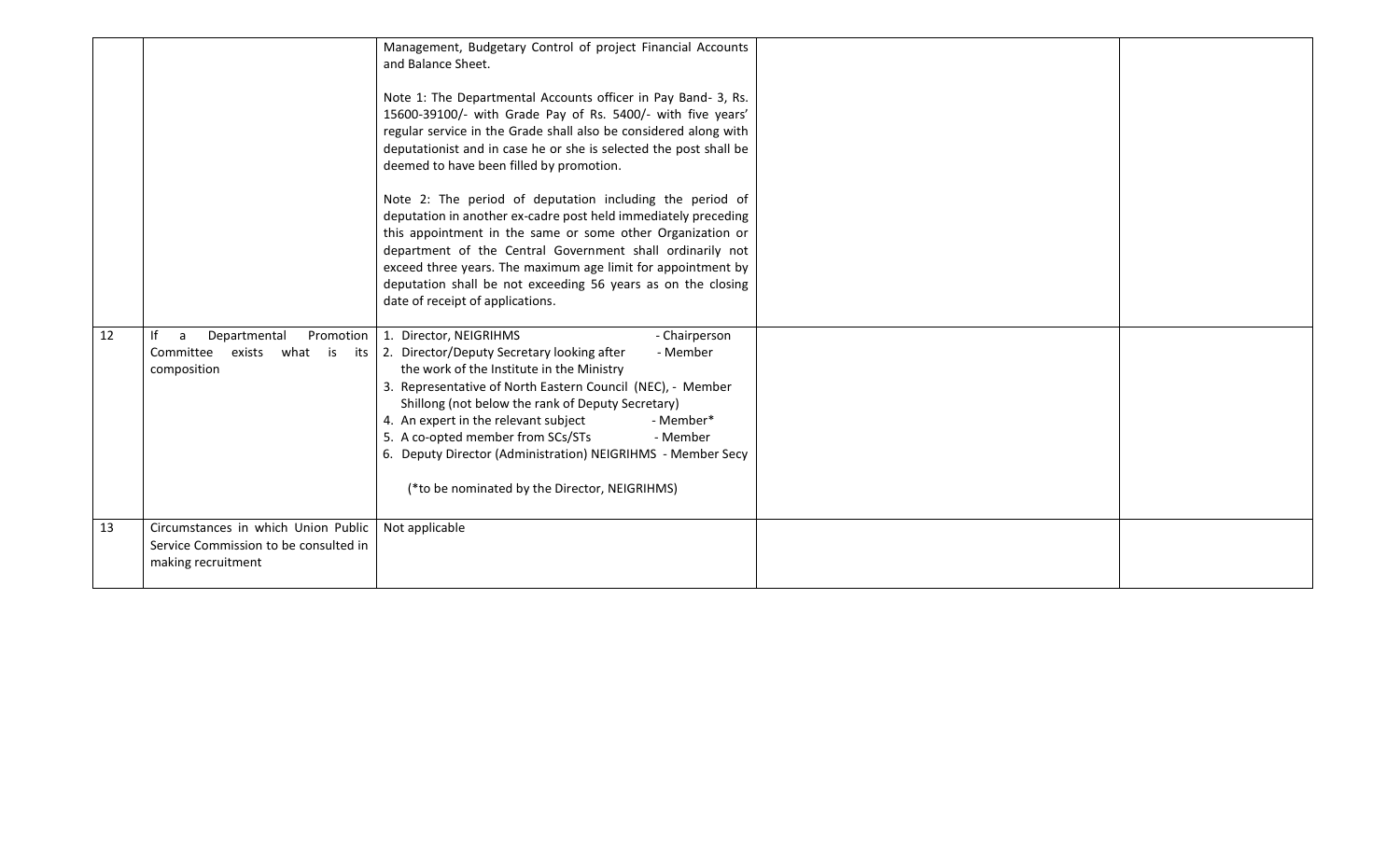| | | | | |
|---|---|---|---|---|
| | | Management, Budgetary Control of project Financial Accounts and Balance Sheet.<br><br>Note 1: The Departmental Accounts officer in Pay Band- 3, Rs. 15600-39100/- with Grade Pay of Rs. 5400/- with five years' regular service in the Grade shall also be considered along with deputationist and in case he or she is selected the post shall be deemed to have been filled by promotion.<br><br>Note 2: The period of deputation including the period of deputation in another ex-cadre post held immediately preceding this appointment in the same or some other Organization or department of the Central Government shall ordinarily not exceed three years. The maximum age limit for appointment by deputation shall be not exceeding 56 years as on the closing date of receipt of applications. | | |
| 12 | If a Departmental Promotion Committee exists what is its composition | 1. Director, NEIGRIHMS - Chairperson<br>2. Director/Deputy Secretary looking after the work of the Institute in the Ministry - Member<br>3. Representative of North Eastern Council (NEC), Shillong (not below the rank of Deputy Secretary) - Member<br>4. An expert in the relevant subject - Member*<br>5. A co-opted member from SCs/STs - Member<br>6. Deputy Director (Administration) NEIGRIHMS - Member Secy<br><br>(*to be nominated by the Director, NEIGRIHMS) | | |
| 13 | Circumstances in which Union Public Service Commission to be consulted in making recruitment | Not applicable | | |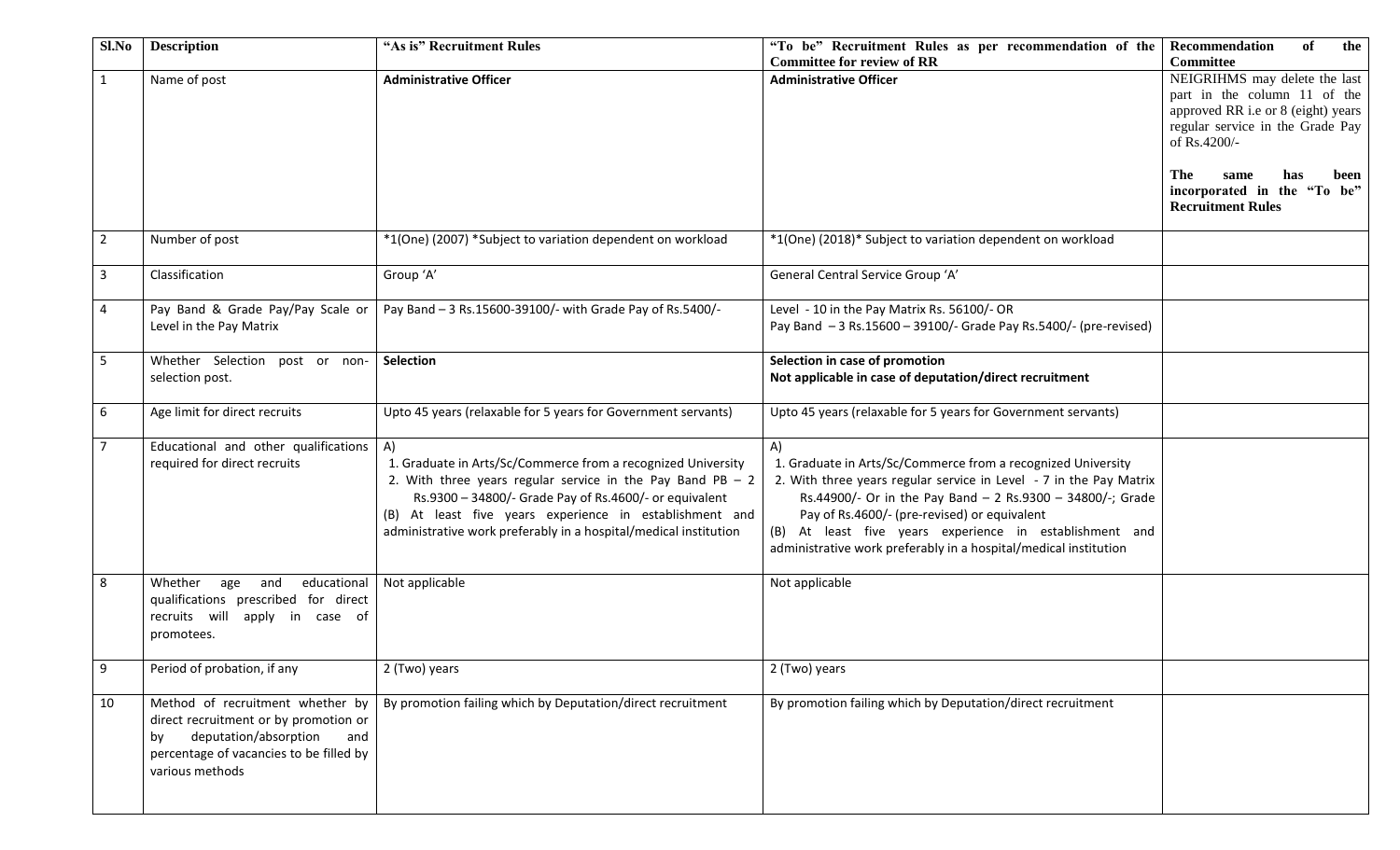| Sl.No | Description | "As is" Recruitment Rules | "To be" Recruitment Rules as per recommendation of the Committee for review of RR | Recommendation of the Committee |
|---|---|---|---|---|
| 1 | Name of post | **Administrative Officer** | **Administrative Officer** | NEIGRIHMS may delete the last part in the column 11 of the approved RR i.e or 8 (eight) years regular service in the Grade Pay of Rs.4200/-<br><br>**The same has been incorporated in the "To be" Recruitment Rules** |
| 2 | Number of post | *1(One) (2007) *Subject to variation dependent on workload | *1(One) (2018)* Subject to variation dependent on workload | |
| 3 | Classification | Group 'A' | General Central Service Group 'A' | |
| 4 | Pay Band & Grade Pay/Pay Scale or Level in the Pay Matrix | Pay Band – 3 Rs.15600-39100/- with Grade Pay of Rs.5400/- | Level - 10 in the Pay Matrix Rs. 56100/- OR<br>Pay Band – 3 Rs.15600 – 39100/- Grade Pay Rs.5400/- (pre-revised) | |
| 5 | Whether Selection post or non-selection post. | **Selection** | **Selection in case of promotion**<br>**Not applicable in case of deputation/direct recruitment** | |
| 6 | Age limit for direct recruits | Upto 45 years (relaxable for 5 years for Government servants) | Upto 45 years (relaxable for 5 years for Government servants) | |
| 7 | Educational and other qualifications required for direct recruits | A)<br>1. Graduate in Arts/Sc/Commerce from a recognized University<br>2. With three years regular service in the Pay Band PB – 2 Rs.9300 – 34800/- Grade Pay of Rs.4600/- or equivalent<br>(B) At least five years experience in establishment and administrative work preferably in a hospital/medical institution | A)<br>1. Graduate in Arts/Sc/Commerce from a recognized University<br>2. With three years regular service in Level - 7 in the Pay Matrix Rs.44900/- Or in the Pay Band – 2 Rs.9300 – 34800/-; Grade Pay of Rs.4600/- (pre-revised) or equivalent<br>(B) At least five years experience in establishment and administrative work preferably in a hospital/medical institution | |
| 8 | Whether age and educational qualifications prescribed for direct recruits will apply in case of promotees. | Not applicable | Not applicable | |
| 9 | Period of probation, if any | 2 (Two) years | 2 (Two) years | |
| 10 | Method of recruitment whether by direct recruitment or by promotion or by deputation/absorption and percentage of vacancies to be filled by various methods | By promotion failing which by Deputation/direct recruitment | By promotion failing which by Deputation/direct recruitment | |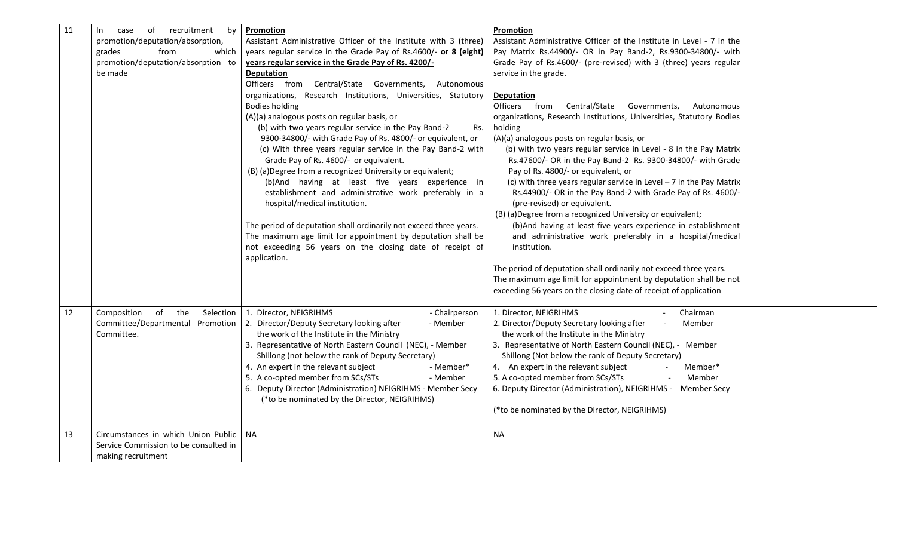| 11 | In case of recruitment by promotion/deputation/absorption, grades from which promotion/deputation/absorption to be made | **Promotion**<br>Assistant Administrative Officer of the Institute with 3 (three) years regular service in the Grade Pay of Rs.4600/- **or 8 (eight) years regular service in the Grade Pay of Rs. 4200/-**<br>**Deputation**<br>Officers from Central/State Governments, Autonomous organizations, Research Institutions, Universities, Statutory Bodies holding<br>(A)(a) analogous posts on regular basis, or<br>(b) with two years regular service in the Pay Band-2 Rs. 9300-34800/- with Grade Pay of Rs. 4800/- or equivalent, or<br>(c) With three years regular service in the Pay Band-2 with Grade Pay of Rs. 4600/- or equivalent.<br>(B) (a)Degree from a recognized University or equivalent;<br>(b)And having at least five years experience in establishment and administrative work preferably in a hospital/medical institution.<br><br>The period of deputation shall ordinarily not exceed three years.<br>The maximum age limit for appointment by deputation shall be not exceeding 56 years on the closing date of receipt of application. | **Promotion**<br>Assistant Administrative Officer of the Institute in Level - 7 in the Pay Matrix Rs.44900/- OR in Pay Band-2, Rs.9300-34800/- with Grade Pay of Rs.4600/- (pre-revised) with 3 (three) years regular service in the grade.<br><br>**Deputation**<br>Officers from Central/State Governments, Autonomous organizations, Research Institutions, Universities, Statutory Bodies holding<br>(A)(a) analogous posts on regular basis, or<br>(b) with two years regular service in Level - 8 in the Pay Matrix Rs.47600/- OR in the Pay Band-2 Rs. 9300-34800/- with Grade Pay of Rs. 4800/- or equivalent, or<br>(c) with three years regular service in Level – 7 in the Pay Matrix Rs.44900/- OR in the Pay Band-2 with Grade Pay of Rs. 4600/- (pre-revised) or equivalent.<br>(B) (a)Degree from a recognized University or equivalent;<br>(b)And having at least five years experience in establishment and administrative work preferably in a hospital/medical institution.<br><br>The period of deputation shall ordinarily not exceed three years.<br>The maximum age limit for appointment by deputation shall be not exceeding 56 years on the closing date of receipt of application | |
|---|---|---|---|---|
| 12 | Composition of the Selection Committee/Departmental Promotion Committee. | 1. Director, NEIGRIHMS - Chairperson<br>2. Director/Deputy Secretary looking after the work of the Institute in the Ministry - Member<br>3. Representative of North Eastern Council (NEC), Shillong (not below the rank of Deputy Secretary) - Member<br>4. An expert in the relevant subject - Member*<br>5. A co-opted member from SCs/STs - Member<br>6. Deputy Director (Administration) NEIGRIHMS - Member Secy<br>(*to be nominated by the Director, NEIGRIHMS) | 1. Director, NEIGRIHMS - Chairman<br>2. Director/Deputy Secretary looking after the work of the Institute in the Ministry - Member<br>3. Representative of North Eastern Council (NEC), Shillong (Not below the rank of Deputy Secretary) - Member<br>4. An expert in the relevant subject - Member*<br>5. A co-opted member from SCs/STs - Member<br>6. Deputy Director (Administration), NEIGRIHMS - Member Secy<br><br>(*to be nominated by the Director, NEIGRIHMS) | |
| 13 | Circumstances in which Union Public Service Commission to be consulted in making recruitment | NA | NA | |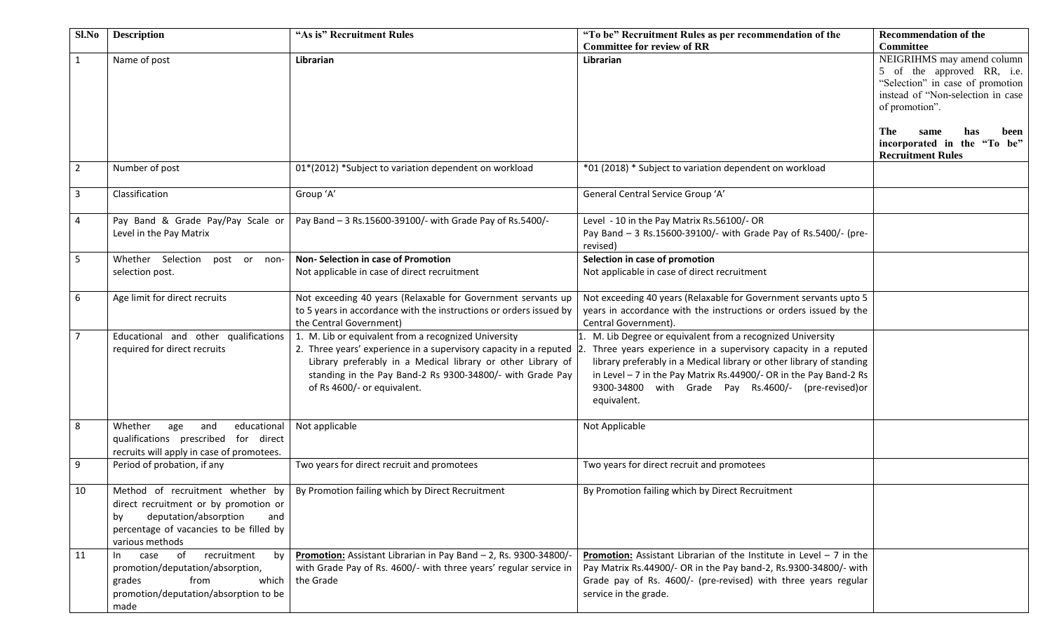| Sl.No | Description | "As is" Recruitment Rules | "To be" Recruitment Rules as per recommendation of the Committee for review of RR | Recommendation of the Committee |
|---|---|---|---|---|
| 1 | Name of post | **Librarian** | **Librarian** | NEIGRIHMS may amend column 5 of the approved RR, i.e. "Selection" in case of promotion instead of "Non-selection in case of promotion".<br><br>**The same has been incorporated in the "To be" Recruitment Rules** |
| 2 | Number of post | 01*(2012) *Subject to variation dependent on workload | *01 (2018) * Subject to variation dependent on workload | |
| 3 | Classification | Group 'A' | General Central Service Group 'A' | |
| 4 | Pay Band & Grade Pay/Pay Scale or Level in the Pay Matrix | Pay Band – 3 Rs.15600-39100/- with Grade Pay of Rs.5400/- | Level - 10 in the Pay Matrix Rs.56100/- OR<br>Pay Band – 3 Rs.15600-39100/- with Grade Pay of Rs.5400/- (pre-revised) | |
| 5 | Whether Selection post or non-selection post. | **Non- Selection in case of Promotion**<br>Not applicable in case of direct recruitment | **Selection in case of promotion**<br>Not applicable in case of direct recruitment | |
| 6 | Age limit for direct recruits | Not exceeding 40 years (Relaxable for Government servants up to 5 years in accordance with the instructions or orders issued by the Central Government) | Not exceeding 40 years (Relaxable for Government servants upto 5 years in accordance with the instructions or orders issued by the Central Government). | |
| 7 | Educational and other qualifications required for direct recruits | 1. M. Lib or equivalent from a recognized University<br>2. Three years' experience in a supervisory capacity in a reputed Library preferably in a Medical library or other Library of standing in the Pay Band-2 Rs 9300-34800/- with Grade Pay of Rs 4600/- or equivalent. | 1. M. Lib Degree or equivalent from a recognized University<br>2. Three years experience in a supervisory capacity in a reputed library preferably in a Medical library or other library of standing in Level – 7 in the Pay Matrix Rs.44900/- OR in the Pay Band-2 Rs 9300-34800 with Grade Pay Rs.4600/- (pre-revised)or equivalent. | |
| 8 | Whether age and educational qualifications prescribed for direct recruits will apply in case of promotees. | Not applicable | Not Applicable | |
| 9 | Period of probation, if any | Two years for direct recruit and promotees | Two years for direct recruit and promotees | |
| 10 | Method of recruitment whether by direct recruitment or by promotion or by deputation/absorption and percentage of vacancies to be filled by various methods | By Promotion failing which by Direct Recruitment | By Promotion failing which by Direct Recruitment | |
| 11 | In case of recruitment by promotion/deputation/absorption, grades from which promotion/deputation/absorption to be made | **Promotion:** Assistant Librarian in Pay Band – 2, Rs. 9300-34800/- with Grade Pay of Rs. 4600/- with three years' regular service in the Grade | **Promotion:** Assistant Librarian of the Institute in Level – 7 in the Pay Matrix Rs.44900/- OR in the Pay band-2, Rs.9300-34800/- with Grade pay of Rs. 4600/- (pre-revised) with three years regular service in the grade. | |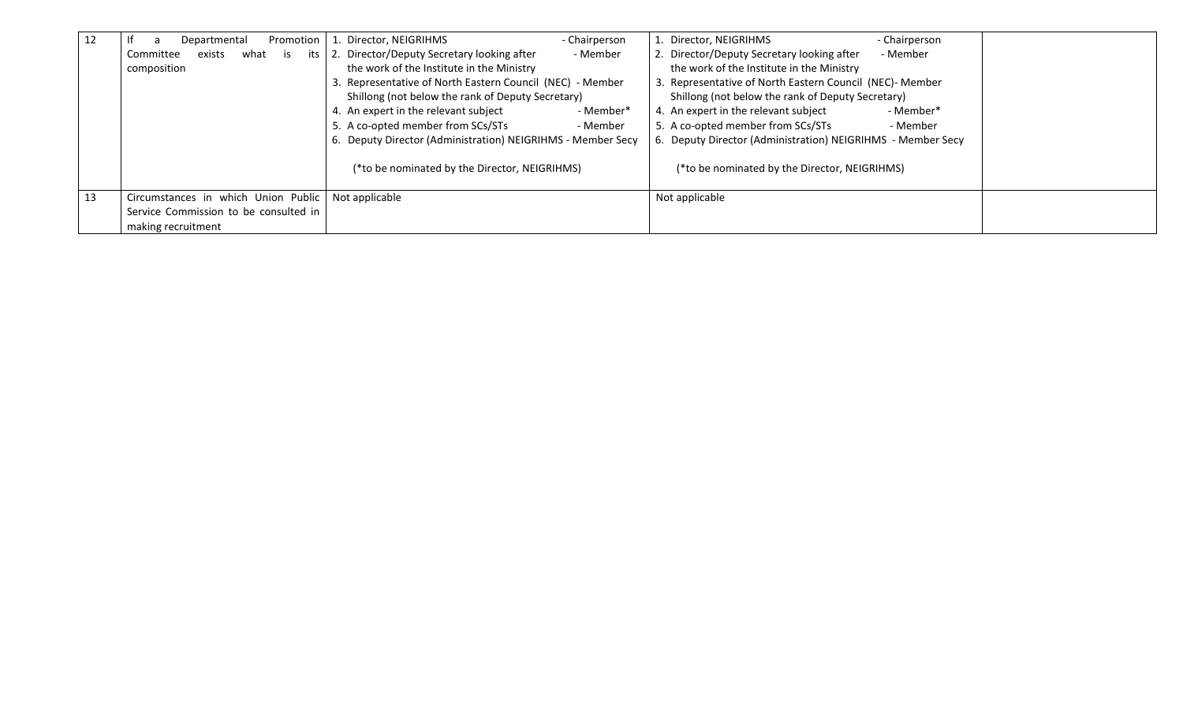| 12 | If a Departmental Promotion Committee exists what is its composition | 1. Director, NEIGRIHMS - Chairperson<br>2. Director/Deputy Secretary looking after the work of the Institute in the Ministry - Member<br>3. Representative of North Eastern Council (NEC) Shillong (not below the rank of Deputy Secretary) - Member<br>4. An expert in the relevant subject - Member*<br>5. A co-opted member from SCs/STs - Member<br>6. Deputy Director (Administration) NEIGRIHMS - Member Secy<br><br>(*to be nominated by the Director, NEIGRIHMS) | 1. Director, NEIGRIHMS - Chairperson<br>2. Director/Deputy Secretary looking after the work of the Institute in the Ministry - Member<br>3. Representative of North Eastern Council (NEC) Shillong (not below the rank of Deputy Secretary) - Member<br>4. An expert in the relevant subject - Member*<br>5. A co-opted member from SCs/STs - Member<br>6. Deputy Director (Administration) NEIGRIHMS - Member Secy<br><br>(*to be nominated by the Director, NEIGRIHMS) | |
|---|---|---|---|---|
| 13 | Circumstances in which Union Public Service Commission to be consulted in making recruitment | Not applicable | Not applicable | |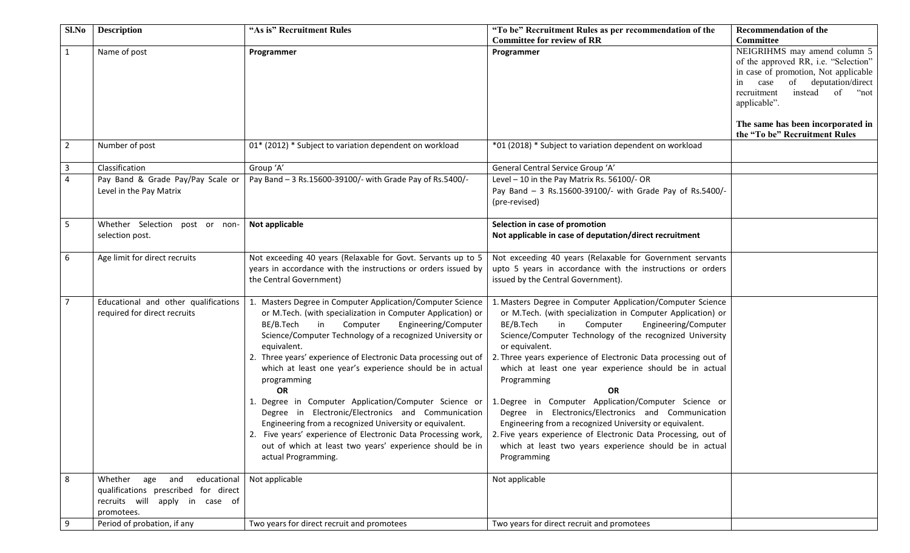| Sl.No | Description | "As is" Recruitment Rules | "To be" Recruitment Rules as per recommendation of the Committee for review of RR | Recommendation of the Committee |
|---|---|---|---|---|
| 1 | Name of post | **Programmer** | **Programmer** | NEIGRIHMS may amend column 5 of the approved RR, i.e. "Selection" in case of promotion, Not applicable in case of deputation/direct recruitment instead of "not applicable".<br><br>**The same has been incorporated in the "To be" Recruitment Rules** |
| 2 | Number of post | 01* (2012) * Subject to variation dependent on workload | *01 (2018) * Subject to variation dependent on workload | |
| 3 | Classification | Group 'A' | General Central Service Group 'A' | |
| 4 | Pay Band & Grade Pay/Pay Scale or Level in the Pay Matrix | Pay Band – 3 Rs.15600-39100/- with Grade Pay of Rs.5400/- | Level – 10 in the Pay Matrix Rs. 56100/- OR<br>Pay Band – 3 Rs.15600-39100/- with Grade Pay of Rs.5400/- (pre-revised) | |
| 5 | Whether Selection post or non-selection post. | **Not applicable** | **Selection in case of promotion**<br>**Not applicable in case of deputation/direct recruitment** | |
| 6 | Age limit for direct recruits | Not exceeding 40 years (Relaxable for Govt. Servants up to 5 years in accordance with the instructions or orders issued by the Central Government) | Not exceeding 40 years (Relaxable for Government servants upto 5 years in accordance with the instructions or orders issued by the Central Government). | |
| 7 | Educational and other qualifications required for direct recruits | 1. Masters Degree in Computer Application/Computer Science or M.Tech. (with specialization in Computer Application) or BE/B.Tech in Computer Engineering/Computer Science/Computer Technology of a recognized University or equivalent.<br>2. Three years' experience of Electronic Data processing out of which at least one year's experience should be in actual programming<br>**OR**<br>1. Degree in Computer Application/Computer Science or Degree in Electronic/Electronics and Communication Engineering from a recognized University or equivalent.<br>2. Five years' experience of Electronic Data Processing work, out of which at least two years' experience should be in actual Programming. | 1. Masters Degree in Computer Application/Computer Science or M.Tech. (with specialization in Computer Application) or BE/B.Tech in Computer Engineering/Computer Science/Computer Technology of the recognized University or equivalent.<br>2. Three years experience of Electronic Data processing out of which at least one year experience should be in actual Programming<br>**OR**<br>1. Degree in Computer Application/Computer Science or Degree in Electronics/Electronics and Communication Engineering from a recognized University or equivalent.<br>2. Five years experience of Electronic Data Processing, out of which at least two years experience should be in actual Programming | |
| 8 | Whether age and educational qualifications prescribed for direct recruits will apply in case of promotees. | Not applicable | Not applicable | |
| 9 | Period of probation, if any | Two years for direct recruit and promotees | Two years for direct recruit and promotees | |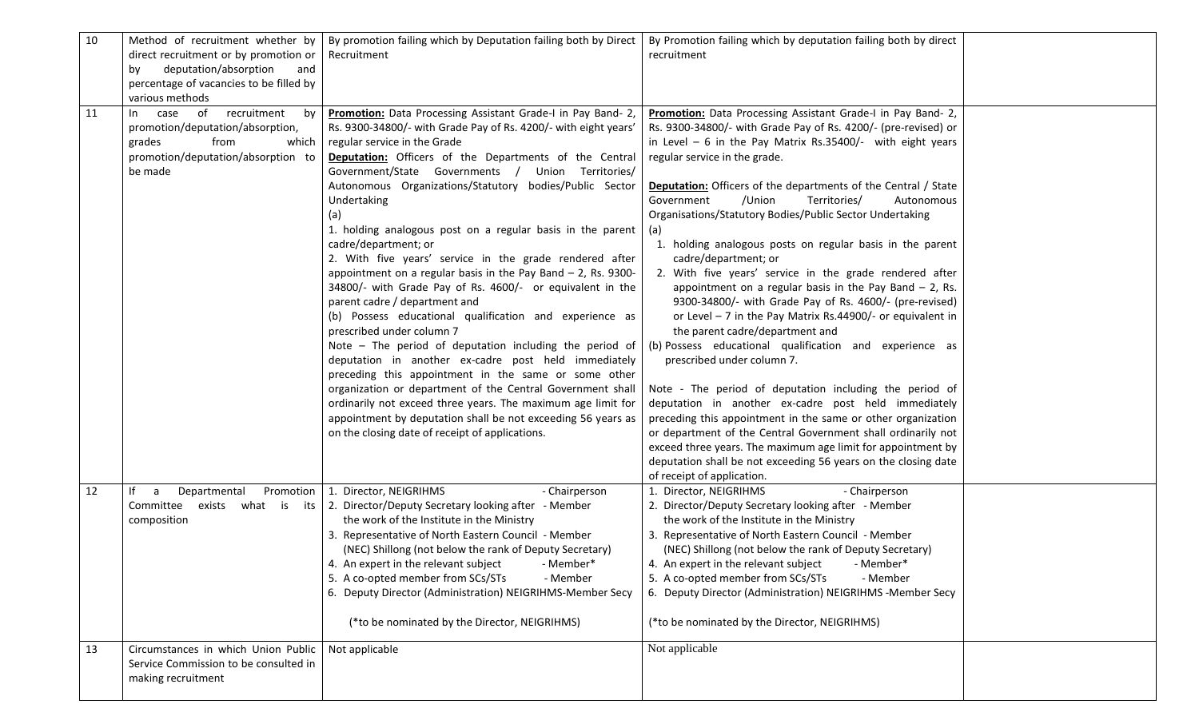| 10 | Method of recruitment whether by direct recruitment or by promotion or by deputation/absorption and percentage of vacancies to be filled by various methods | By promotion failing which by Deputation failing both by Direct Recruitment | By Promotion failing which by deputation failing both by direct recruitment | |
|---|---|---|---|---|
| 11 | In case of recruitment by promotion/deputation/absorption, grades from which promotion/deputation/absorption to be made | **Promotion:** Data Processing Assistant Grade-I in Pay Band- 2, Rs. 9300-34800/- with Grade Pay of Rs. 4200/- with eight years' regular service in the Grade<br>**Deputation:** Officers of the Departments of the Central Government/State Governments / Union Territories/ Autonomous Organizations/Statutory bodies/Public Sector Undertaking<br>(a)<br>1. holding analogous post on a regular basis in the parent cadre/department; or<br>2. With five years' service in the grade rendered after appointment on a regular basis in the Pay Band – 2, Rs. 9300-34800/- with Grade Pay of Rs. 4600/- or equivalent in the parent cadre / department and<br>(b) Possess educational qualification and experience as prescribed under column 7<br>Note – The period of deputation including the period of deputation in another ex-cadre post held immediately preceding this appointment in the same or some other organization or department of the Central Government shall ordinarily not exceed three years. The maximum age limit for appointment by deputation shall be not exceeding 56 years as on the closing date of receipt of applications. | **Promotion:** Data Processing Assistant Grade-I in Pay Band- 2, Rs. 9300-34800/- with Grade Pay of Rs. 4200/- (pre-revised) or in Level – 6 in the Pay Matrix Rs.35400/- with eight years regular service in the grade.<br><br>**Deputation:** Officers of the departments of the Central / State Government /Union Territories/ Autonomous Organisations/Statutory Bodies/Public Sector Undertaking<br>(a)<br>1. holding analogous posts on regular basis in the parent cadre/department; or<br>2. With five years' service in the grade rendered after appointment on a regular basis in the Pay Band – 2, Rs. 9300-34800/- with Grade Pay of Rs. 4600/- (pre-revised) or Level – 7 in the Pay Matrix Rs.44900/- or equivalent in the parent cadre/department and<br>(b) Possess educational qualification and experience as prescribed under column 7.<br><br>Note - The period of deputation including the period of deputation in another ex-cadre post held immediately preceding this appointment in the same or other organization or department of the Central Government shall ordinarily not exceed three years. The maximum age limit for appointment by deputation shall be not exceeding 56 years on the closing date of receipt of application. | |
| 12 | If a Departmental Promotion Committee exists what is its composition | 1. Director, NEIGRIHMS - Chairperson<br>2. Director/Deputy Secretary looking after - Member the work of the Institute in the Ministry<br>3. Representative of North Eastern Council - Member (NEC) Shillong (not below the rank of Deputy Secretary)<br>4. An expert in the relevant subject - Member*<br>5. A co-opted member from SCs/STs - Member<br>6. Deputy Director (Administration) NEIGRIHMS-Member Secy<br><br>(*to be nominated by the Director, NEIGRIHMS) | 1. Director, NEIGRIHMS - Chairperson<br>2. Director/Deputy Secretary looking after - Member the work of the Institute in the Ministry<br>3. Representative of North Eastern Council - Member (NEC) Shillong (not below the rank of Deputy Secretary)<br>4. An expert in the relevant subject - Member*<br>5. A co-opted member from SCs/STs - Member<br>6. Deputy Director (Administration) NEIGRIHMS -Member Secy<br><br>(*to be nominated by the Director, NEIGRIHMS) | |
| 13 | Circumstances in which Union Public Service Commission to be consulted in making recruitment | Not applicable | Not applicable | |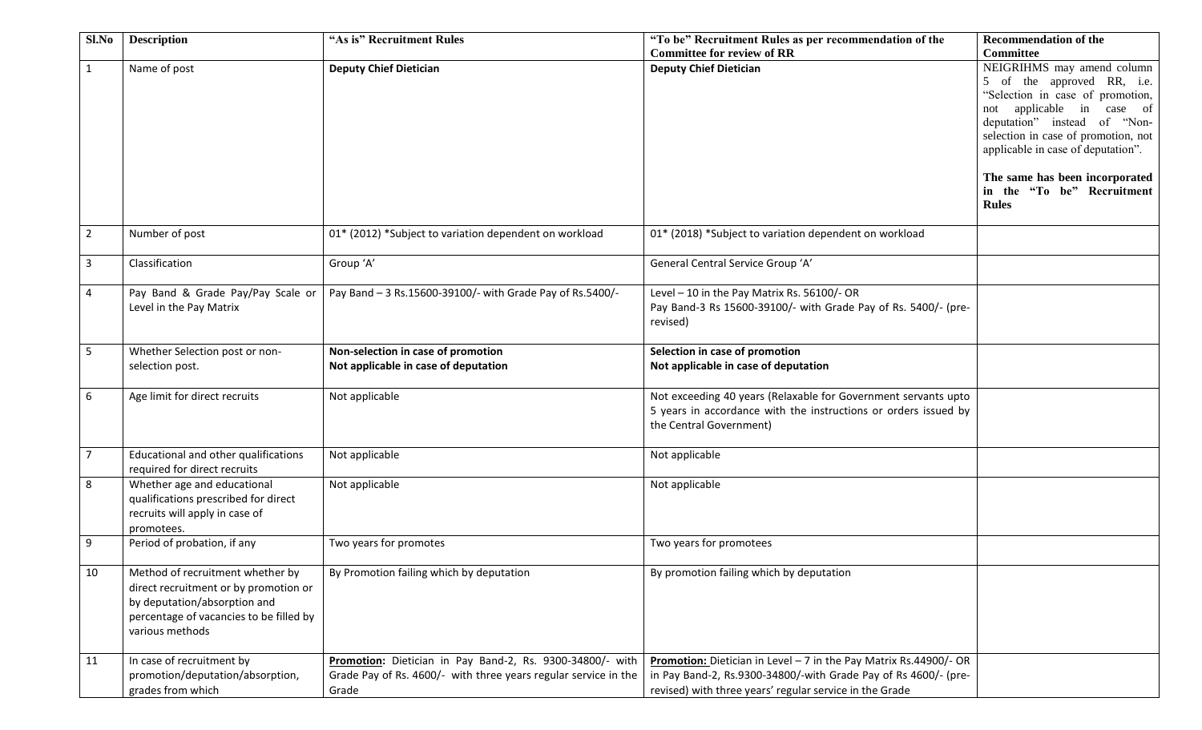| Sl.No | Description | "As is" Recruitment Rules | "To be" Recruitment Rules as per recommendation of the Committee for review of RR | Recommendation of the Committee |
|---|---|---|---|---|
| 1 | Name of post | **Deputy Chief Dietician** | **Deputy Chief Dietician** | NEIGRIHMS may amend column 5 of the approved RR, i.e. "Selection in case of promotion, not applicable in case of deputation" instead of "Non-selection in case of promotion, not applicable in case of deputation".<br><br>**The same has been incorporated in the "To be" Recruitment Rules** |
| 2 | Number of post | 01* (2012) *Subject to variation dependent on workload | 01* (2018) *Subject to variation dependent on workload | |
| 3 | Classification | Group 'A' | General Central Service Group 'A' | |
| 4 | Pay Band & Grade Pay/Pay Scale or Level in the Pay Matrix | Pay Band – 3 Rs.15600-39100/- with Grade Pay of Rs.5400/- | Level – 10 in the Pay Matrix Rs. 56100/- OR<br>Pay Band-3 Rs 15600-39100/- with Grade Pay of Rs. 5400/- (pre-revised) | |
| 5 | Whether Selection post or non-selection post. | **Non-selection in case of promotion**<br>**Not applicable in case of deputation** | **Selection in case of promotion**<br>**Not applicable in case of deputation** | |
| 6 | Age limit for direct recruits | Not applicable | Not exceeding 40 years (Relaxable for Government servants upto 5 years in accordance with the instructions or orders issued by the Central Government) | |
| 7 | Educational and other qualifications required for direct recruits | Not applicable | Not applicable | |
| 8 | Whether age and educational qualifications prescribed for direct recruits will apply in case of promotees. | Not applicable | Not applicable | |
| 9 | Period of probation, if any | Two years for promotes | Two years for promotees | |
| 10 | Method of recruitment whether by direct recruitment or by promotion or by deputation/absorption and percentage of vacancies to be filled by various methods | By Promotion failing which by deputation | By promotion failing which by deputation | |
| 11 | In case of recruitment by promotion/deputation/absorption, grades from which | **Promotion:** Dietician in Pay Band-2, Rs. 9300-34800/- with Grade Pay of Rs. 4600/- with three years regular service in the Grade | **Promotion:** Dietician in Level – 7 in the Pay Matrix Rs.44900/- OR in Pay Band-2, Rs.9300-34800/-with Grade Pay of Rs 4600/- (pre-revised) with three years' regular service in the Grade | |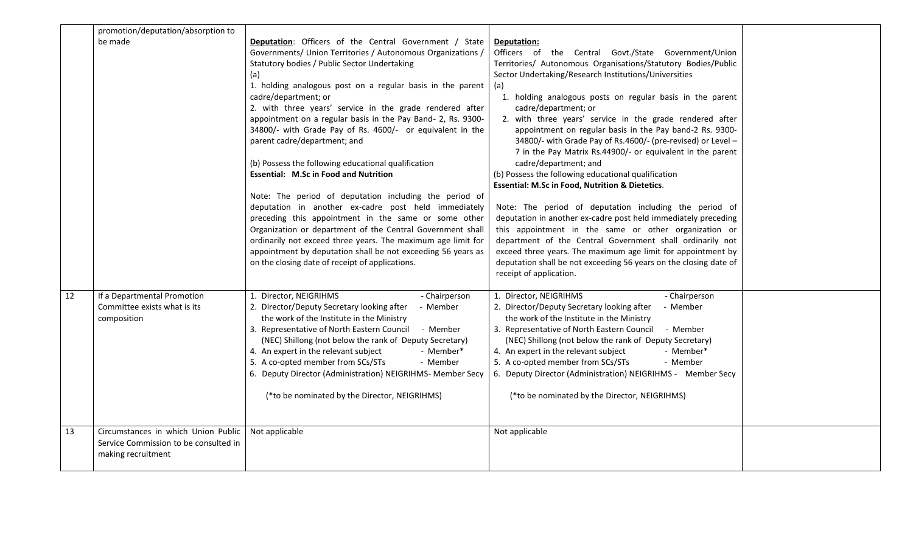| | promotion/deputation/absorption to be made | **Deputation**: Officers of the Central Government / State Governments/ Union Territories / Autonomous Organizations / Statutory bodies / Public Sector Undertaking<br>(a)<br>1. holding analogous post on a regular basis in the parent cadre/department; or<br>2. with three years' service in the grade rendered after appointment on a regular basis in the Pay Band- 2, Rs. 9300-34800/- with Grade Pay of Rs. 4600/- or equivalent in the parent cadre/department; and<br><br>(b) Possess the following educational qualification<br>**Essential: M.Sc in Food and Nutrition**<br><br>Note: The period of deputation including the period of deputation in another ex-cadre post held immediately preceding this appointment in the same or some other Organization or department of the Central Government shall ordinarily not exceed three years. The maximum age limit for appointment by deputation shall be not exceeding 56 years as on the closing date of receipt of applications. | **Deputation:**<br>Officers of the Central Govt./State Government/Union Territories/ Autonomous Organisations/Statutory Bodies/Public Sector Undertaking/Research Institutions/Universities<br>(a)<br>1. holding analogous posts on regular basis in the parent cadre/department; or<br>2. with three years' service in the grade rendered after appointment on regular basis in the Pay band-2 Rs. 9300-34800/- with Grade Pay of Rs.4600/- (pre-revised) or Level – 7 in the Pay Matrix Rs.44900/- or equivalent in the parent cadre/department; and<br>(b) Possess the following educational qualification<br>**Essential: M.Sc in Food, Nutrition & Dietetics**.<br><br>Note: The period of deputation including the period of deputation in another ex-cadre post held immediately preceding this appointment in the same or other organization or department of the Central Government shall ordinarily not exceed three years. The maximum age limit for appointment by deputation shall be not exceeding 56 years on the closing date of receipt of application. | |
|---|---|---|---|---|
| 12 | If a Departmental Promotion Committee exists what is its composition | 1. Director, NEIGRIHMS - Chairperson<br>2. Director/Deputy Secretary looking after the work of the Institute in the Ministry - Member<br>3. Representative of North Eastern Council (NEC) Shillong (not below the rank of Deputy Secretary) - Member<br>4. An expert in the relevant subject - Member*<br>5. A co-opted member from SCs/STs - Member<br>6. Deputy Director (Administration) NEIGRIHMS- Member Secy<br><br>(*to be nominated by the Director, NEIGRIHMS) | 1. Director, NEIGRIHMS - Chairperson<br>2. Director/Deputy Secretary looking after the work of the Institute in the Ministry - Member<br>3. Representative of North Eastern Council (NEC) Shillong (not below the rank of Deputy Secretary) - Member<br>4. An expert in the relevant subject - Member*<br>5. A co-opted member from SCs/STs - Member<br>6. Deputy Director (Administration) NEIGRIHMS - Member Secy<br><br>(*to be nominated by the Director, NEIGRIHMS) | |
| 13 | Circumstances in which Union Public Service Commission to be consulted in making recruitment | Not applicable | Not applicable | |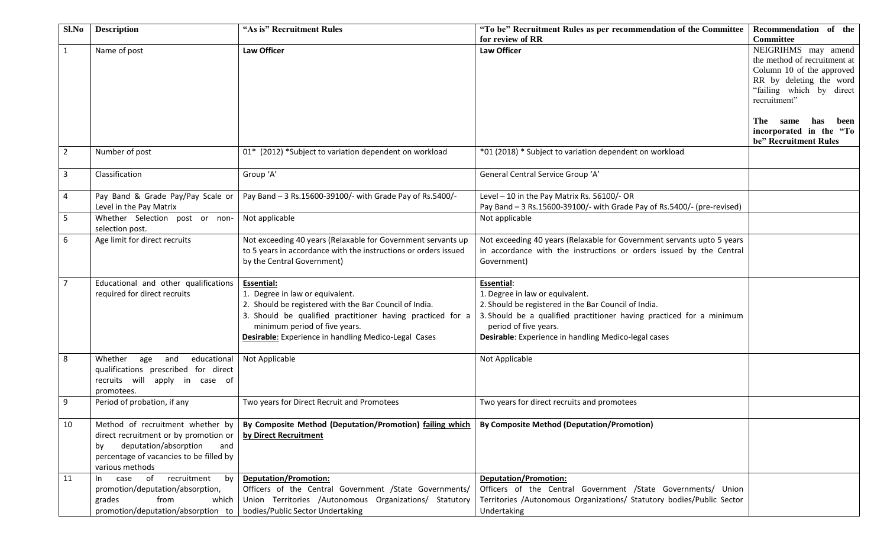| Sl.No | Description | "As is" Recruitment Rules | "To be" Recruitment Rules as per recommendation of the Committee for review of RR | Recommendation of the Committee |
|---|---|---|---|---|
| 1 | Name of post | **Law Officer** | **Law Officer** | NEIGRIHMS may amend the method of recruitment at Column 10 of the approved RR by deleting the word "failing which by direct recruitment"<br><br>**The same has been incorporated in the "To be" Recruitment Rules** |
| 2 | Number of post | 01* (2012) *Subject to variation dependent on workload | *01 (2018) * Subject to variation dependent on workload | |
| 3 | Classification | Group 'A' | General Central Service Group 'A' | |
| 4 | Pay Band & Grade Pay/Pay Scale or Level in the Pay Matrix | Pay Band – 3 Rs.15600-39100/- with Grade Pay of Rs.5400/- | Level – 10 in the Pay Matrix Rs. 56100/- OR<br>Pay Band – 3 Rs.15600-39100/- with Grade Pay of Rs.5400/- (pre-revised) | |
| 5 | Whether Selection post or non-selection post. | Not applicable | Not applicable | |
| 6 | Age limit for direct recruits | Not exceeding 40 years (Relaxable for Government servants up to 5 years in accordance with the instructions or orders issued by the Central Government) | Not exceeding 40 years (Relaxable for Government servants upto 5 years in accordance with the instructions or orders issued by the Central Government) | |
| 7 | Educational and other qualifications required for direct recruits | **Essential:**<br>1. Degree in law or equivalent.<br>2. Should be registered with the Bar Council of India.<br>3. Should be qualified practitioner having practiced for a minimum period of five years.<br>**Desirable**: Experience in handling Medico-Legal Cases | **Essential**:<br>1. Degree in law or equivalent.<br>2. Should be registered in the Bar Council of India.<br>3. Should be a qualified practitioner having practiced for a minimum period of five years.<br>**Desirable**: Experience in handling Medico-legal cases | |
| 8 | Whether age and educational qualifications prescribed for direct recruits will apply in case of promotees. | Not Applicable | Not Applicable | |
| 9 | Period of probation, if any | Two years for Direct Recruit and Promotees | Two years for direct recruits and promotees | |
| 10 | Method of recruitment whether by direct recruitment or by promotion or by deputation/absorption and percentage of vacancies to be filled by various methods | **By Composite Method (Deputation/Promotion) failing which by Direct Recruitment** | **By Composite Method (Deputation/Promotion)** | |
| 11 | In case of recruitment by promotion/deputation/absorption, grades from which promotion/deputation/absorption to | **Deputation/Promotion:**<br>Officers of the Central Government /State Governments/ Union Territories /Autonomous Organizations/ Statutory bodies/Public Sector Undertaking | **Deputation/Promotion:**<br>Officers of the Central Government /State Governments/ Union Territories /Autonomous Organizations/ Statutory bodies/Public Sector Undertaking | |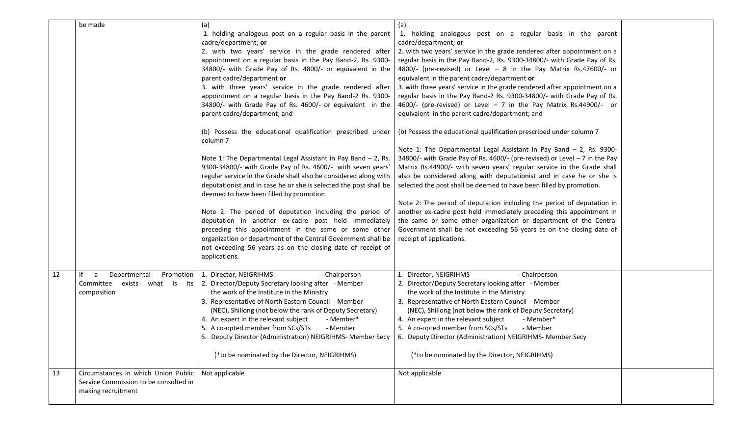| | | | | |
|---|---|---|---|---|
| | be made | (a)<br>1. holding analogous post on a regular basis in the parent cadre/department; **or**<br>2. with two years' service in the grade rendered after appointment on a regular basis in the Pay Band-2, Rs. 9300-34800/- with Grade Pay of Rs. 4800/- or equivalent in the parent cadre/department **or**<br>3. with three years' service in the grade rendered after appointment on a regular basis in the Pay Band-2 Rs. 9300-34800/- with Grade Pay of Rs. 4600/- or equivalent in the parent cadre/department; and<br><br>(b) Possess the educational qualification prescribed under column 7<br><br>Note 1: The Departmental Legal Assistant in Pay Band – 2, Rs. 9300-34800/- with Grade Pay of Rs. 4600/- with seven years' regular service in the Grade shall also be considered along with deputationist and in case he or she is selected the post shall be deemed to have been filled by promotion.<br><br>Note 2: The period of deputation including the period of deputation in another ex-cadre post held immediately preceding this appointment in the same or some other organization or department of the Central Government shall be not exceeding 56 years as on the closing date of receipt of applications. | (a)<br>1. holding analogous post on a regular basis in the parent cadre/department; **or**<br>2. with two years' service in the grade rendered after appointment on a regular basis in the Pay Band-2, Rs. 9300-34800/- with Grade Pay of Rs. 4800/- (pre-revised) or Level – 8 in the Pay Matrix Rs.47600/- or equivalent in the parent cadre/department **or**<br>3. with three years' service in the grade rendered after appointment on a regular basis in the Pay Band-2 Rs. 9300-34800/- with Grade Pay of Rs. 4600/- (pre-revised) or Level – 7 in the Pay Matrix Rs.44900/- or equivalent in the parent cadre/department; and<br><br>(b) Possess the educational qualification prescribed under column 7<br><br>Note 1: The Departmental Legal Assistant in Pay Band – 2, Rs. 9300-34800/- with Grade Pay of Rs. 4600/- (pre-revised) or Level – 7 in the Pay Matrix Rs.44900/- with seven years' regular service in the Grade shall also be considered along with deputationist and in case he or she is selected the post shall be deemed to have been filled by promotion.<br><br>Note 2: The period of deputation including the period of deputation in another ex-cadre post held immediately preceding this appointment in the same or some other organization or department of the Central Government shall be not exceeding 56 years as on the closing date of receipt of applications. | |
| 12 | If a Departmental Promotion Committee exists what is its composition | 1. Director, NEIGRIHMS - Chairperson<br>2. Director/Deputy Secretary looking after the work of the Institute in the Ministry - Member<br>3. Representative of North Eastern Council (NEC), Shillong (not below the rank of Deputy Secretary) - Member<br>4. An expert in the relevant subject - Member*<br>5. A co-opted member from SCs/STs - Member<br>6. Deputy Director (Administration) NEIGRIHMS- Member Secy<br><br>(*to be nominated by the Director, NEIGRIHMS) | 1. Director, NEIGRIHMS - Chairperson<br>2. Director/Deputy Secretary looking after the work of the Institute in the Ministry - Member<br>3. Representative of North Eastern Council (NEC), Shillong (not below the rank of Deputy Secretary) - Member<br>4. An expert in the relevant subject - Member*<br>5. A co-opted member from SCs/STs - Member<br>6. Deputy Director (Administration) NEIGRIHMS- Member Secy<br><br>(*to be nominated by the Director, NEIGRIHMS) | |
| 13 | Circumstances in which Union Public Service Commission to be consulted in making recruitment | Not applicable | Not applicable | |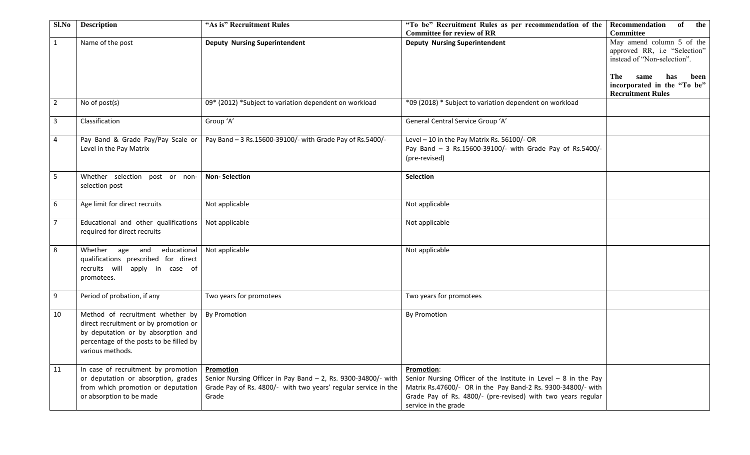| Sl.No | Description | "As is" Recruitment Rules | "To be" Recruitment Rules as per recommendation of the Committee for review of RR | Recommendation of the Committee |
|---|---|---|---|---|
| 1 | Name of the post | **Deputy Nursing Superintendent** | **Deputy Nursing Superintendent** | May amend column 5 of the approved RR, i.e "Selection" instead of "Non-selection".<br><br>**The same has been incorporated in the "To be" Recruitment Rules** |
| 2 | No of post(s) | 09* (2012) *Subject to variation dependent on workload | *09 (2018) * Subject to variation dependent on workload | |
| 3 | Classification | Group 'A' | General Central Service Group 'A' | |
| 4 | Pay Band & Grade Pay/Pay Scale or Level in the Pay Matrix | Pay Band – 3 Rs.15600-39100/- with Grade Pay of Rs.5400/- | Level – 10 in the Pay Matrix Rs. 56100/- OR<br>Pay Band – 3 Rs.15600-39100/- with Grade Pay of Rs.5400/- (pre-revised) | |
| 5 | Whether selection post or non-selection post | **Non- Selection** | **Selection** | |
| 6 | Age limit for direct recruits | Not applicable | Not applicable | |
| 7 | Educational and other qualifications required for direct recruits | Not applicable | Not applicable | |
| 8 | Whether age and educational qualifications prescribed for direct recruits will apply in case of promotees. | Not applicable | Not applicable | |
| 9 | Period of probation, if any | Two years for promotees | Two years for promotees | |
| 10 | Method of recruitment whether by direct recruitment or by promotion or by deputation or by absorption and percentage of the posts to be filled by various methods. | By Promotion | By Promotion | |
| 11 | In case of recruitment by promotion or deputation or absorption, grades from which promotion or deputation or absorption to be made | **Promotion**<br>Senior Nursing Officer in Pay Band – 2, Rs. 9300-34800/- with Grade Pay of Rs. 4800/- with two years' regular service in the Grade | **Promotion**:<br>Senior Nursing Officer of the Institute in Level – 8 in the Pay Matrix Rs.47600/- OR in the Pay Band-2 Rs. 9300-34800/- with Grade Pay of Rs. 4800/- (pre-revised) with two years regular service in the grade | |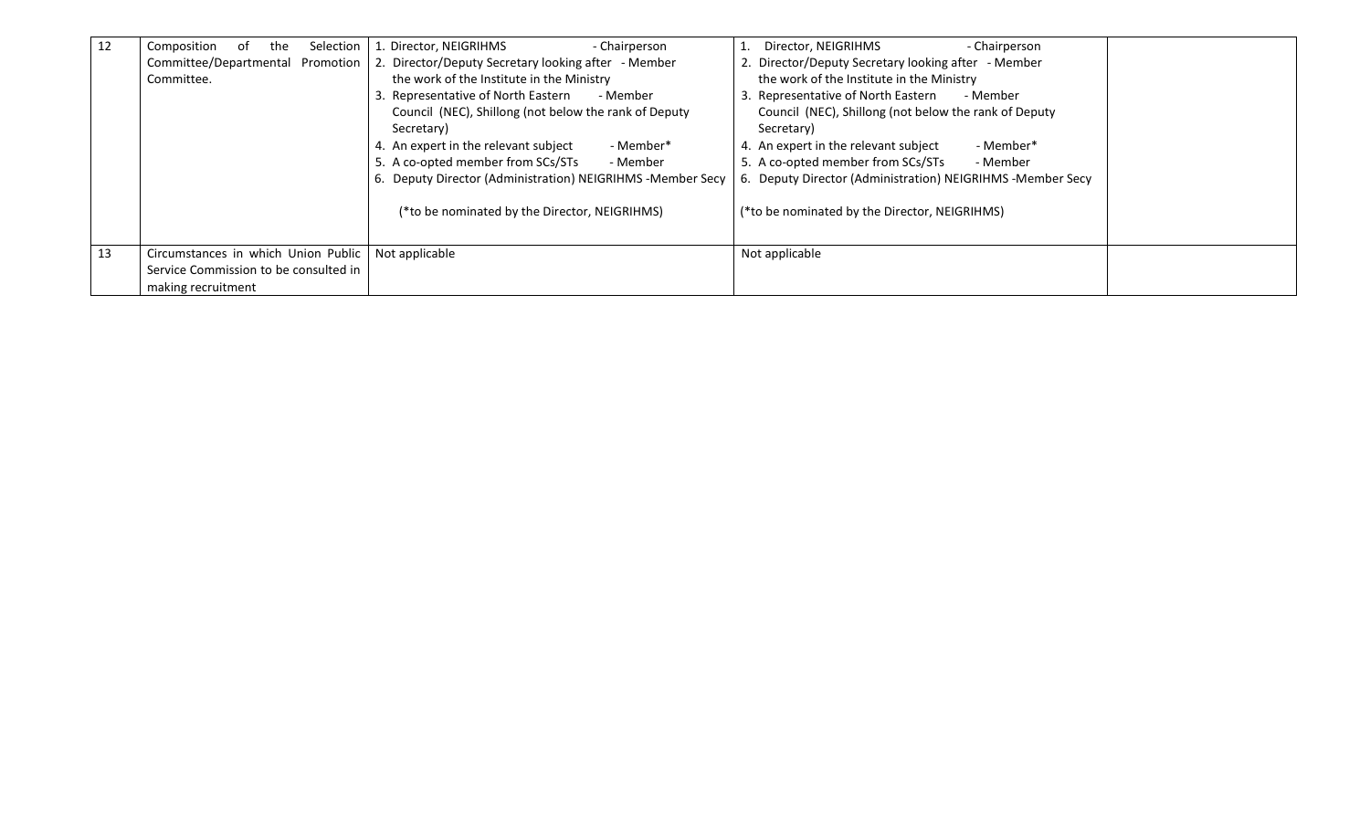| 12 | Composition of the Selection Committee/Departmental Promotion Committee. | 1. Director, NEIGRIHMS - Chairperson<br>2. Director/Deputy Secretary looking after - Member the work of the Institute in the Ministry<br>3. Representative of North Eastern - Member Council (NEC), Shillong (not below the rank of Deputy Secretary)<br>4. An expert in the relevant subject - Member*<br>5. A co-opted member from SCs/STs - Member<br>6. Deputy Director (Administration) NEIGRIHMS -Member Secy<br><br>(*to be nominated by the Director, NEIGRIHMS) | 1. Director, NEIGRIHMS - Chairperson<br>2. Director/Deputy Secretary looking after - Member the work of the Institute in the Ministry<br>3. Representative of North Eastern - Member Council (NEC), Shillong (not below the rank of Deputy Secretary)<br>4. An expert in the relevant subject - Member*<br>5. A co-opted member from SCs/STs - Member<br>6. Deputy Director (Administration) NEIGRIHMS -Member Secy<br><br>(*to be nominated by the Director, NEIGRIHMS) | |
|---|---|---|---|---|
| 13 | Circumstances in which Union Public Service Commission to be consulted in making recruitment | Not applicable | Not applicable | |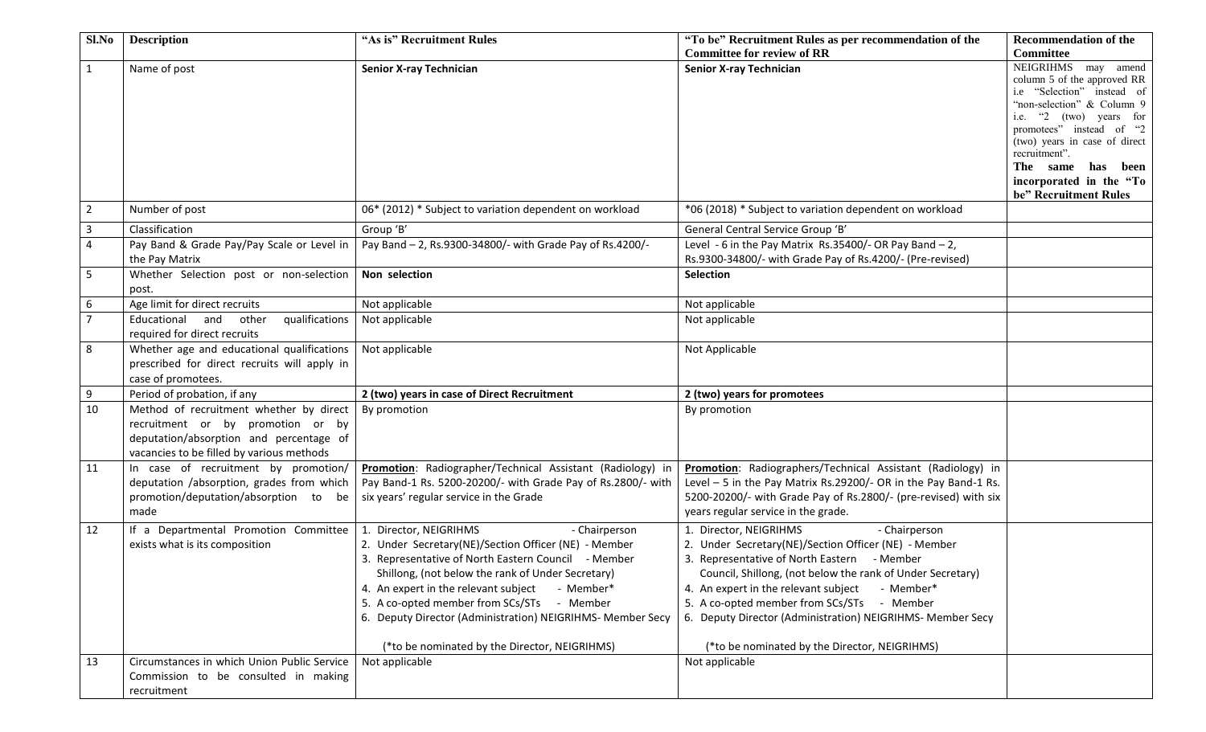| Sl.No | Description | "As is" Recruitment Rules | "To be" Recruitment Rules as per recommendation of the Committee for review of RR | Recommendation of the Committee |
|---|---|---|---|---|
| 1 | Name of post | **Senior X-ray Technician** | **Senior X-ray Technician** | NEIGRIHMS may amend column 5 of the approved RR i.e "Selection" instead of "non-selection" & Column 9 i.e. "2 (two) years for promotees" instead of "2 (two) years in case of direct recruitment". **The same has been incorporated in the "To be" Recruitment Rules** |
| 2 | Number of post | 06* (2012) * Subject to variation dependent on workload | *06 (2018) * Subject to variation dependent on workload | |
| 3 | Classification | Group 'B' | General Central Service Group 'B' | |
| 4 | Pay Band & Grade Pay/Pay Scale or Level in the Pay Matrix | Pay Band – 2, Rs.9300-34800/- with Grade Pay of Rs.4200/- | Level - 6 in the Pay Matrix Rs.35400/- OR Pay Band – 2, Rs.9300-34800/- with Grade Pay of Rs.4200/- (Pre-revised) | |
| 5 | Whether Selection post or non-selection post. | **Non selection** | **Selection** | |
| 6 | Age limit for direct recruits | Not applicable | Not applicable | |
| 7 | Educational and other qualifications required for direct recruits | Not applicable | Not applicable | |
| 8 | Whether age and educational qualifications prescribed for direct recruits will apply in case of promotees. | Not applicable | Not Applicable | |
| 9 | Period of probation, if any | **2 (two) years in case of Direct Recruitment** | **2 (two) years for promotees** | |
| 10 | Method of recruitment whether by direct recruitment or by promotion or by deputation/absorption and percentage of vacancies to be filled by various methods | By promotion | By promotion | |
| 11 | In case of recruitment by promotion/ deputation /absorption, grades from which promotion/deputation/absorption to be made | **Promotion**: Radiographer/Technical Assistant (Radiology) in Pay Band-1 Rs. 5200-20200/- with Grade Pay of Rs.2800/- with six years' regular service in the Grade | **Promotion**: Radiographers/Technical Assistant (Radiology) in Level – 5 in the Pay Matrix Rs.29200/- OR in the Pay Band-1 Rs. 5200-20200/- with Grade Pay of Rs.2800/- (pre-revised) with six years regular service in the grade. | |
| 12 | If a Departmental Promotion Committee exists what is its composition | 1. Director, NEIGRIHMS - Chairperson<br>2. Under Secretary(NE)/Section Officer (NE) - Member<br>3. Representative of North Eastern Council - Member Shillong, (not below the rank of Under Secretary)<br>4. An expert in the relevant subject - Member*<br>5. A co-opted member from SCs/STs - Member<br>6. Deputy Director (Administration) NEIGRIHMS- Member Secy<br><br>(*to be nominated by the Director, NEIGRIHMS) | 1. Director, NEIGRIHMS - Chairperson<br>2. Under Secretary(NE)/Section Officer (NE) - Member<br>3. Representative of North Eastern - Member Council, Shillong, (not below the rank of Under Secretary)<br>4. An expert in the relevant subject - Member*<br>5. A co-opted member from SCs/STs - Member<br>6. Deputy Director (Administration) NEIGRIHMS- Member Secy<br><br>(*to be nominated by the Director, NEIGRIHMS) | |
| 13 | Circumstances in which Union Public Service Commission to be consulted in making recruitment | Not applicable | Not applicable | |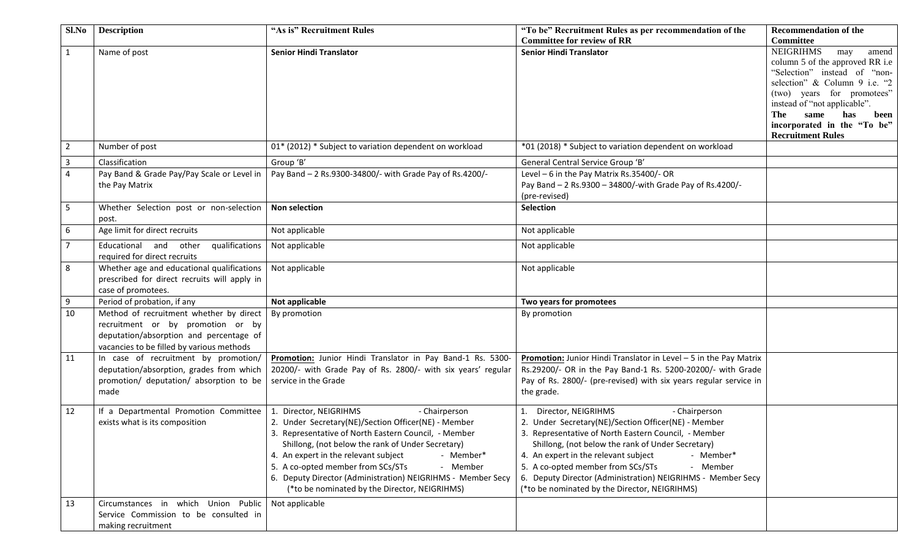| Sl.No | Description | "As is" Recruitment Rules | "To be" Recruitment Rules as per recommendation of the Committee for review of RR | Recommendation of the Committee |
|---|---|---|---|---|
| 1 | Name of post | **Senior Hindi Translator** | **Senior Hindi Translator** | NEIGRIHMS may amend column 5 of the approved RR i.e "Selection" instead of "non-selection" & Column 9 i.e. "2 (two) years for promotees" instead of "not applicable". **The same has been incorporated in the "To be" Recruitment Rules** |
| 2 | Number of post | 01* (2012) * Subject to variation dependent on workload | *01 (2018) * Subject to variation dependent on workload | |
| 3 | Classification | Group 'B' | General Central Service Group 'B' | |
| 4 | Pay Band & Grade Pay/Pay Scale or Level in the Pay Matrix | Pay Band – 2 Rs.9300-34800/- with Grade Pay of Rs.4200/- | Level – 6 in the Pay Matrix Rs.35400/- OR<br>Pay Band – 2 Rs.9300 – 34800/-with Grade Pay of Rs.4200/- (pre-revised) | |
| 5 | Whether Selection post or non-selection post. | **Non selection** | **Selection** | |
| 6 | Age limit for direct recruits | Not applicable | Not applicable | |
| 7 | Educational and other qualifications required for direct recruits | Not applicable | Not applicable | |
| 8 | Whether age and educational qualifications prescribed for direct recruits will apply in case of promotees. | Not applicable | Not applicable | |
| 9 | Period of probation, if any | **Not applicable** | **Two years for promotees** | |
| 10 | Method of recruitment whether by direct recruitment or by promotion or by deputation/absorption and percentage of vacancies to be filled by various methods | By promotion | By promotion | |
| 11 | In case of recruitment by promotion/ deputation/absorption, grades from which promotion/ deputation/ absorption to be made | **Promotion:** Junior Hindi Translator in Pay Band-1 Rs. 5300-20200/- with Grade Pay of Rs. 2800/- with six years' regular service in the Grade | **Promotion:** Junior Hindi Translator in Level – 5 in the Pay Matrix Rs.29200/- OR in the Pay Band-1 Rs. 5200-20200/- with Grade Pay of Rs. 2800/- (pre-revised) with six years regular service in the grade. | |
| 12 | If a Departmental Promotion Committee exists what is its composition | 1. Director, NEIGRIHMS - Chairperson<br>2. Under Secretary(NE)/Section Officer(NE) - Member<br>3. Representative of North Eastern Council, - Member Shillong, (not below the rank of Under Secretary)<br>4. An expert in the relevant subject - Member*<br>5. A co-opted member from SCs/STs - Member<br>6. Deputy Director (Administration) NEIGRIHMS - Member Secy<br>(*to be nominated by the Director, NEIGRIHMS) | 1. Director, NEIGRIHMS - Chairperson<br>2. Under Secretary(NE)/Section Officer(NE) - Member<br>3. Representative of North Eastern Council, - Member Shillong, (not below the rank of Under Secretary)<br>4. An expert in the relevant subject - Member*<br>5. A co-opted member from SCs/STs - Member<br>6. Deputy Director (Administration) NEIGRIHMS - Member Secy<br>(*to be nominated by the Director, NEIGRIHMS) | |
| 13 | Circumstances in which Union Public Service Commission to be consulted in making recruitment | Not applicable | | |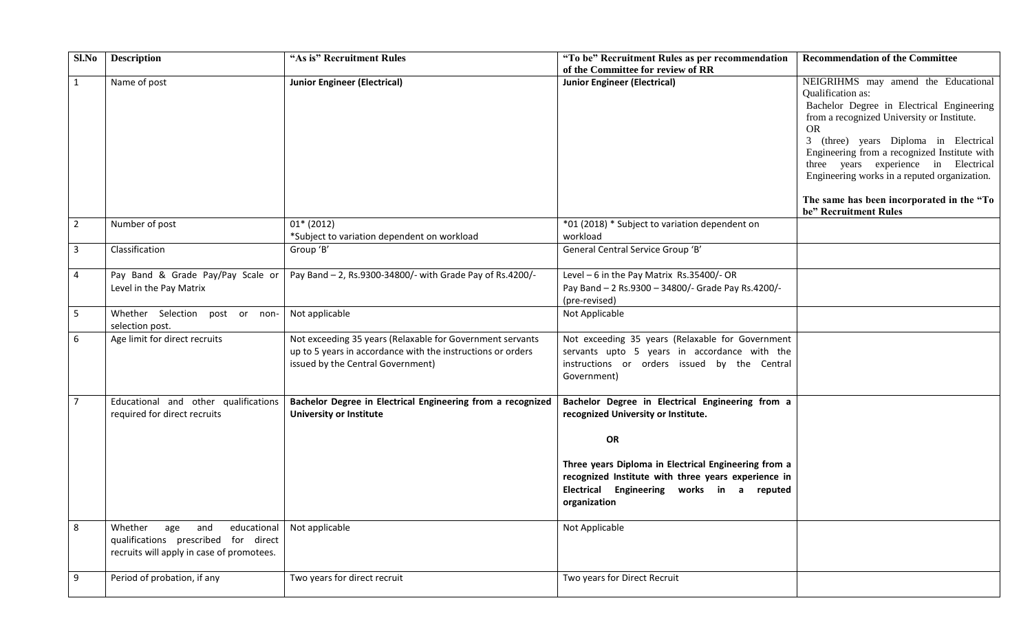| Sl.No | Description | "As is" Recruitment Rules | "To be" Recruitment Rules as per recommendation of the Committee for review of RR | Recommendation of the Committee |
|---|---|---|---|---|
| 1 | Name of post | **Junior Engineer (Electrical)** | **Junior Engineer (Electrical)** | NEIGRIHMS may amend the Educational Qualification as:<br>Bachelor Degree in Electrical Engineering from a recognized University or Institute.<br>OR<br>3 (three) years Diploma in Electrical Engineering from a recognized Institute with three years experience in Electrical Engineering works in a reputed organization.<br><br>**The same has been incorporated in the "To be" Recruitment Rules** |
| 2 | Number of post | 01* (2012)<br>*Subject to variation dependent on workload | *01 (2018) * Subject to variation dependent on workload | |
| 3 | Classification | Group 'B' | General Central Service Group 'B' | |
| 4 | Pay Band & Grade Pay/Pay Scale or Level in the Pay Matrix | Pay Band – 2, Rs.9300-34800/- with Grade Pay of Rs.4200/- | Level – 6 in the Pay Matrix Rs.35400/- OR<br>Pay Band – 2 Rs.9300 – 34800/- Grade Pay Rs.4200/- (pre-revised) | |
| 5 | Whether Selection post or non-selection post. | Not applicable | Not Applicable | |
| 6 | Age limit for direct recruits | Not exceeding 35 years (Relaxable for Government servants up to 5 years in accordance with the instructions or orders issued by the Central Government) | Not exceeding 35 years (Relaxable for Government servants upto 5 years in accordance with the instructions or orders issued by the Central Government) | |
| 7 | Educational and other qualifications required for direct recruits | **Bachelor Degree in Electrical Engineering from a recognized University or Institute** | **Bachelor Degree in Electrical Engineering from a recognized University or Institute.**<br><br>**OR**<br><br>**Three years Diploma in Electrical Engineering from a recognized Institute with three years experience in Electrical Engineering works in a reputed organization** | |
| 8 | Whether age and educational qualifications prescribed for direct recruits will apply in case of promotees. | Not applicable | Not Applicable | |
| 9 | Period of probation, if any | Two years for direct recruit | Two years for Direct Recruit | |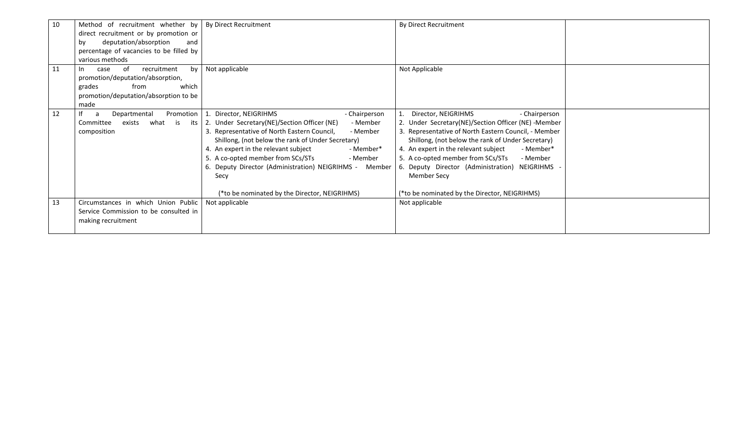| 10 | Method of recruitment whether by direct recruitment or by promotion or by deputation/absorption and percentage of vacancies to be filled by various methods | By Direct Recruitment | By Direct Recruitment | |
|---|---|---|---|---|
| 11 | In case of recruitment by promotion/deputation/absorption, grades from which promotion/deputation/absorption to be made | Not applicable | Not Applicable | |
| 12 | If a Departmental Promotion Committee exists what is its composition | 1. Director, NEIGRIHMS - Chairperson<br>2. Under Secretary(NE)/Section Officer (NE) - Member<br>3. Representative of North Eastern Council, - Member Shillong, (not below the rank of Under Secretary)<br>4. An expert in the relevant subject - Member*<br>5. A co-opted member from SCs/STs - Member<br>6. Deputy Director (Administration) NEIGRIHMS - Member Secy<br><br>(*to be nominated by the Director, NEIGRIHMS) | 1. Director, NEIGRIHMS - Chairperson<br>2. Under Secretary(NE)/Section Officer (NE) -Member<br>3. Representative of North Eastern Council, - Member Shillong, (not below the rank of Under Secretary)<br>4. An expert in the relevant subject - Member*<br>5. A co-opted member from SCs/STs - Member<br>6. Deputy Director (Administration) NEIGRIHMS - Member Secy<br><br>(*to be nominated by the Director, NEIGRIHMS) | |
| 13 | Circumstances in which Union Public Service Commission to be consulted in making recruitment | Not applicable | Not applicable | |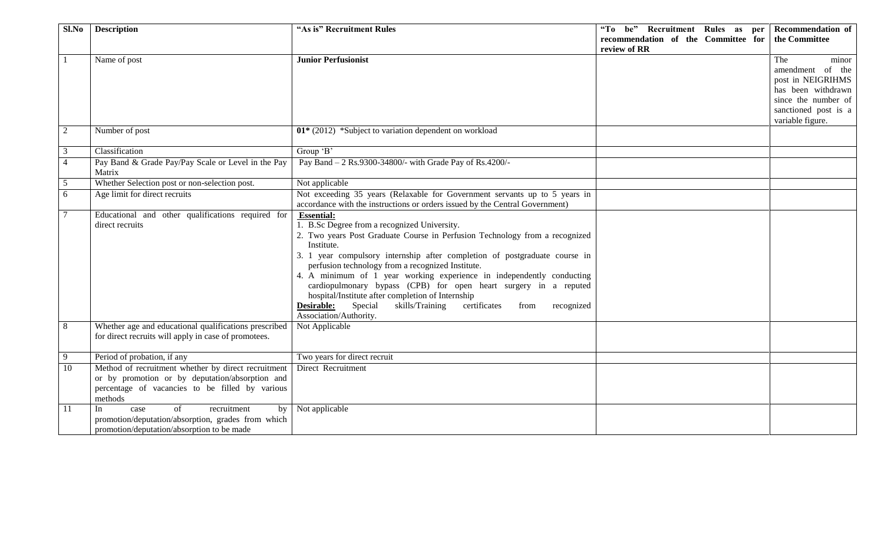| Sl.No | Description | "As is" Recruitment Rules | "To be" Recruitment Rules as per recommendation of the Committee for review of RR | Recommendation of the Committee |
|---|---|---|---|---|
| 1 | Name of post | **Junior Perfusionist** | | The minor amendment of the post in NEIGRIHMS has been withdrawn since the number of sanctioned post is a variable figure. |
| 2 | Number of post | **01*** (2012) *Subject to variation dependent on workload | | |
| 3 | Classification | Group 'B' | | |
| 4 | Pay Band & Grade Pay/Pay Scale or Level in the Pay Matrix | Pay Band – 2 Rs.9300-34800/- with Grade Pay of Rs.4200/- | | |
| 5 | Whether Selection post or non-selection post. | Not applicable | | |
| 6 | Age limit for direct recruits | Not exceeding 35 years (Relaxable for Government servants up to 5 years in accordance with the instructions or orders issued by the Central Government) | | |
| 7 | Educational and other qualifications required for direct recruits | **Essential:**<br>1. B.Sc Degree from a recognized University.<br>2. Two years Post Graduate Course in Perfusion Technology from a recognized Institute.<br>3. 1 year compulsory internship after completion of postgraduate course in perfusion technology from a recognized Institute.<br>4. A minimum of 1 year working experience in independently conducting cardiopulmonary bypass (CPB) for open heart surgery in a reputed hospital/Institute after completion of Internship<br>**Desirable:** Special skills/Training certificates from recognized Association/Authority. | | |
| 8 | Whether age and educational qualifications prescribed for direct recruits will apply in case of promotees. | Not Applicable | | |
| 9 | Period of probation, if any | Two years for direct recruit | | |
| 10 | Method of recruitment whether by direct recruitment or by promotion or by deputation/absorption and percentage of vacancies to be filled by various methods | Direct Recruitment | | |
| 11 | In case of recruitment by promotion/deputation/absorption, grades from which promotion/deputation/absorption to be made | Not applicable | | |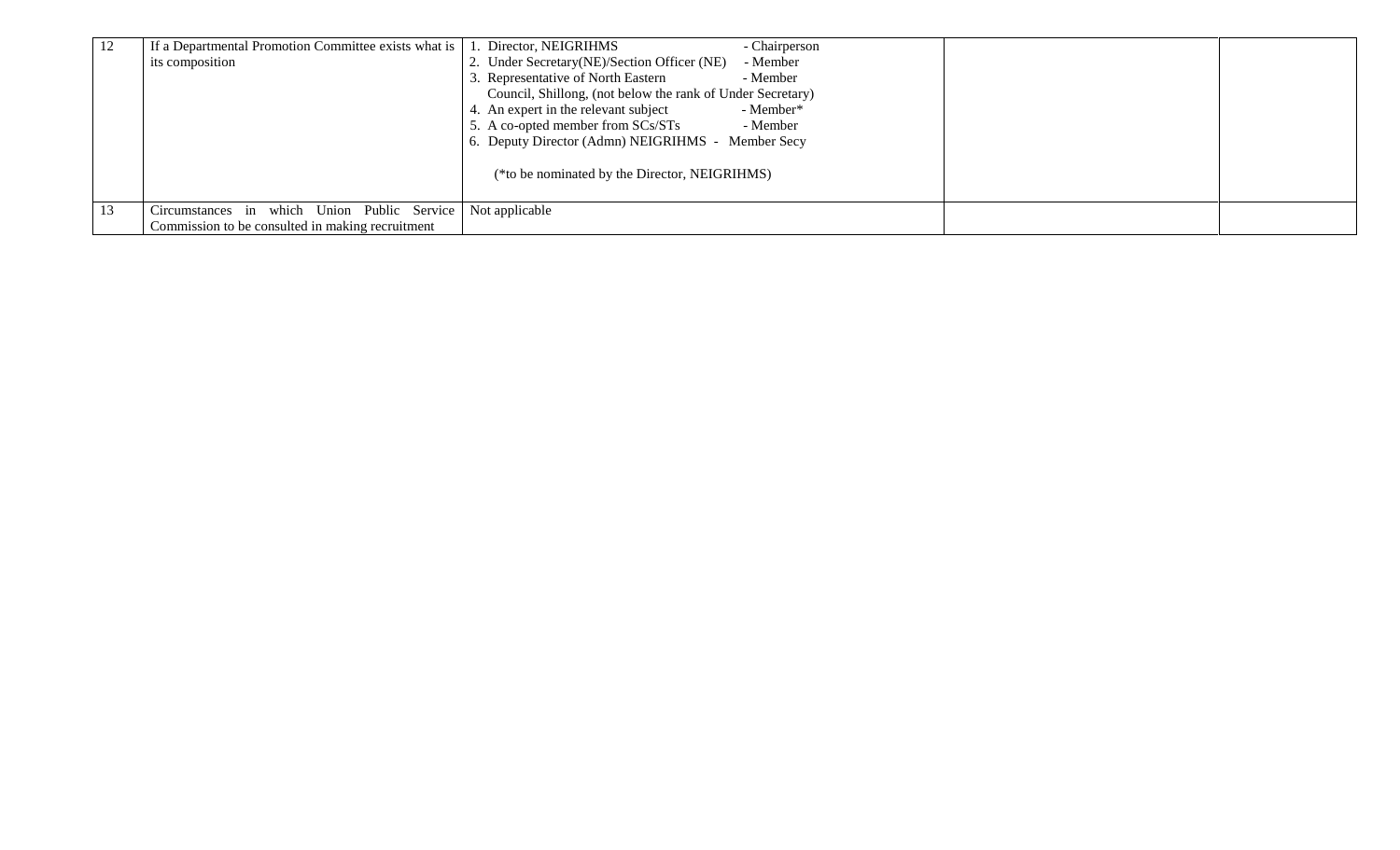| 12 | If a Departmental Promotion Committee exists what is its composition | 1. Director, NEIGRIHMS - Chairperson<br>2. Under Secretary(NE)/Section Officer (NE) - Member<br>3. Representative of North Eastern Council, Shillong, (not below the rank of Under Secretary) - Member<br>4. An expert in the relevant subject - Member*<br>5. A co-opted member from SCs/STs - Member<br>6. Deputy Director (Admn) NEIGRIHMS - Member Secy<br><br>(*to be nominated by the Director, NEIGRIHMS) | | |
|---|---|---|---|---|
| 13 | Circumstances in which Union Public Service Commission to be consulted in making recruitment | Not applicable | | |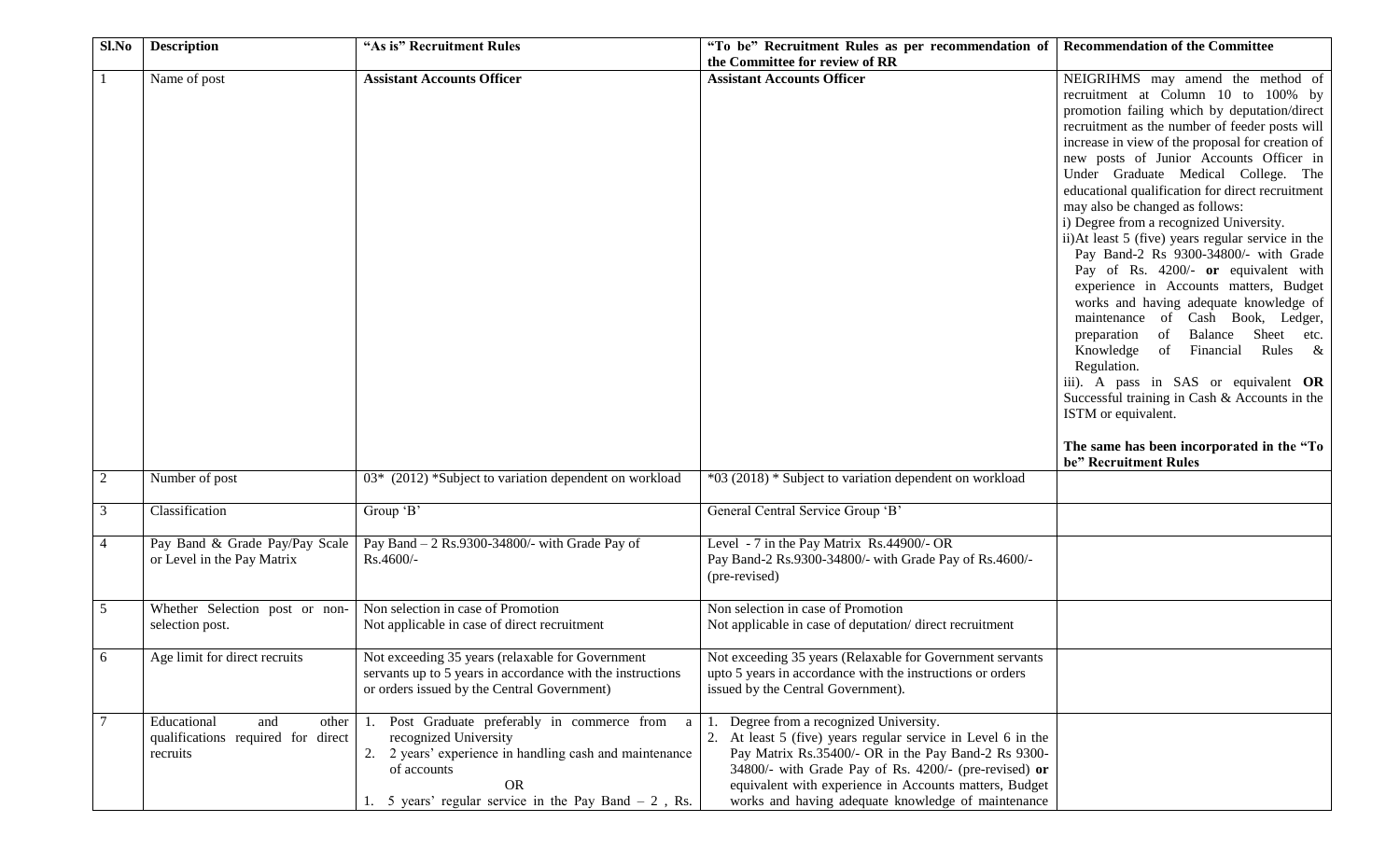| Sl.No | Description | "As is" Recruitment Rules | "To be" Recruitment Rules as per recommendation of the Committee for review of RR | Recommendation of the Committee |
|---|---|---|---|---|
| 1 | Name of post | **Assistant Accounts Officer** | **Assistant Accounts Officer** | NEIGRIHMS may amend the method of recruitment at Column 10 to 100% by promotion failing which by deputation/direct recruitment as the number of feeder posts will increase in view of the proposal for creation of new posts of Junior Accounts Officer in Under Graduate Medical College. The educational qualification for direct recruitment may also be changed as follows:<br>i) Degree from a recognized University.<br>ii)At least 5 (five) years regular service in the Pay Band-2 Rs 9300-34800/- with Grade Pay of Rs. 4200/- **or** equivalent with experience in Accounts matters, Budget works and having adequate knowledge of maintenance of Cash Book, Ledger, preparation of Balance Sheet etc. Knowledge of Financial Rules & Regulation.<br>iii). A pass in SAS or equivalent **OR** Successful training in Cash & Accounts in the ISTM or equivalent.<br><br>**The same has been incorporated in the "To be" Recruitment Rules** |
| 2 | Number of post | 03* (2012) *Subject to variation dependent on workload | *03 (2018) * Subject to variation dependent on workload | |
| 3 | Classification | Group 'B' | General Central Service Group 'B' | |
| 4 | Pay Band & Grade Pay/Pay Scale or Level in the Pay Matrix | Pay Band – 2 Rs.9300-34800/- with Grade Pay of Rs.4600/- | Level - 7 in the Pay Matrix Rs.44900/- OR<br>Pay Band-2 Rs.9300-34800/- with Grade Pay of Rs.4600/- (pre-revised) | |
| 5 | Whether Selection post or non-selection post. | Non selection in case of Promotion<br>Not applicable in case of direct recruitment | Non selection in case of Promotion<br>Not applicable in case of deputation/ direct recruitment | |
| 6 | Age limit for direct recruits | Not exceeding 35 years (relaxable for Government servants up to 5 years in accordance with the instructions or orders issued by the Central Government) | Not exceeding 35 years (Relaxable for Government servants upto 5 years in accordance with the instructions or orders issued by the Central Government). | |
| 7 | Educational and other qualifications required for direct recruits | 1. Post Graduate preferably in commerce from a recognized University<br>2. 2 years' experience in handling cash and maintenance of accounts<br>OR<br>1. 5 years' regular service in the Pay Band – 2 , Rs. | 1. Degree from a recognized University.<br>2. At least 5 (five) years regular service in Level 6 in the Pay Matrix Rs.35400/- OR in the Pay Band-2 Rs 9300-34800/- with Grade Pay of Rs. 4200/- (pre-revised) **or** equivalent with experience in Accounts matters, Budget works and having adequate knowledge of maintenance | |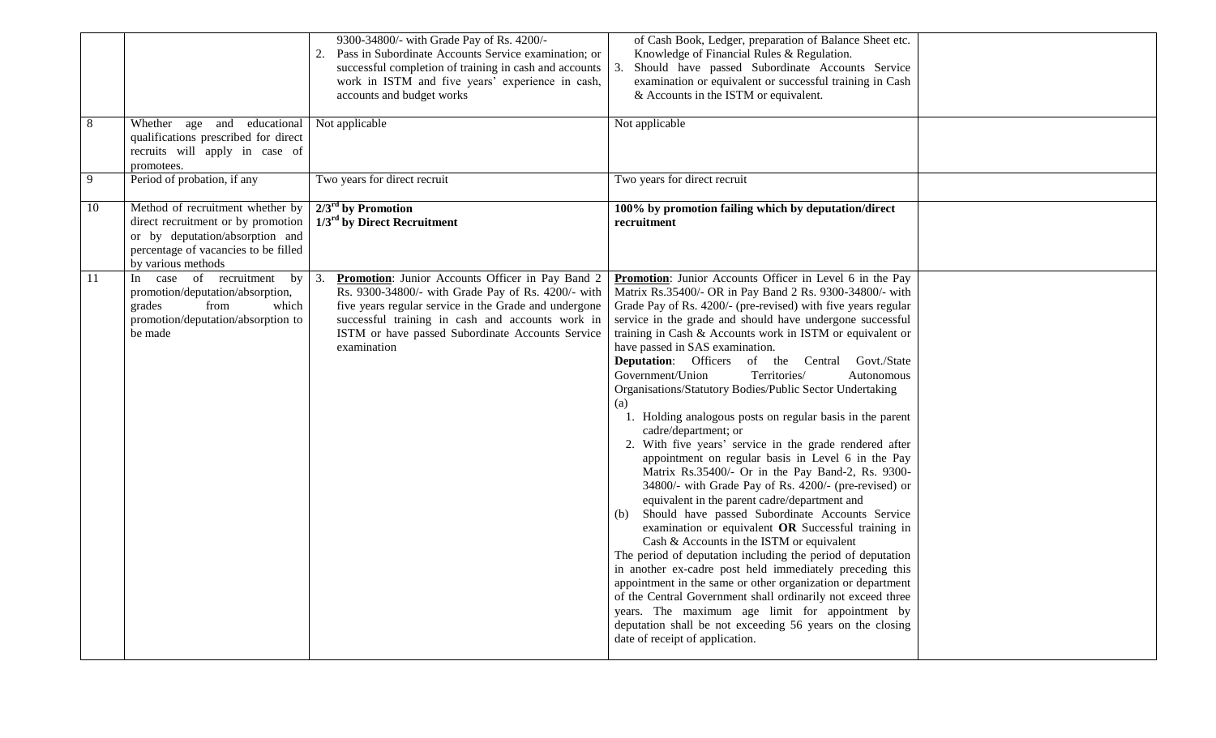| | | | | |
|---|---|---|---|---|
| | | 9300-34800/- with Grade Pay of Rs. 4200/-<br>2. Pass in Subordinate Accounts Service examination; or successful completion of training in cash and accounts work in ISTM and five years' experience in cash, accounts and budget works | of Cash Book, Ledger, preparation of Balance Sheet etc. Knowledge of Financial Rules & Regulation.<br>3. Should have passed Subordinate Accounts Service examination or equivalent or successful training in Cash & Accounts in the ISTM or equivalent. | |
| 8 | Whether age and educational qualifications prescribed for direct recruits will apply in case of promotees. | Not applicable | Not applicable | |
| 9 | Period of probation, if any | Two years for direct recruit | Two years for direct recruit | |
| 10 | Method of recruitment whether by direct recruitment or by promotion or by deputation/absorption and percentage of vacancies to be filled by various methods | **2/3rd by Promotion**<br>**1/3rd by Direct Recruitment** | **100% by promotion failing which by deputation/direct recruitment** | |
| 11 | In case of recruitment by promotion/deputation/absorption, grades from which promotion/deputation/absorption to be made | 3. **Promotion**: Junior Accounts Officer in Pay Band 2 Rs. 9300-34800/- with Grade Pay of Rs. 4200/- with five years regular service in the Grade and undergone successful training in cash and accounts work in ISTM or have passed Subordinate Accounts Service examination | **Promotion**: Junior Accounts Officer in Level 6 in the Pay Matrix Rs.35400/- OR in Pay Band 2 Rs. 9300-34800/- with Grade Pay of Rs. 4200/- (pre-revised) with five years regular service in the grade and should have undergone successful training in Cash & Accounts work in ISTM or equivalent or have passed in SAS examination.<br>**Deputation**: Officers of the Central Govt./State Government/Union Territories/ Autonomous Organisations/Statutory Bodies/Public Sector Undertaking<br>(a)<br>1. Holding analogous posts on regular basis in the parent cadre/department; or<br>2. With five years' service in the grade rendered after appointment on regular basis in Level 6 in the Pay Matrix Rs.35400/- Or in the Pay Band-2, Rs. 9300-34800/- with Grade Pay of Rs. 4200/- (pre-revised) or equivalent in the parent cadre/department and<br>(b) Should have passed Subordinate Accounts Service examination or equivalent **OR** Successful training in Cash & Accounts in the ISTM or equivalent<br>The period of deputation including the period of deputation in another ex-cadre post held immediately preceding this appointment in the same or other organization or department of the Central Government shall ordinarily not exceed three years. The maximum age limit for appointment by deputation shall be not exceeding 56 years on the closing date of receipt of application. | |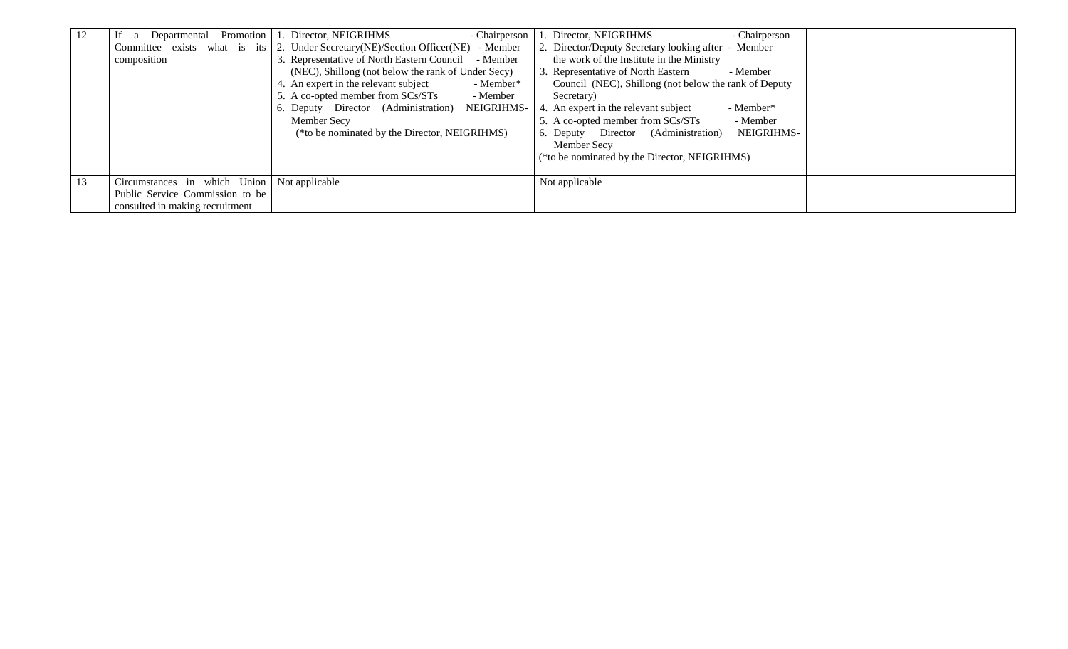| 12 | If a Departmental Promotion Committee exists what is its composition | 1. Director, NEIGRIHMS - Chairperson<br>2. Under Secretary(NE)/Section Officer(NE) - Member<br>3. Representative of North Eastern Council - Member (NEC), Shillong (not below the rank of Under Secy)<br>4. An expert in the relevant subject - Member*<br>5. A co-opted member from SCs/STs - Member<br>6. Deputy Director (Administration) NEIGRIHMS- Member Secy<br>(*to be nominated by the Director, NEIGRIHMS) | 1. Director, NEIGRIHMS - Chairperson<br>2. Director/Deputy Secretary looking after - Member the work of the Institute in the Ministry<br>3. Representative of North Eastern - Member Council (NEC), Shillong (not below the rank of Deputy Secretary)<br>4. An expert in the relevant subject - Member*<br>5. A co-opted member from SCs/STs - Member<br>6. Deputy Director (Administration) NEIGRIHMS- Member Secy<br>(*to be nominated by the Director, NEIGRIHMS) | |
|---|---|---|---|---|
| 13 | Circumstances in which Union Public Service Commission to be consulted in making recruitment | Not applicable | Not applicable | |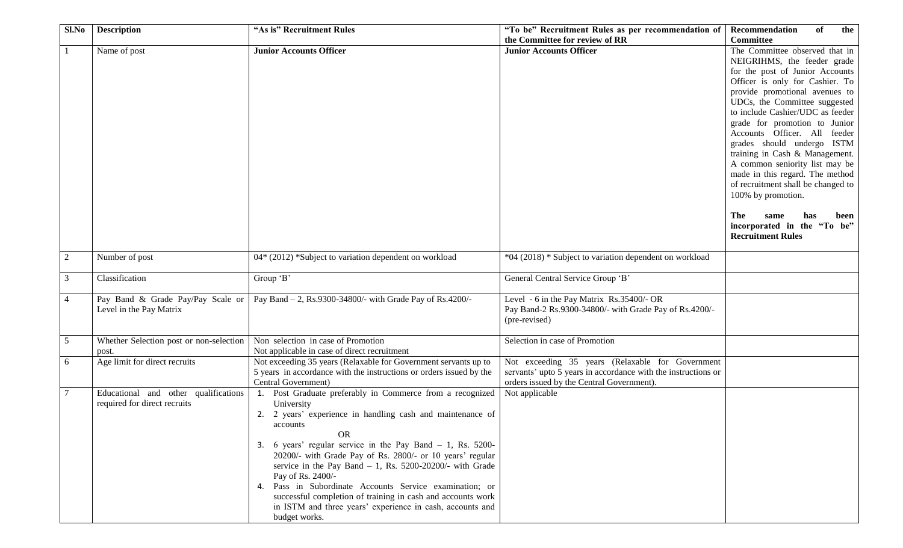| Sl.No | Description | "As is" Recruitment Rules | "To be" Recruitment Rules as per recommendation of the Committee for review of RR | Recommendation of the Committee |
|---|---|---|---|---|
| 1 | Name of post | **Junior Accounts Officer** | **Junior Accounts Officer** | The Committee observed that in NEIGRIHMS, the feeder grade for the post of Junior Accounts Officer is only for Cashier. To provide promotional avenues to UDCs, the Committee suggested to include Cashier/UDC as feeder grade for promotion to Junior Accounts Officer. All feeder grades should undergo ISTM training in Cash & Management. A common seniority list may be made in this regard. The method of recruitment shall be changed to 100% by promotion.<br><br>**The same has been incorporated in the "To be" Recruitment Rules** |
| 2 | Number of post | 04* (2012) *Subject to variation dependent on workload | *04 (2018) * Subject to variation dependent on workload | |
| 3 | Classification | Group 'B' | General Central Service Group 'B' | |
| 4 | Pay Band & Grade Pay/Pay Scale or Level in the Pay Matrix | Pay Band – 2, Rs.9300-34800/- with Grade Pay of Rs.4200/- | Level - 6 in the Pay Matrix Rs.35400/- OR<br>Pay Band-2 Rs.9300-34800/- with Grade Pay of Rs.4200/- (pre-revised) | |
| 5 | Whether Selection post or non-selection post. | Non selection in case of Promotion<br>Not applicable in case of direct recruitment | Selection in case of Promotion | |
| 6 | Age limit for direct recruits | Not exceeding 35 years (Relaxable for Government servants up to 5 years in accordance with the instructions or orders issued by the Central Government) | Not exceeding 35 years (Relaxable for Government servants' upto 5 years in accordance with the instructions or orders issued by the Central Government). | |
| 7 | Educational and other qualifications required for direct recruits | 1. Post Graduate preferably in Commerce from a recognized University<br>2. 2 years' experience in handling cash and maintenance of accounts<br>OR<br>3. 6 years' regular service in the Pay Band – 1, Rs. 5200-20200/- with Grade Pay of Rs. 2800/- or 10 years' regular service in the Pay Band – 1, Rs. 5200-20200/- with Grade Pay of Rs. 2400/-<br>4. Pass in Subordinate Accounts Service examination; or successful completion of training in cash and accounts work in ISTM and three years' experience in cash, accounts and budget works. | Not applicable | |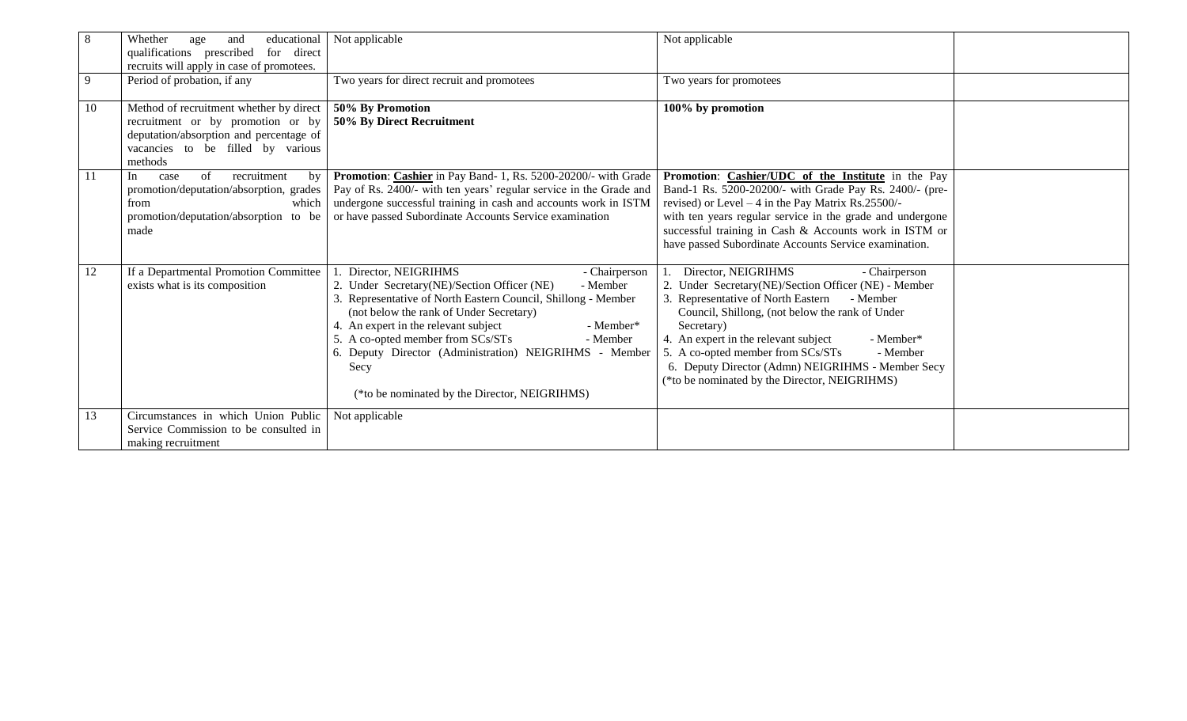| 8 | Whether age and educational qualifications prescribed for direct recruits will apply in case of promotees. | Not applicable | Not applicable | |
|---|---|---|---|---|
| 9 | Period of probation, if any | Two years for direct recruit and promotees | Two years for promotees | |
| 10 | Method of recruitment whether by direct recruitment or by promotion or by deputation/absorption and percentage of vacancies to be filled by various methods | **50% By Promotion**<br>**50% By Direct Recruitment** | **100% by promotion** | |
| 11 | In case of recruitment by promotion/deputation/absorption, grades from which promotion/deputation/absorption to be made | **Promotion**: **Cashier** in Pay Band- 1, Rs. 5200-20200/- with Grade Pay of Rs. 2400/- with ten years' regular service in the Grade and undergone successful training in cash and accounts work in ISTM or have passed Subordinate Accounts Service examination | **Promotion**: **Cashier/UDC of the Institute** in the Pay Band-1 Rs. 5200-20200/- with Grade Pay Rs. 2400/- (pre-revised) or Level – 4 in the Pay Matrix Rs.25500/- with ten years regular service in the grade and undergone successful training in Cash & Accounts work in ISTM or have passed Subordinate Accounts Service examination. | |
| 12 | If a Departmental Promotion Committee exists what is its composition | 1. Director, NEIGRIHMS - Chairperson<br>2. Under Secretary(NE)/Section Officer (NE) - Member<br>3. Representative of North Eastern Council, Shillong - Member (not below the rank of Under Secretary)<br>4. An expert in the relevant subject - Member*<br>5. A co-opted member from SCs/STs - Member<br>6. Deputy Director (Administration) NEIGRIHMS - Member Secy<br><br>(*to be nominated by the Director, NEIGRIHMS) | 1. Director, NEIGRIHMS - Chairperson<br>2. Under Secretary(NE)/Section Officer (NE) - Member<br>3. Representative of North Eastern - Member Council, Shillong, (not below the rank of Under Secretary)<br>4. An expert in the relevant subject - Member*<br>5. A co-opted member from SCs/STs - Member<br>6. Deputy Director (Admn) NEIGRIHMS - Member Secy<br>(*to be nominated by the Director, NEIGRIHMS) | |
| 13 | Circumstances in which Union Public Service Commission to be consulted in making recruitment | Not applicable | | |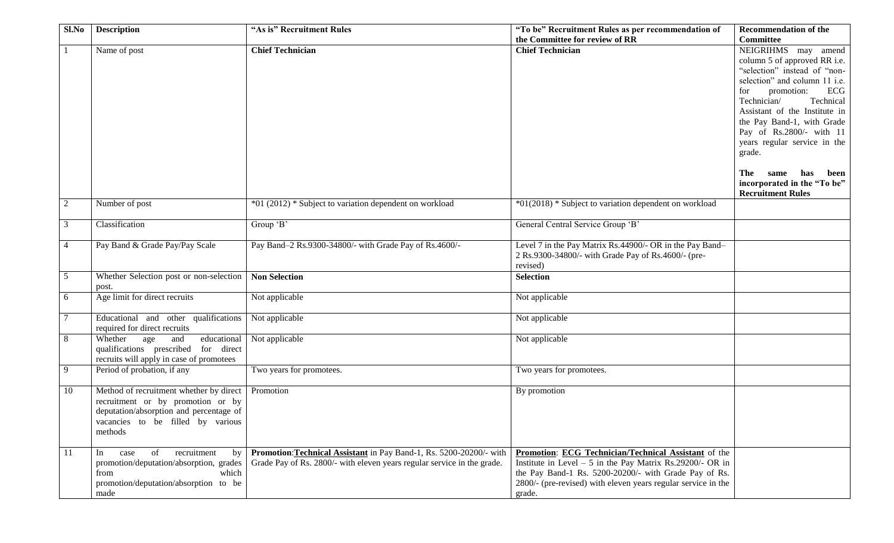| Sl.No | Description | "As is" Recruitment Rules | "To be" Recruitment Rules as per recommendation of the Committee for review of RR | Recommendation of the Committee |
|---|---|---|---|---|
| 1 | Name of post | **Chief Technician** | **Chief Technician** | NEIGRIHMS may amend column 5 of approved RR i.e. "selection" instead of "non-selection" and column 11 i.e. for promotion: ECG Technician/ Technical Assistant of the Institute in the Pay Band-1, with Grade Pay of Rs.2800/- with 11 years regular service in the grade.<br><br>**The same has been incorporated in the "To be" Recruitment Rules** |
| 2 | Number of post | *01 (2012) * Subject to variation dependent on workload | *01(2018) * Subject to variation dependent on workload | |
| 3 | Classification | Group 'B' | General Central Service Group 'B' | |
| 4 | Pay Band & Grade Pay/Pay Scale | Pay Band–2 Rs.9300-34800/- with Grade Pay of Rs.4600/- | Level 7 in the Pay Matrix Rs.44900/- OR in the Pay Band–2 Rs.9300-34800/- with Grade Pay of Rs.4600/- (pre-revised) | |
| 5 | Whether Selection post or non-selection post. | **Non Selection** | **Selection** | |
| 6 | Age limit for direct recruits | Not applicable | Not applicable | |
| 7 | Educational and other qualifications required for direct recruits | Not applicable | Not applicable | |
| 8 | Whether age and educational qualifications prescribed for direct recruits will apply in case of promotees | Not applicable | Not applicable | |
| 9 | Period of probation, if any | Two years for promotees. | Two years for promotees. | |
| 10 | Method of recruitment whether by direct recruitment or by promotion or by deputation/absorption and percentage of vacancies to be filled by various methods | Promotion | By promotion | |
| 11 | In case of recruitment by promotion/deputation/absorption, grades from which promotion/deputation/absorption to be made | **Promotion**:**Technical Assistant** in Pay Band-1, Rs. 5200-20200/- with Grade Pay of Rs. 2800/- with eleven years regular service in the grade. | **Promotion**: **ECG Technician/Technical Assistant** of the Institute in Level – 5 in the Pay Matrix Rs.29200/- OR in the Pay Band-1 Rs. 5200-20200/- with Grade Pay of Rs. 2800/- (pre-revised) with eleven years regular service in the grade. | |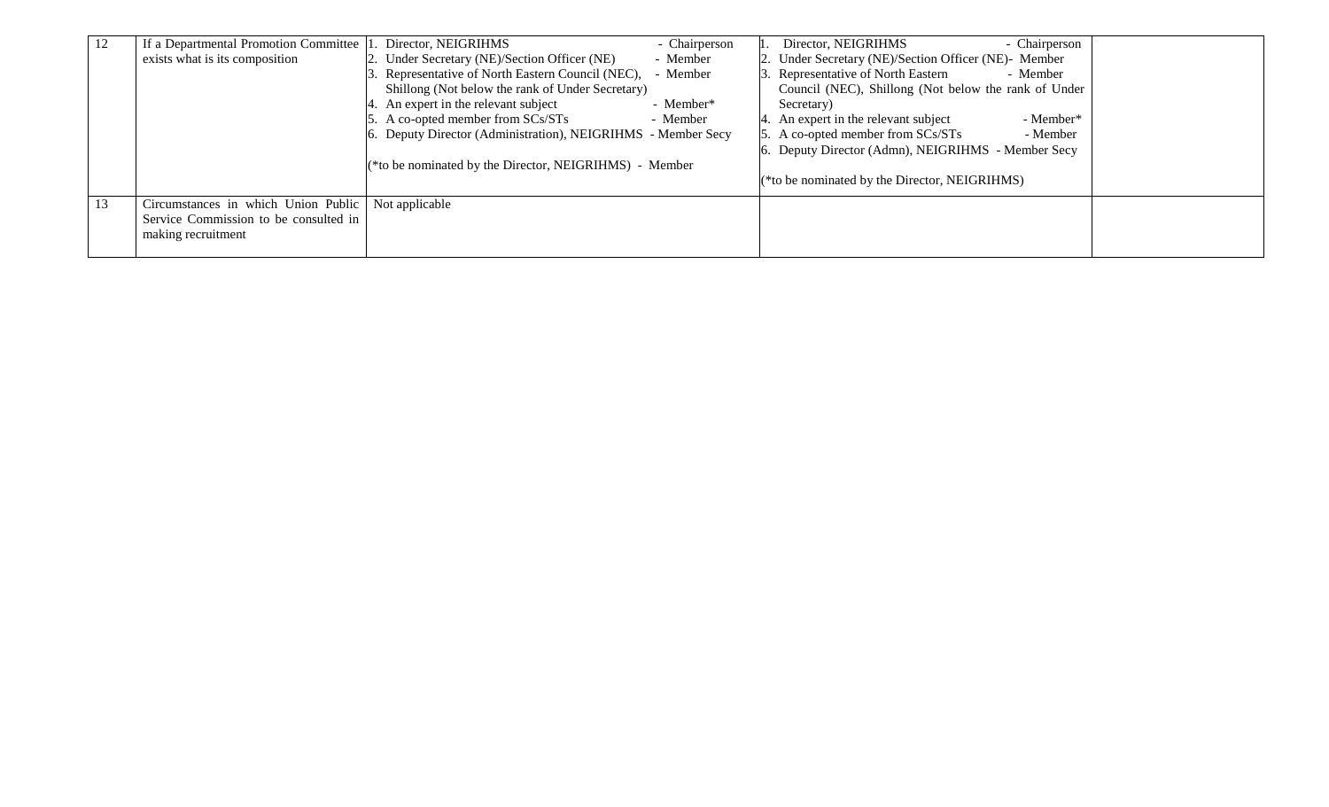| | | | | |
|---|---|---|---|---|
| 12 | If a Departmental Promotion Committee exists what is its composition | 1. Director, NEIGRIHMS - Chairperson<br>2. Under Secretary (NE)/Section Officer (NE) - Member<br>3. Representative of North Eastern Council (NEC), Shillong (Not below the rank of Under Secretary) - Member<br>4. An expert in the relevant subject - Member*<br>5. A co-opted member from SCs/STs - Member<br>6. Deputy Director (Administration), NEIGRIHMS - Member Secy<br><br>(*to be nominated by the Director, NEIGRIHMS) - Member | 1. Director, NEIGRIHMS - Chairperson<br>2. Under Secretary (NE)/Section Officer (NE)- Member<br>3. Representative of North Eastern Council (NEC), Shillong (Not below the rank of Under Secretary) - Member<br>4. An expert in the relevant subject - Member*<br>5. A co-opted member from SCs/STs - Member<br>6. Deputy Director (Admn), NEIGRIHMS - Member Secy<br><br>(*to be nominated by the Director, NEIGRIHMS) | |
| 13 | Circumstances in which Union Public Service Commission to be consulted in making recruitment | Not applicable | | |